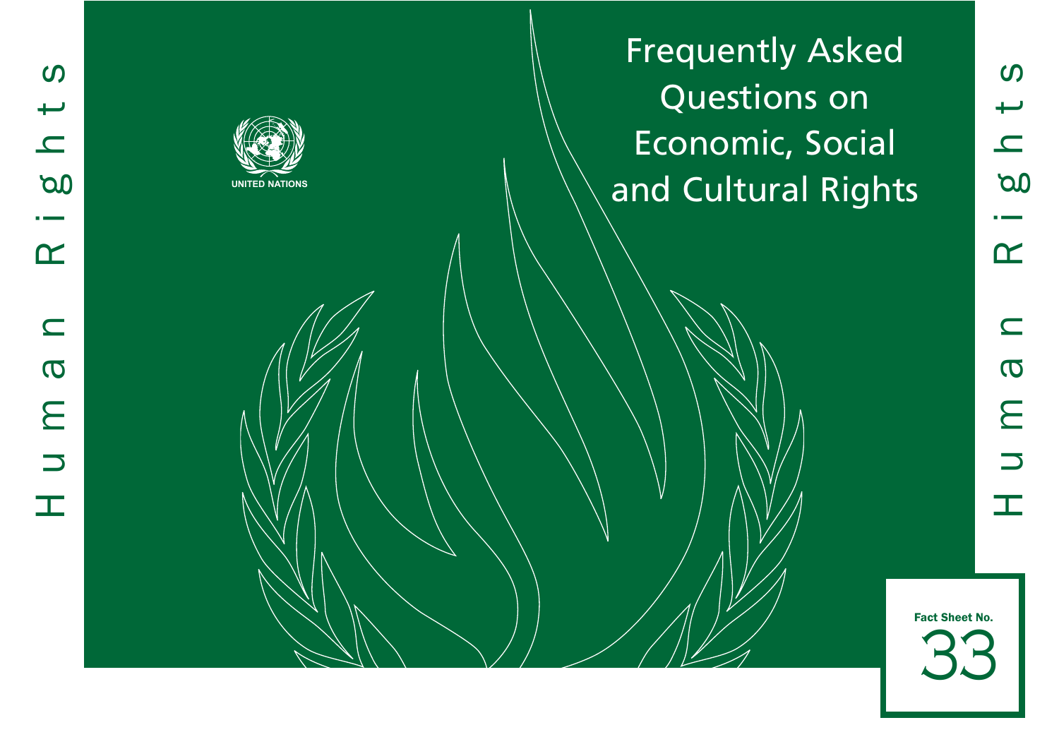Human Rights

UNITED NATIONS

# Frequently Asked Questions on Economic, Social and Cultural Rights

Fact Sheet No. 33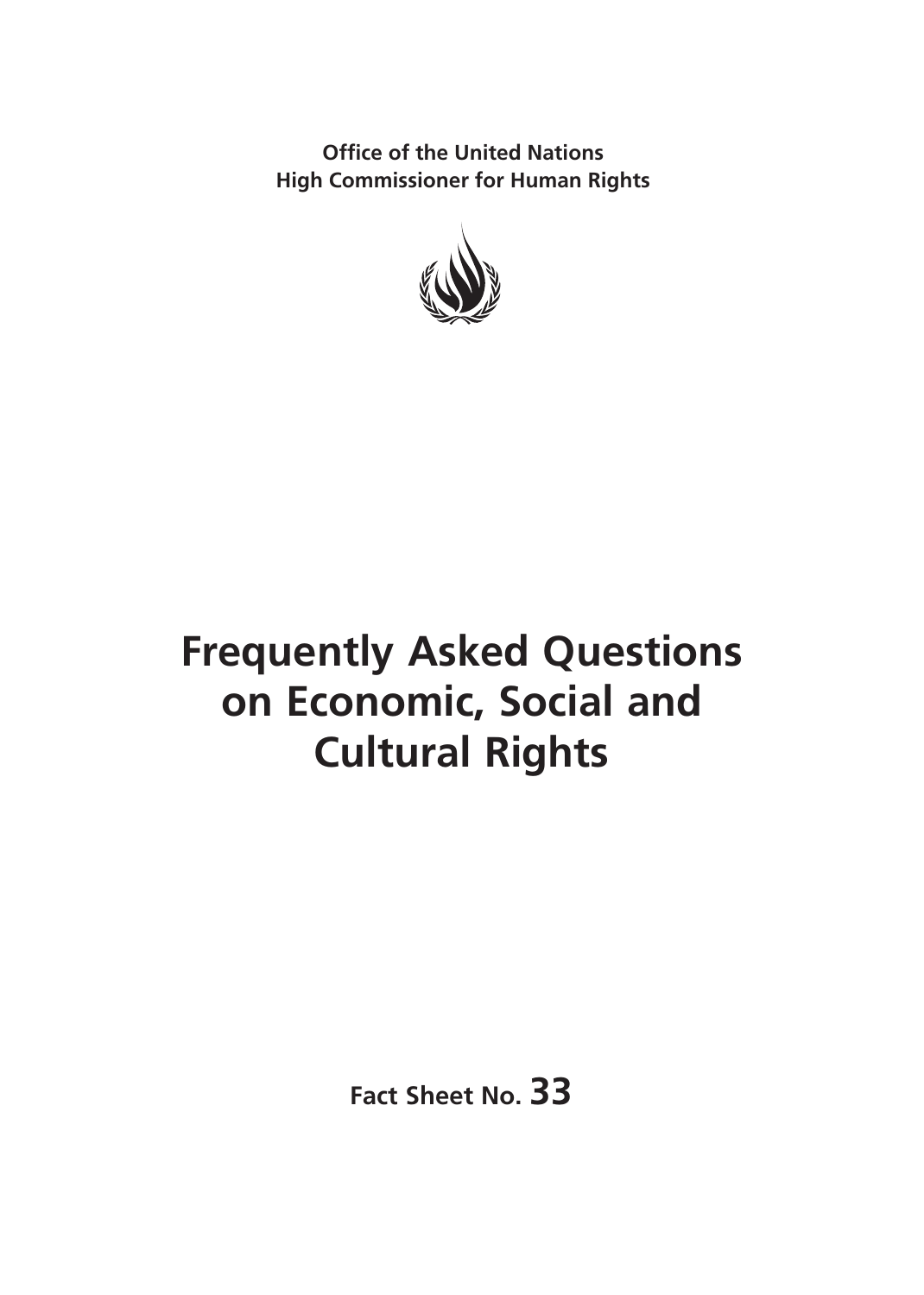**Office of the United Nations**
**High Commissioner for Human Rights**

# Frequently Asked Questions on Economic, Social and Cultural Rights

**Fact Sheet No. 33**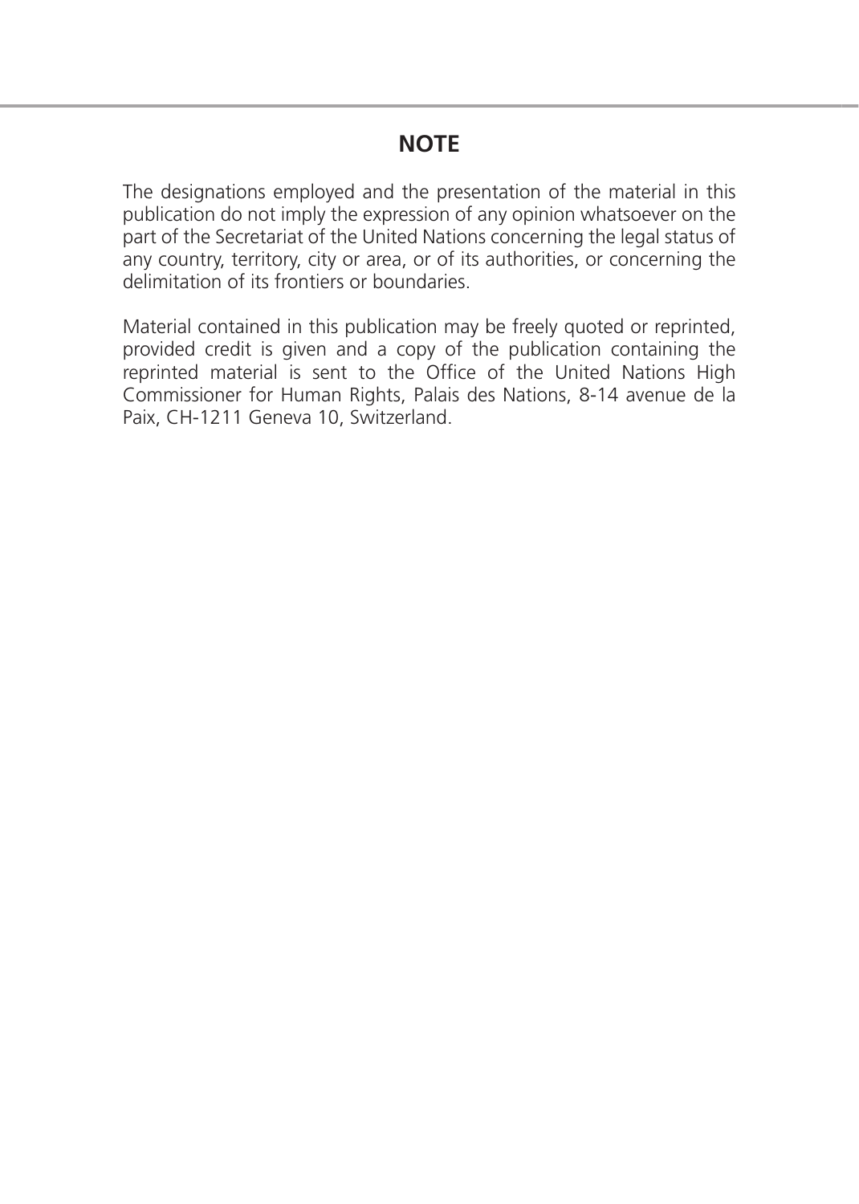## NOTE

The designations employed and the presentation of the material in this publication do not imply the expression of any opinion whatsoever on the part of the Secretariat of the United Nations concerning the legal status of any country, territory, city or area, or of its authorities, or concerning the delimitation of its frontiers or boundaries.

Material contained in this publication may be freely quoted or reprinted, provided credit is given and a copy of the publication containing the reprinted material is sent to the Office of the United Nations High Commissioner for Human Rights, Palais des Nations, 8-14 avenue de la Paix, CH-1211 Geneva 10, Switzerland.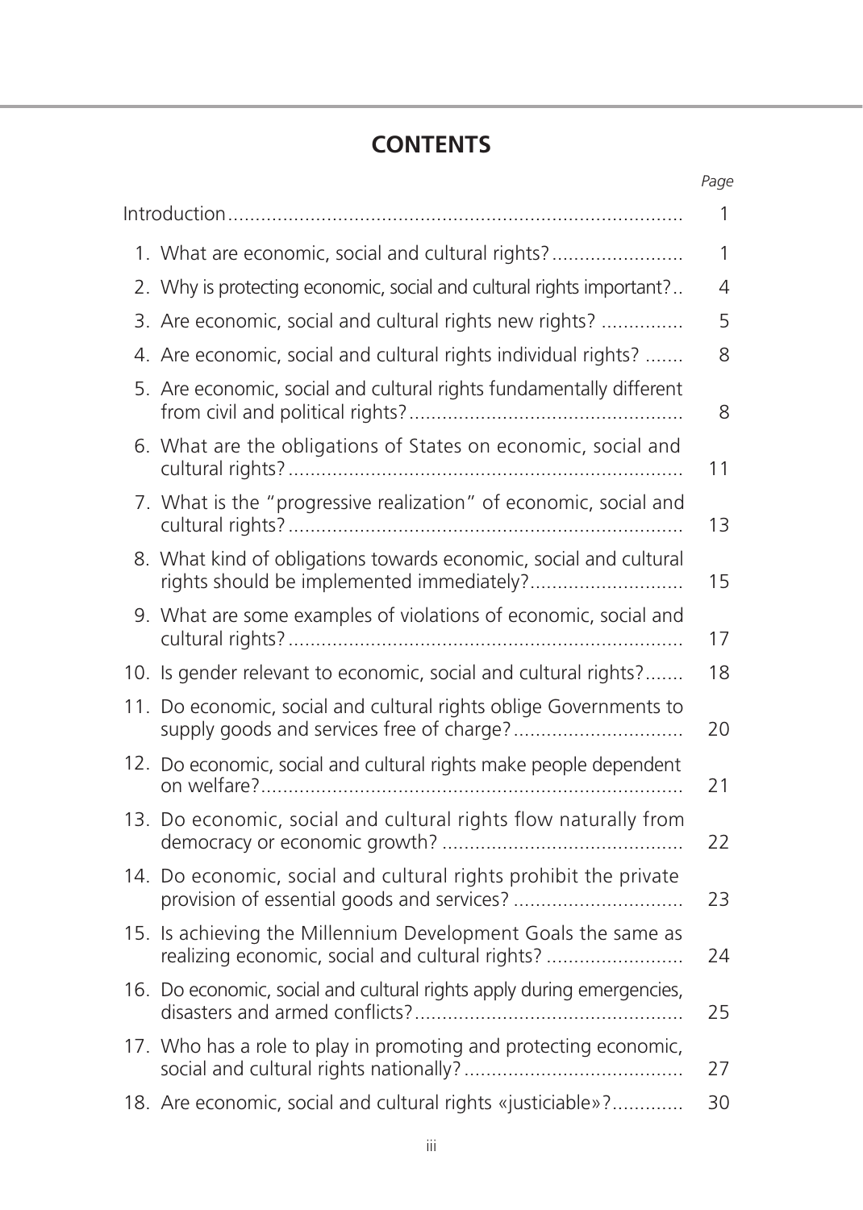# CONTENTS

| | *Page* |
|---|---|
| Introduction | 1 |
| 1. What are economic, social and cultural rights? | 1 |
| 2. Why is protecting economic, social and cultural rights important? | 4 |
| 3. Are economic, social and cultural rights new rights? | 5 |
| 4. Are economic, social and cultural rights individual rights? | 8 |
| 5. Are economic, social and cultural rights fundamentally different from civil and political rights? | 8 |
| 6. What are the obligations of States on economic, social and cultural rights? | 11 |
| 7. What is the "progressive realization" of economic, social and cultural rights? | 13 |
| 8. What kind of obligations towards economic, social and cultural rights should be implemented immediately? | 15 |
| 9. What are some examples of violations of economic, social and cultural rights? | 17 |
| 10. Is gender relevant to economic, social and cultural rights? | 18 |
| 11. Do economic, social and cultural rights oblige Governments to supply goods and services free of charge? | 20 |
| 12. Do economic, social and cultural rights make people dependent on welfare? | 21 |
| 13. Do economic, social and cultural rights flow naturally from democracy or economic growth? | 22 |
| 14. Do economic, social and cultural rights prohibit the private provision of essential goods and services? | 23 |
| 15. Is achieving the Millennium Development Goals the same as realizing economic, social and cultural rights? | 24 |
| 16. Do economic, social and cultural rights apply during emergencies, disasters and armed conflicts? | 25 |
| 17. Who has a role to play in promoting and protecting economic, social and cultural rights nationally? | 27 |
| 18. Are economic, social and cultural rights «justiciable»? | 30 |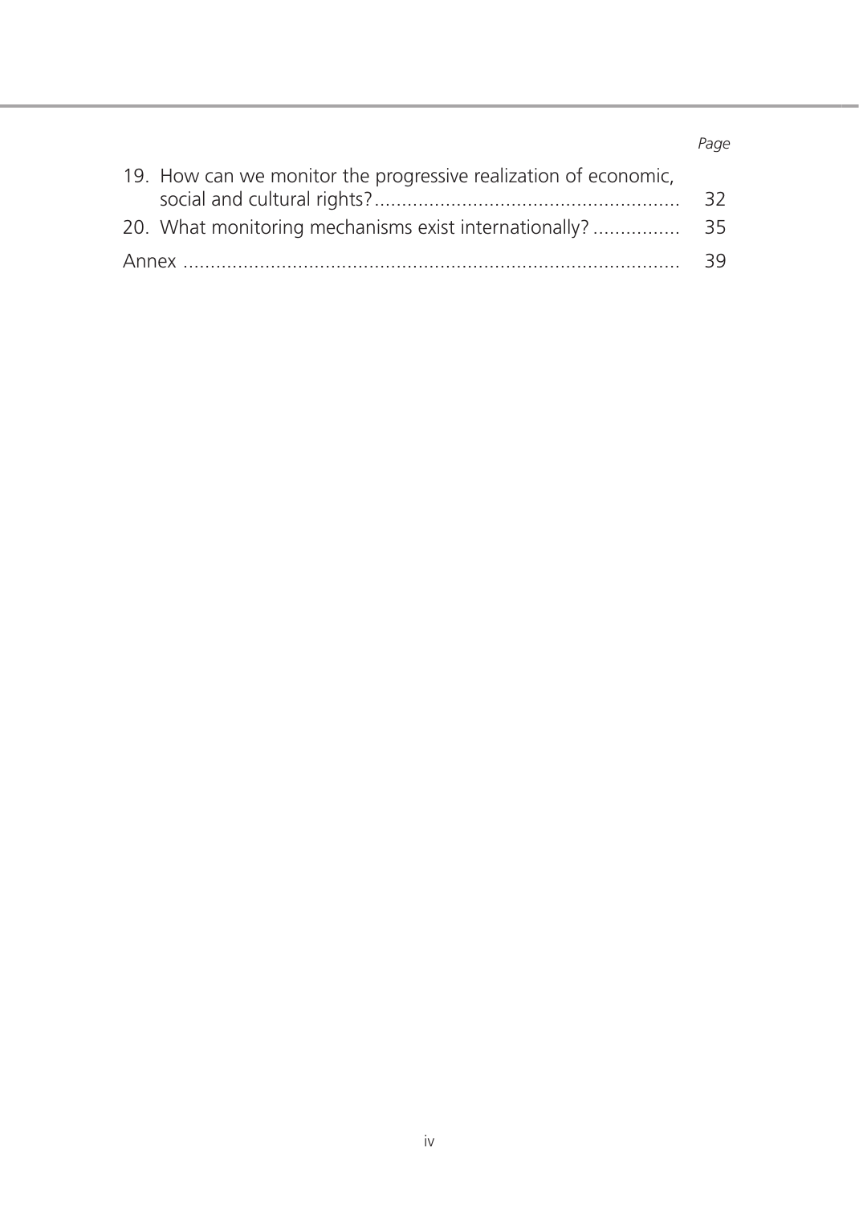| | *Page* |
|---|---|
| 19. How can we monitor the progressive realization of economic, social and cultural rights? | 32 |
| 20. What monitoring mechanisms exist internationally? | 35 |
| Annex | 39 |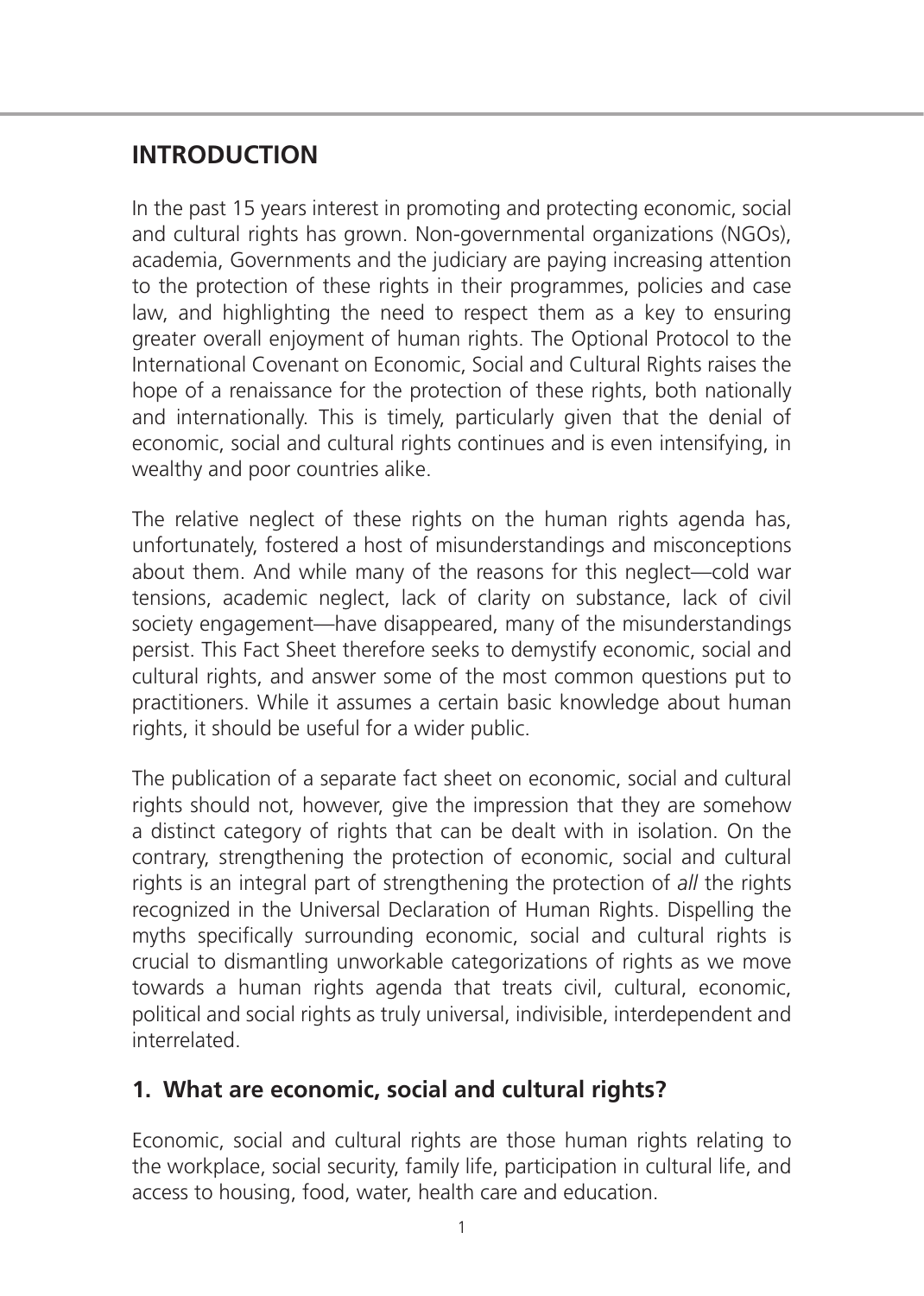## INTRODUCTION

In the past 15 years interest in promoting and protecting economic, social and cultural rights has grown. Non-governmental organizations (NGOs), academia, Governments and the judiciary are paying increasing attention to the protection of these rights in their programmes, policies and case law, and highlighting the need to respect them as a key to ensuring greater overall enjoyment of human rights. The Optional Protocol to the International Covenant on Economic, Social and Cultural Rights raises the hope of a renaissance for the protection of these rights, both nationally and internationally. This is timely, particularly given that the denial of economic, social and cultural rights continues and is even intensifying, in wealthy and poor countries alike.

The relative neglect of these rights on the human rights agenda has, unfortunately, fostered a host of misunderstandings and misconceptions about them. And while many of the reasons for this neglect—cold war tensions, academic neglect, lack of clarity on substance, lack of civil society engagement—have disappeared, many of the misunderstandings persist. This Fact Sheet therefore seeks to demystify economic, social and cultural rights, and answer some of the most common questions put to practitioners. While it assumes a certain basic knowledge about human rights, it should be useful for a wider public.

The publication of a separate fact sheet on economic, social and cultural rights should not, however, give the impression that they are somehow a distinct category of rights that can be dealt with in isolation. On the contrary, strengthening the protection of economic, social and cultural rights is an integral part of strengthening the protection of *all* the rights recognized in the Universal Declaration of Human Rights. Dispelling the myths specifically surrounding economic, social and cultural rights is crucial to dismantling unworkable categorizations of rights as we move towards a human rights agenda that treats civil, cultural, economic, political and social rights as truly universal, indivisible, interdependent and interrelated.

### 1. What are economic, social and cultural rights?

Economic, social and cultural rights are those human rights relating to the workplace, social security, family life, participation in cultural life, and access to housing, food, water, health care and education.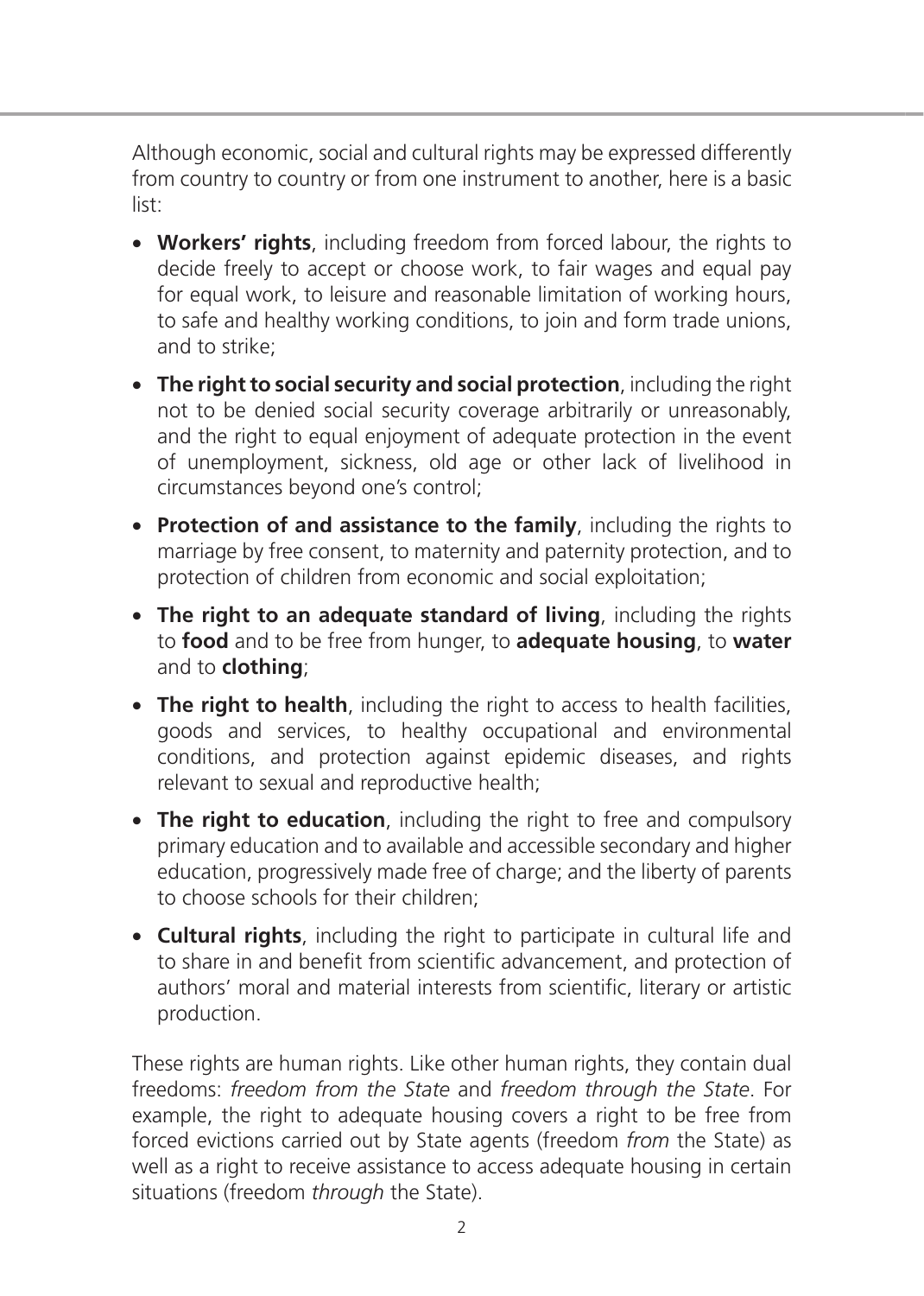Although economic, social and cultural rights may be expressed differently from country to country or from one instrument to another, here is a basic list:

- **Workers' rights**, including freedom from forced labour, the rights to decide freely to accept or choose work, to fair wages and equal pay for equal work, to leisure and reasonable limitation of working hours, to safe and healthy working conditions, to join and form trade unions, and to strike;
- **The right to social security and social protection**, including the right not to be denied social security coverage arbitrarily or unreasonably, and the right to equal enjoyment of adequate protection in the event of unemployment, sickness, old age or other lack of livelihood in circumstances beyond one's control;
- **Protection of and assistance to the family**, including the rights to marriage by free consent, to maternity and paternity protection, and to protection of children from economic and social exploitation;
- **The right to an adequate standard of living**, including the rights to **food** and to be free from hunger, to **adequate housing**, to **water** and to **clothing**;
- **The right to health**, including the right to access to health facilities, goods and services, to healthy occupational and environmental conditions, and protection against epidemic diseases, and rights relevant to sexual and reproductive health;
- **The right to education**, including the right to free and compulsory primary education and to available and accessible secondary and higher education, progressively made free of charge; and the liberty of parents to choose schools for their children;
- **Cultural rights**, including the right to participate in cultural life and to share in and benefit from scientific advancement, and protection of authors' moral and material interests from scientific, literary or artistic production.

These rights are human rights. Like other human rights, they contain dual freedoms: *freedom from the State* and *freedom through the State*. For example, the right to adequate housing covers a right to be free from forced evictions carried out by State agents (freedom *from* the State) as well as a right to receive assistance to access adequate housing in certain situations (freedom *through* the State).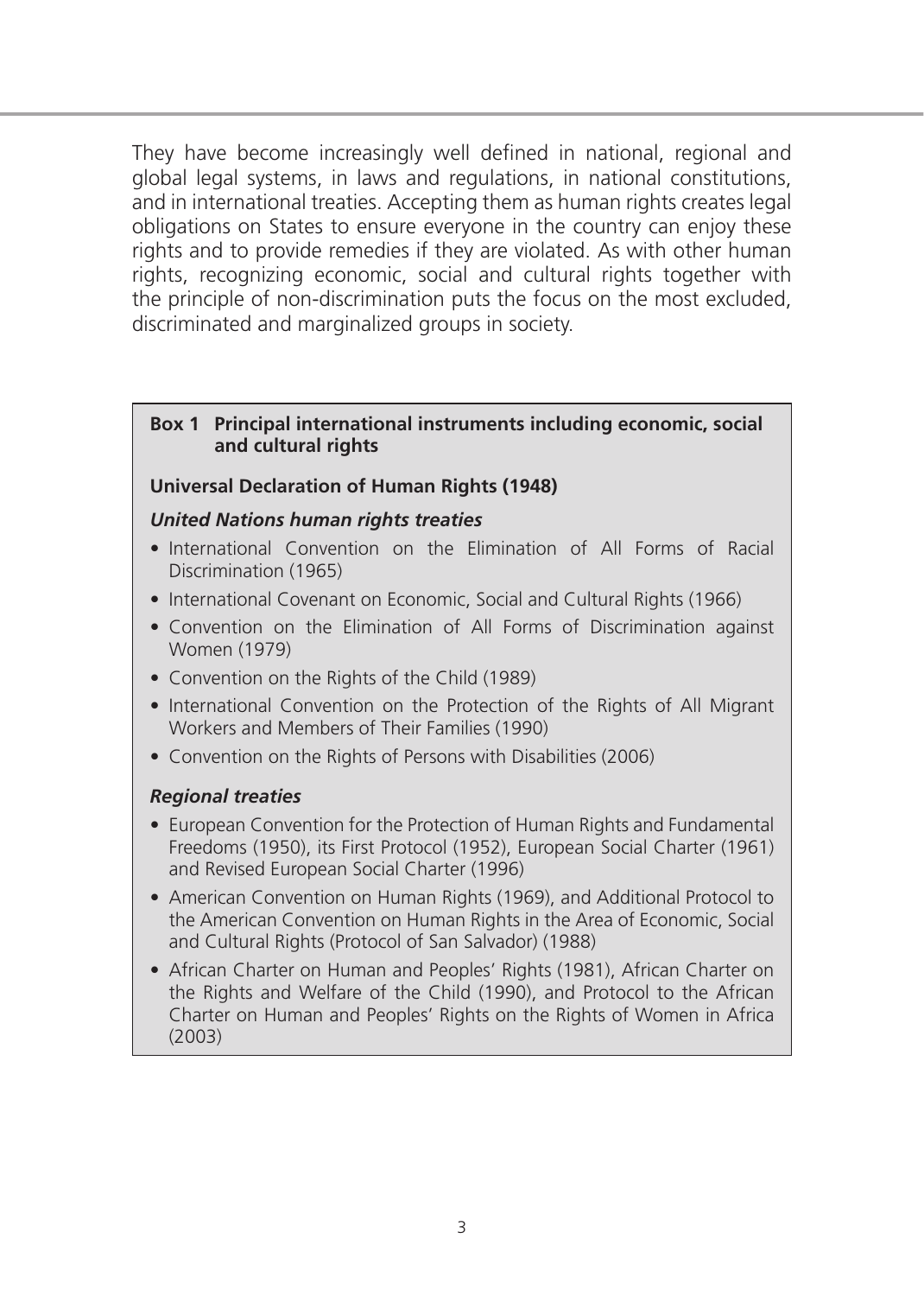They have become increasingly well defined in national, regional and global legal systems, in laws and regulations, in national constitutions, and in international treaties. Accepting them as human rights creates legal obligations on States to ensure everyone in the country can enjoy these rights and to provide remedies if they are violated. As with other human rights, recognizing economic, social and cultural rights together with the principle of non-discrimination puts the focus on the most excluded, discriminated and marginalized groups in society.

**Box 1 Principal international instruments including economic, social and cultural rights**

**Universal Declaration of Human Rights (1948)**

***United Nations human rights treaties***

- International Convention on the Elimination of All Forms of Racial Discrimination (1965)
- International Covenant on Economic, Social and Cultural Rights (1966)
- Convention on the Elimination of All Forms of Discrimination against Women (1979)
- Convention on the Rights of the Child (1989)
- International Convention on the Protection of the Rights of All Migrant Workers and Members of Their Families (1990)
- Convention on the Rights of Persons with Disabilities (2006)

***Regional treaties***

- European Convention for the Protection of Human Rights and Fundamental Freedoms (1950), its First Protocol (1952), European Social Charter (1961) and Revised European Social Charter (1996)
- American Convention on Human Rights (1969), and Additional Protocol to the American Convention on Human Rights in the Area of Economic, Social and Cultural Rights (Protocol of San Salvador) (1988)
- African Charter on Human and Peoples' Rights (1981), African Charter on the Rights and Welfare of the Child (1990), and Protocol to the African Charter on Human and Peoples' Rights on the Rights of Women in Africa (2003)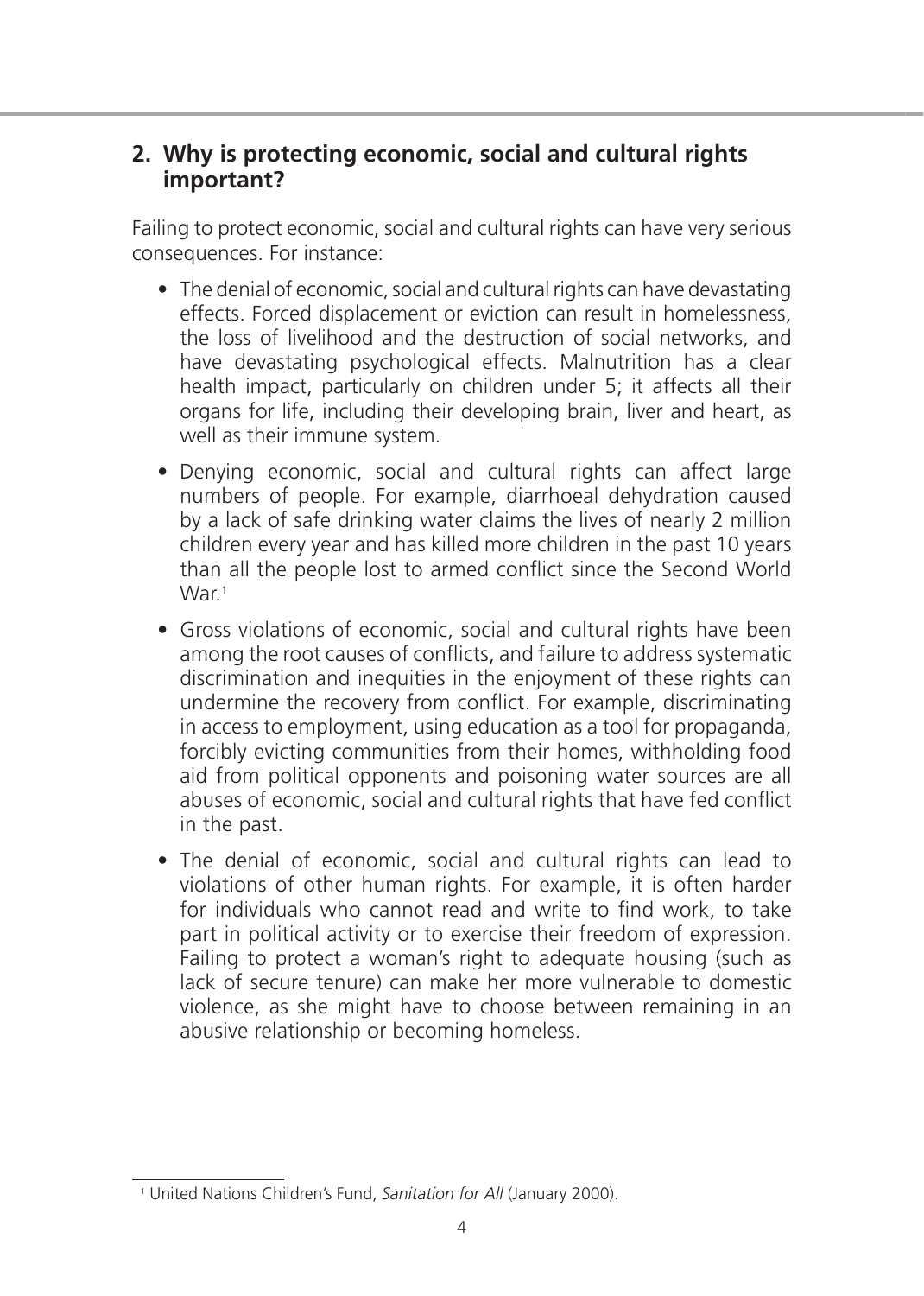## 2. Why is protecting economic, social and cultural rights important?

Failing to protect economic, social and cultural rights can have very serious consequences. For instance:

- The denial of economic, social and cultural rights can have devastating effects. Forced displacement or eviction can result in homelessness, the loss of livelihood and the destruction of social networks, and have devastating psychological effects. Malnutrition has a clear health impact, particularly on children under 5; it affects all their organs for life, including their developing brain, liver and heart, as well as their immune system.
- Denying economic, social and cultural rights can affect large numbers of people. For example, diarrhoeal dehydration caused by a lack of safe drinking water claims the lives of nearly 2 million children every year and has killed more children in the past 10 years than all the people lost to armed conflict since the Second World War.[1]
- Gross violations of economic, social and cultural rights have been among the root causes of conflicts, and failure to address systematic discrimination and inequities in the enjoyment of these rights can undermine the recovery from conflict. For example, discriminating in access to employment, using education as a tool for propaganda, forcibly evicting communities from their homes, withholding food aid from political opponents and poisoning water sources are all abuses of economic, social and cultural rights that have fed conflict in the past.
- The denial of economic, social and cultural rights can lead to violations of other human rights. For example, it is often harder for individuals who cannot read and write to find work, to take part in political activity or to exercise their freedom of expression. Failing to protect a woman's right to adequate housing (such as lack of secure tenure) can make her more vulnerable to domestic violence, as she might have to choose between remaining in an abusive relationship or becoming homeless.

---

[1] United Nations Children's Fund, *Sanitation for All* (January 2000).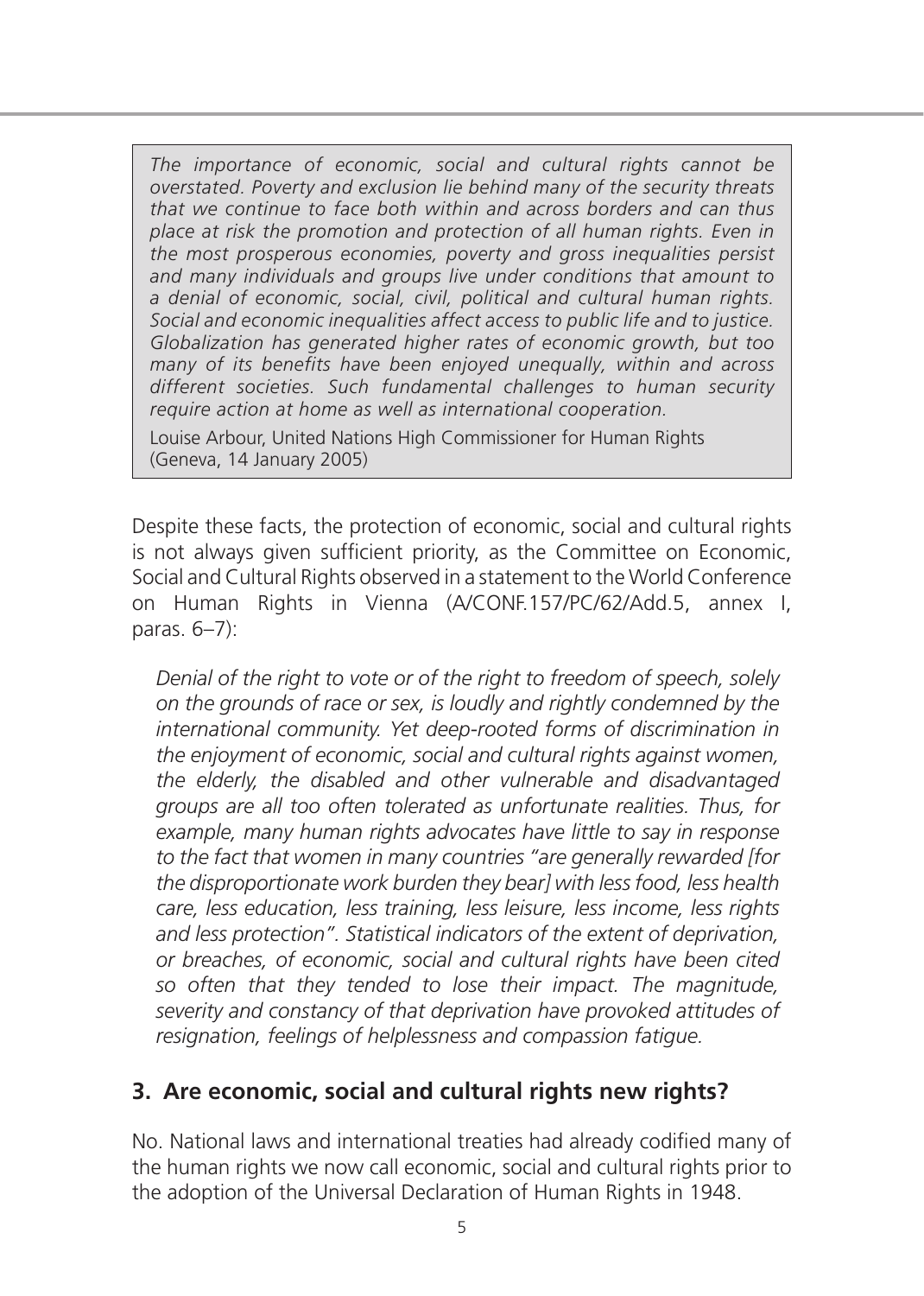> *The importance of economic, social and cultural rights cannot be overstated. Poverty and exclusion lie behind many of the security threats that we continue to face both within and across borders and can thus place at risk the promotion and protection of all human rights. Even in the most prosperous economies, poverty and gross inequalities persist and many individuals and groups live under conditions that amount to a denial of economic, social, civil, political and cultural human rights. Social and economic inequalities affect access to public life and to justice. Globalization has generated higher rates of economic growth, but too many of its benefits have been enjoyed unequally, within and across different societies. Such fundamental challenges to human security require action at home as well as international cooperation.*
>
> Louise Arbour, United Nations High Commissioner for Human Rights (Geneva, 14 January 2005)

Despite these facts, the protection of economic, social and cultural rights is not always given sufficient priority, as the Committee on Economic, Social and Cultural Rights observed in a statement to the World Conference on Human Rights in Vienna (A/CONF.157/PC/62/Add.5, annex I, paras. 6–7):

> *Denial of the right to vote or of the right to freedom of speech, solely on the grounds of race or sex, is loudly and rightly condemned by the international community. Yet deep-rooted forms of discrimination in the enjoyment of economic, social and cultural rights against women, the elderly, the disabled and other vulnerable and disadvantaged groups are all too often tolerated as unfortunate realities. Thus, for example, many human rights advocates have little to say in response to the fact that women in many countries "are generally rewarded [for the disproportionate work burden they bear] with less food, less health care, less education, less training, less leisure, less income, less rights and less protection". Statistical indicators of the extent of deprivation, or breaches, of economic, social and cultural rights have been cited so often that they tended to lose their impact. The magnitude, severity and constancy of that deprivation have provoked attitudes of resignation, feelings of helplessness and compassion fatigue.*

## 3. Are economic, social and cultural rights new rights?

No. National laws and international treaties had already codified many of the human rights we now call economic, social and cultural rights prior to the adoption of the Universal Declaration of Human Rights in 1948.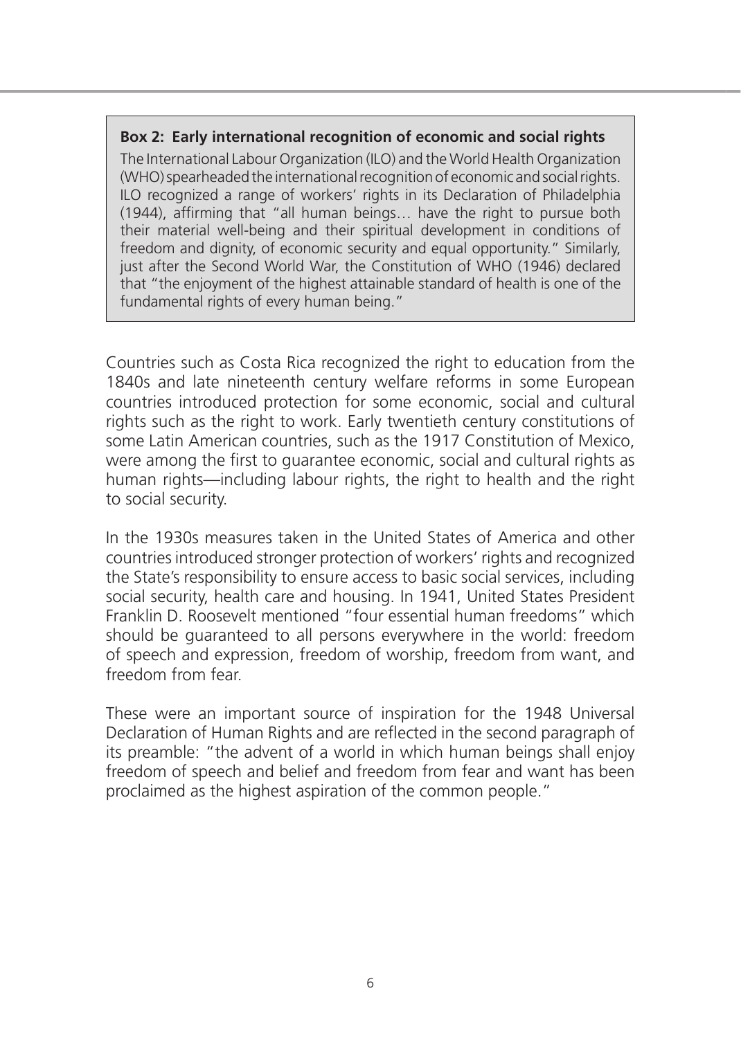> **Box 2: Early international recognition of economic and social rights**
>
> The International Labour Organization (ILO) and the World Health Organization (WHO) spearheaded the international recognition of economic and social rights. ILO recognized a range of workers' rights in its Declaration of Philadelphia (1944), affirming that "all human beings… have the right to pursue both their material well-being and their spiritual development in conditions of freedom and dignity, of economic security and equal opportunity." Similarly, just after the Second World War, the Constitution of WHO (1946) declared that "the enjoyment of the highest attainable standard of health is one of the fundamental rights of every human being."

Countries such as Costa Rica recognized the right to education from the 1840s and late nineteenth century welfare reforms in some European countries introduced protection for some economic, social and cultural rights such as the right to work. Early twentieth century constitutions of some Latin American countries, such as the 1917 Constitution of Mexico, were among the first to guarantee economic, social and cultural rights as human rights—including labour rights, the right to health and the right to social security.

In the 1930s measures taken in the United States of America and other countries introduced stronger protection of workers' rights and recognized the State's responsibility to ensure access to basic social services, including social security, health care and housing. In 1941, United States President Franklin D. Roosevelt mentioned "four essential human freedoms" which should be guaranteed to all persons everywhere in the world: freedom of speech and expression, freedom of worship, freedom from want, and freedom from fear.

These were an important source of inspiration for the 1948 Universal Declaration of Human Rights and are reflected in the second paragraph of its preamble: "the advent of a world in which human beings shall enjoy freedom of speech and belief and freedom from fear and want has been proclaimed as the highest aspiration of the common people."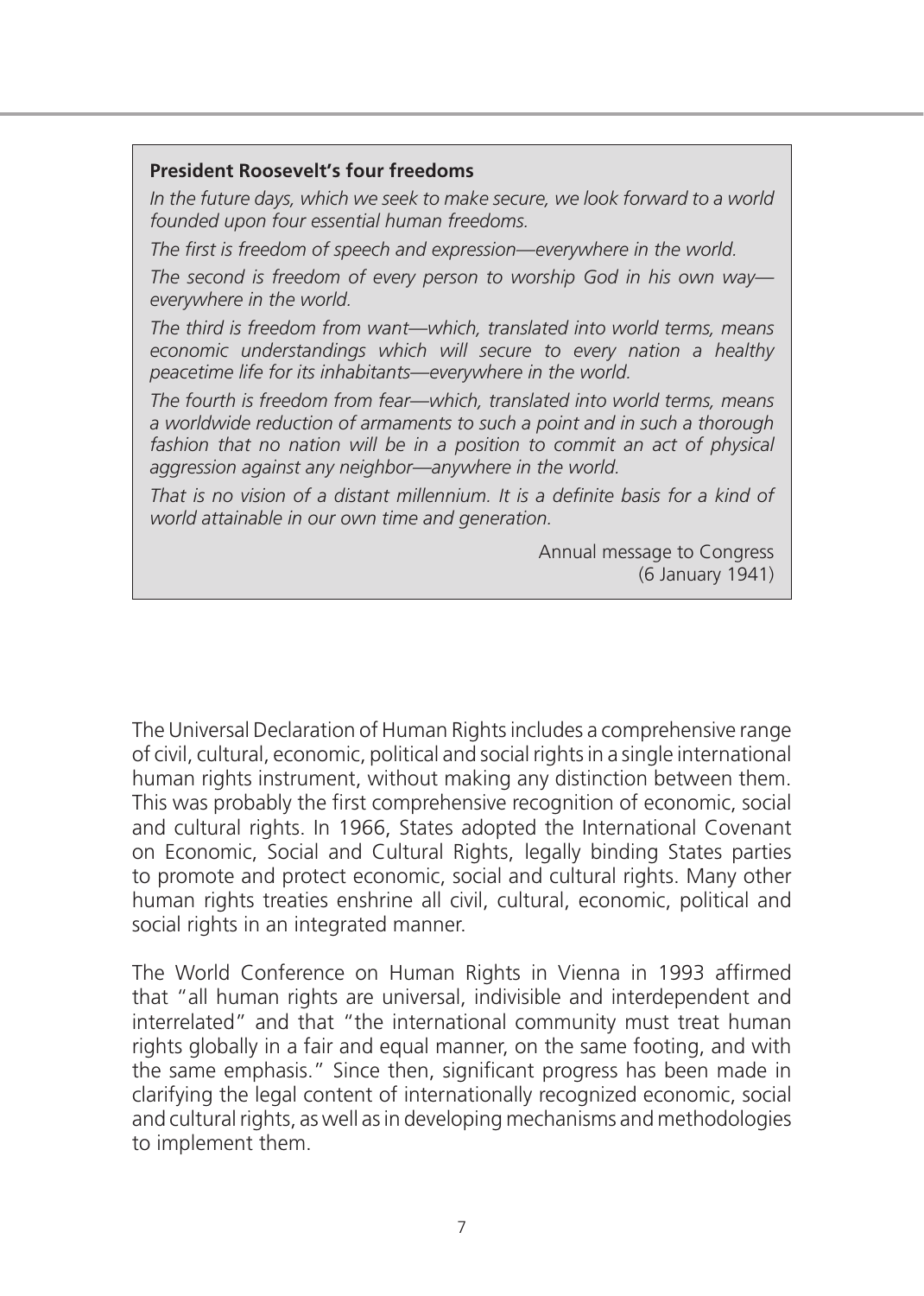**President Roosevelt's four freedoms**

*In the future days, which we seek to make secure, we look forward to a world founded upon four essential human freedoms.*

*The first is freedom of speech and expression—everywhere in the world.*

*The second is freedom of every person to worship God in his own way—everywhere in the world.*

*The third is freedom from want—which, translated into world terms, means economic understandings which will secure to every nation a healthy peacetime life for its inhabitants—everywhere in the world.*

*The fourth is freedom from fear—which, translated into world terms, means a worldwide reduction of armaments to such a point and in such a thorough fashion that no nation will be in a position to commit an act of physical aggression against any neighbor—anywhere in the world.*

*That is no vision of a distant millennium. It is a definite basis for a kind of world attainable in our own time and generation.*

Annual message to Congress
(6 January 1941)

The Universal Declaration of Human Rights includes a comprehensive range of civil, cultural, economic, political and social rights in a single international human rights instrument, without making any distinction between them. This was probably the first comprehensive recognition of economic, social and cultural rights. In 1966, States adopted the International Covenant on Economic, Social and Cultural Rights, legally binding States parties to promote and protect economic, social and cultural rights. Many other human rights treaties enshrine all civil, cultural, economic, political and social rights in an integrated manner.

The World Conference on Human Rights in Vienna in 1993 affirmed that "all human rights are universal, indivisible and interdependent and interrelated" and that "the international community must treat human rights globally in a fair and equal manner, on the same footing, and with the same emphasis." Since then, significant progress has been made in clarifying the legal content of internationally recognized economic, social and cultural rights, as well as in developing mechanisms and methodologies to implement them.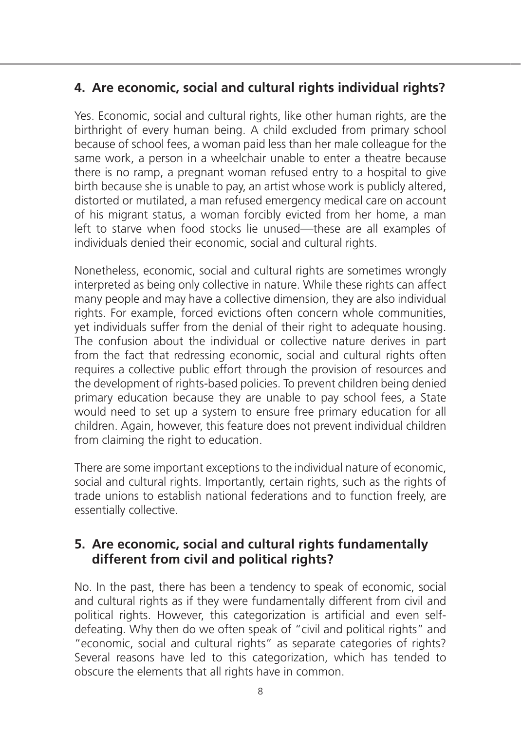## 4. Are economic, social and cultural rights individual rights?

Yes. Economic, social and cultural rights, like other human rights, are the birthright of every human being. A child excluded from primary school because of school fees, a woman paid less than her male colleague for the same work, a person in a wheelchair unable to enter a theatre because there is no ramp, a pregnant woman refused entry to a hospital to give birth because she is unable to pay, an artist whose work is publicly altered, distorted or mutilated, a man refused emergency medical care on account of his migrant status, a woman forcibly evicted from her home, a man left to starve when food stocks lie unused—these are all examples of individuals denied their economic, social and cultural rights.

Nonetheless, economic, social and cultural rights are sometimes wrongly interpreted as being only collective in nature. While these rights can affect many people and may have a collective dimension, they are also individual rights. For example, forced evictions often concern whole communities, yet individuals suffer from the denial of their right to adequate housing. The confusion about the individual or collective nature derives in part from the fact that redressing economic, social and cultural rights often requires a collective public effort through the provision of resources and the development of rights-based policies. To prevent children being denied primary education because they are unable to pay school fees, a State would need to set up a system to ensure free primary education for all children. Again, however, this feature does not prevent individual children from claiming the right to education.

There are some important exceptions to the individual nature of economic, social and cultural rights. Importantly, certain rights, such as the rights of trade unions to establish national federations and to function freely, are essentially collective.

## 5. Are economic, social and cultural rights fundamentally different from civil and political rights?

No. In the past, there has been a tendency to speak of economic, social and cultural rights as if they were fundamentally different from civil and political rights. However, this categorization is artificial and even self-defeating. Why then do we often speak of "civil and political rights" and "economic, social and cultural rights" as separate categories of rights? Several reasons have led to this categorization, which has tended to obscure the elements that all rights have in common.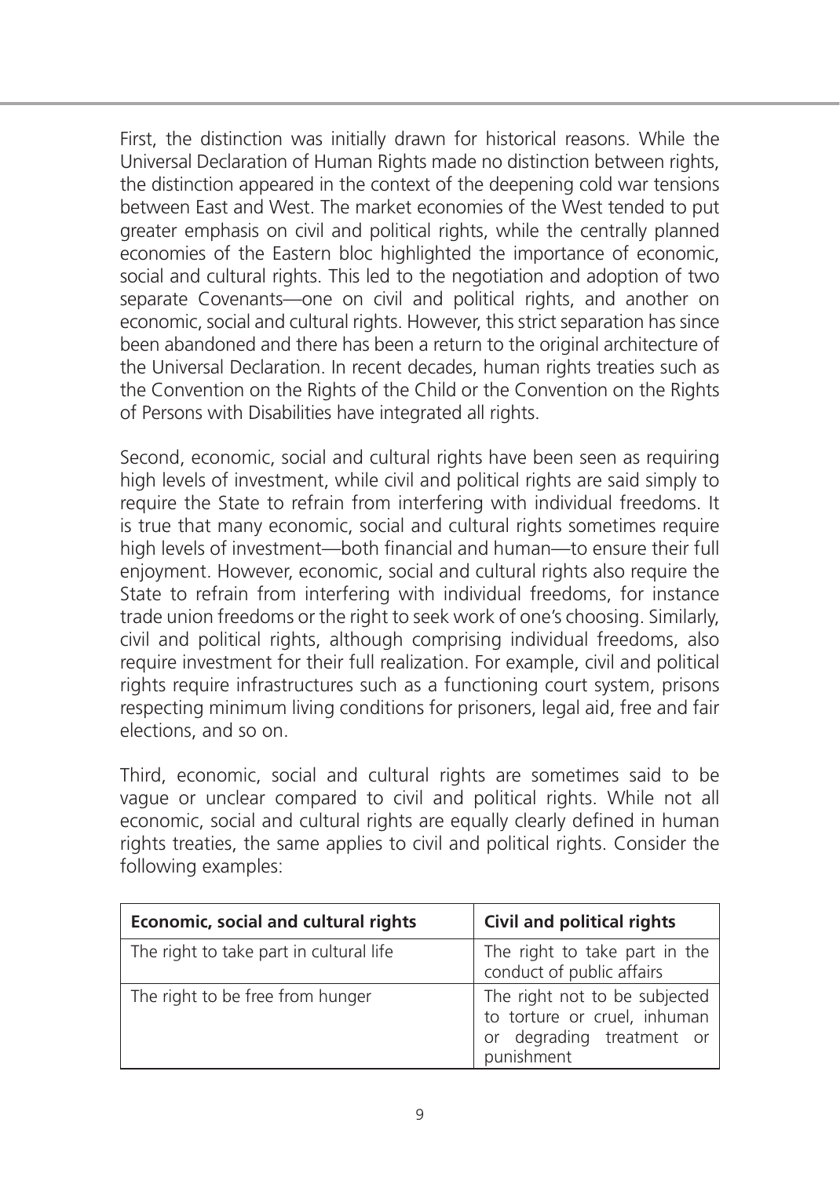First, the distinction was initially drawn for historical reasons. While the Universal Declaration of Human Rights made no distinction between rights, the distinction appeared in the context of the deepening cold war tensions between East and West. The market economies of the West tended to put greater emphasis on civil and political rights, while the centrally planned economies of the Eastern bloc highlighted the importance of economic, social and cultural rights. This led to the negotiation and adoption of two separate Covenants—one on civil and political rights, and another on economic, social and cultural rights. However, this strict separation has since been abandoned and there has been a return to the original architecture of the Universal Declaration. In recent decades, human rights treaties such as the Convention on the Rights of the Child or the Convention on the Rights of Persons with Disabilities have integrated all rights.

Second, economic, social and cultural rights have been seen as requiring high levels of investment, while civil and political rights are said simply to require the State to refrain from interfering with individual freedoms. It is true that many economic, social and cultural rights sometimes require high levels of investment—both financial and human—to ensure their full enjoyment. However, economic, social and cultural rights also require the State to refrain from interfering with individual freedoms, for instance trade union freedoms or the right to seek work of one's choosing. Similarly, civil and political rights, although comprising individual freedoms, also require investment for their full realization. For example, civil and political rights require infrastructures such as a functioning court system, prisons respecting minimum living conditions for prisoners, legal aid, free and fair elections, and so on.

Third, economic, social and cultural rights are sometimes said to be vague or unclear compared to civil and political rights. While not all economic, social and cultural rights are equally clearly defined in human rights treaties, the same applies to civil and political rights. Consider the following examples:

| **Economic, social and cultural rights** | **Civil and political rights** |
|---|---|
| The right to take part in cultural life | The right to take part in the conduct of public affairs |
| The right to be free from hunger | The right not to be subjected to torture or cruel, inhuman or degrading treatment or punishment |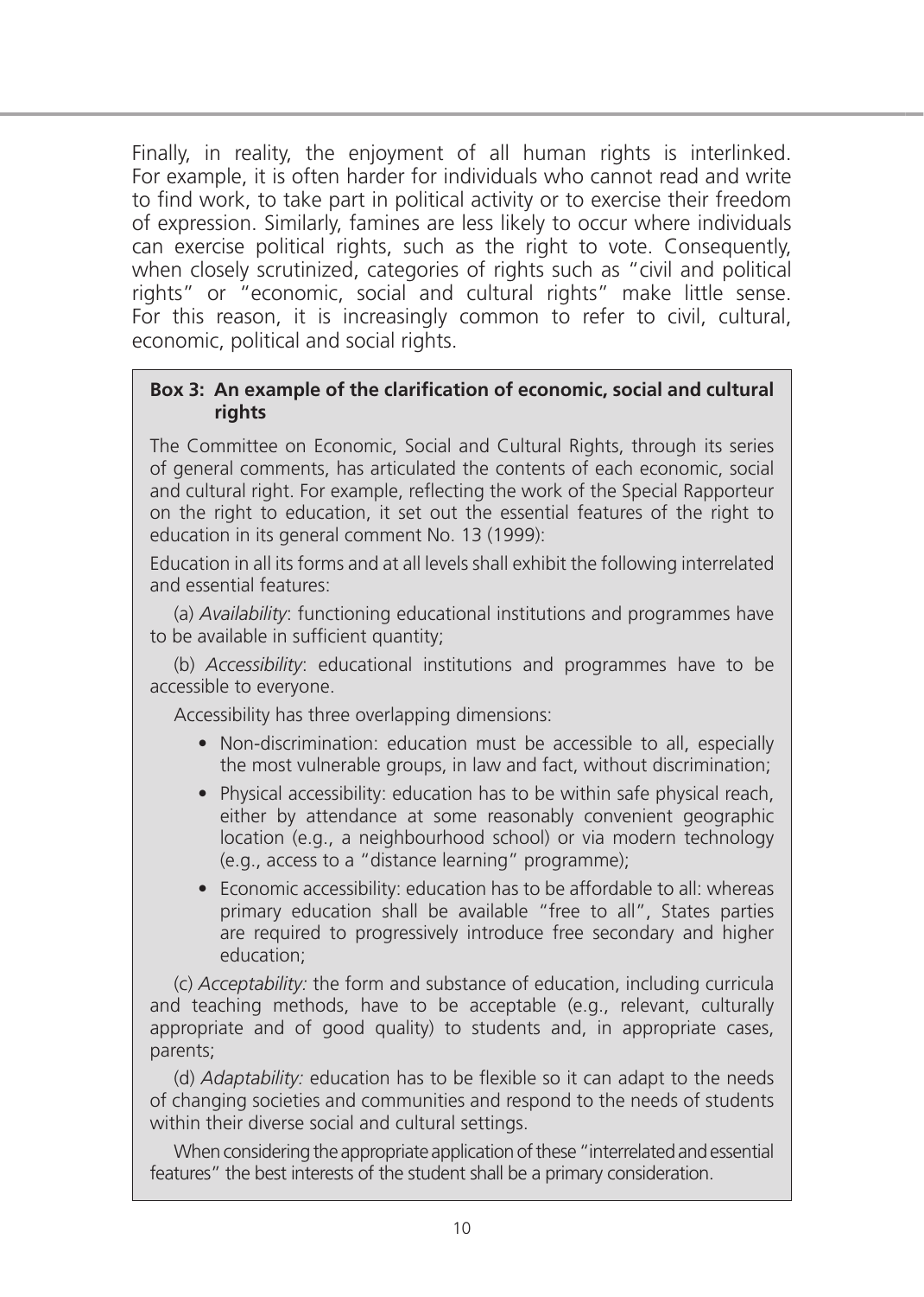Finally, in reality, the enjoyment of all human rights is interlinked. For example, it is often harder for individuals who cannot read and write to find work, to take part in political activity or to exercise their freedom of expression. Similarly, famines are less likely to occur where individuals can exercise political rights, such as the right to vote. Consequently, when closely scrutinized, categories of rights such as "civil and political rights" or "economic, social and cultural rights" make little sense. For this reason, it is increasingly common to refer to civil, cultural, economic, political and social rights.

**Box 3: An example of the clarification of economic, social and cultural rights**

The Committee on Economic, Social and Cultural Rights, through its series of general comments, has articulated the contents of each economic, social and cultural right. For example, reflecting the work of the Special Rapporteur on the right to education, it set out the essential features of the right to education in its general comment No. 13 (1999):

Education in all its forms and at all levels shall exhibit the following interrelated and essential features:

(a) *Availability*: functioning educational institutions and programmes have to be available in sufficient quantity;

(b) *Accessibility*: educational institutions and programmes have to be accessible to everyone.

Accessibility has three overlapping dimensions:

- Non-discrimination: education must be accessible to all, especially the most vulnerable groups, in law and fact, without discrimination;
- Physical accessibility: education has to be within safe physical reach, either by attendance at some reasonably convenient geographic location (e.g., a neighbourhood school) or via modern technology (e.g., access to a "distance learning" programme);
- Economic accessibility: education has to be affordable to all: whereas primary education shall be available "free to all", States parties are required to progressively introduce free secondary and higher education;

(c) *Acceptability:* the form and substance of education, including curricula and teaching methods, have to be acceptable (e.g., relevant, culturally appropriate and of good quality) to students and, in appropriate cases, parents;

(d) *Adaptability:* education has to be flexible so it can adapt to the needs of changing societies and communities and respond to the needs of students within their diverse social and cultural settings.

When considering the appropriate application of these "interrelated and essential features" the best interests of the student shall be a primary consideration.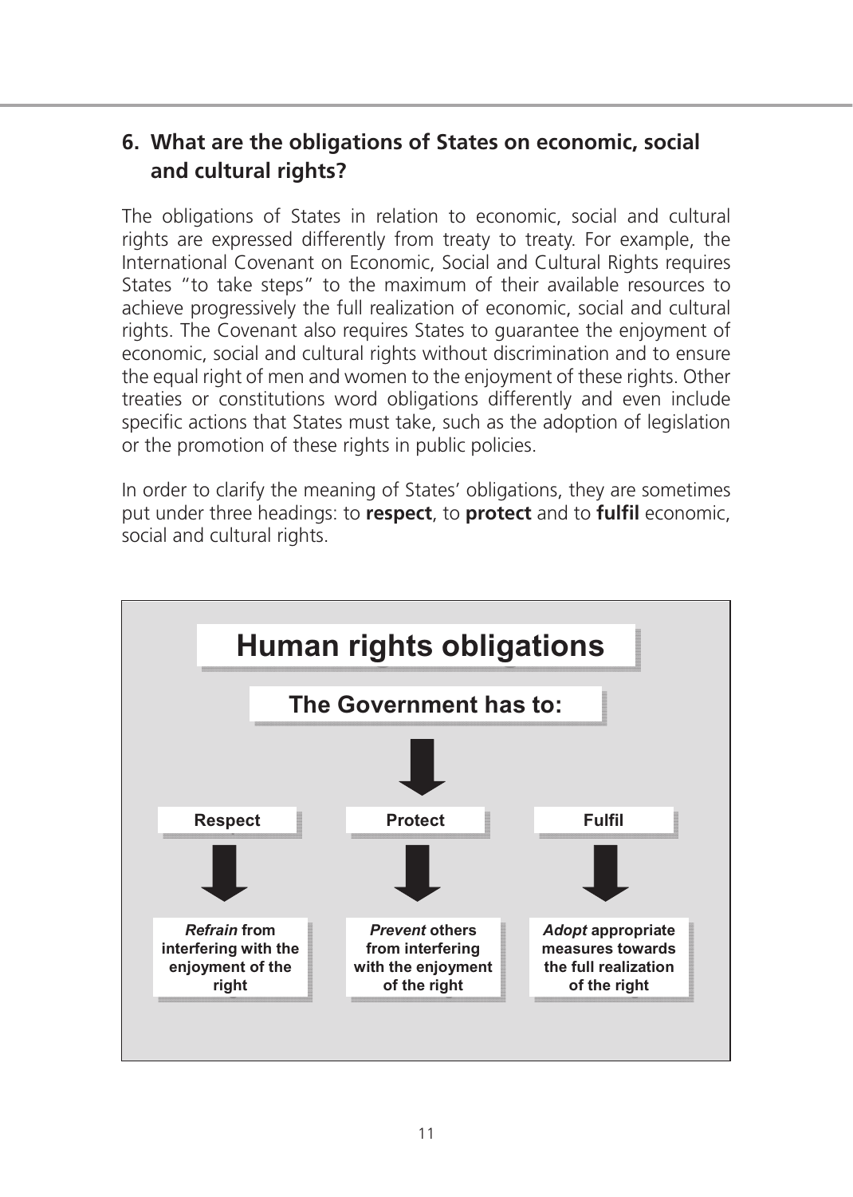## 6. What are the obligations of States on economic, social and cultural rights?

The obligations of States in relation to economic, social and cultural rights are expressed differently from treaty to treaty. For example, the International Covenant on Economic, Social and Cultural Rights requires States "to take steps" to the maximum of their available resources to achieve progressively the full realization of economic, social and cultural rights. The Covenant also requires States to guarantee the enjoyment of economic, social and cultural rights without discrimination and to ensure the equal right of men and women to the enjoyment of these rights. Other treaties or constitutions word obligations differently and even include specific actions that States must take, such as the adoption of legislation or the promotion of these rights in public policies.

In order to clarify the meaning of States' obligations, they are sometimes put under three headings: to **respect**, to **protect** and to **fulfil** economic, social and cultural rights.

**Human rights obligations**

**The Government has to:**

| **Respect** | **Protect** | **Fulfil** |
| --- | --- | --- |
| ***Refrain*** **from interfering with the enjoyment of the right** | ***Prevent*** **others from interfering with the enjoyment of the right** | ***Adopt*** **appropriate measures towards the full realization of the right** |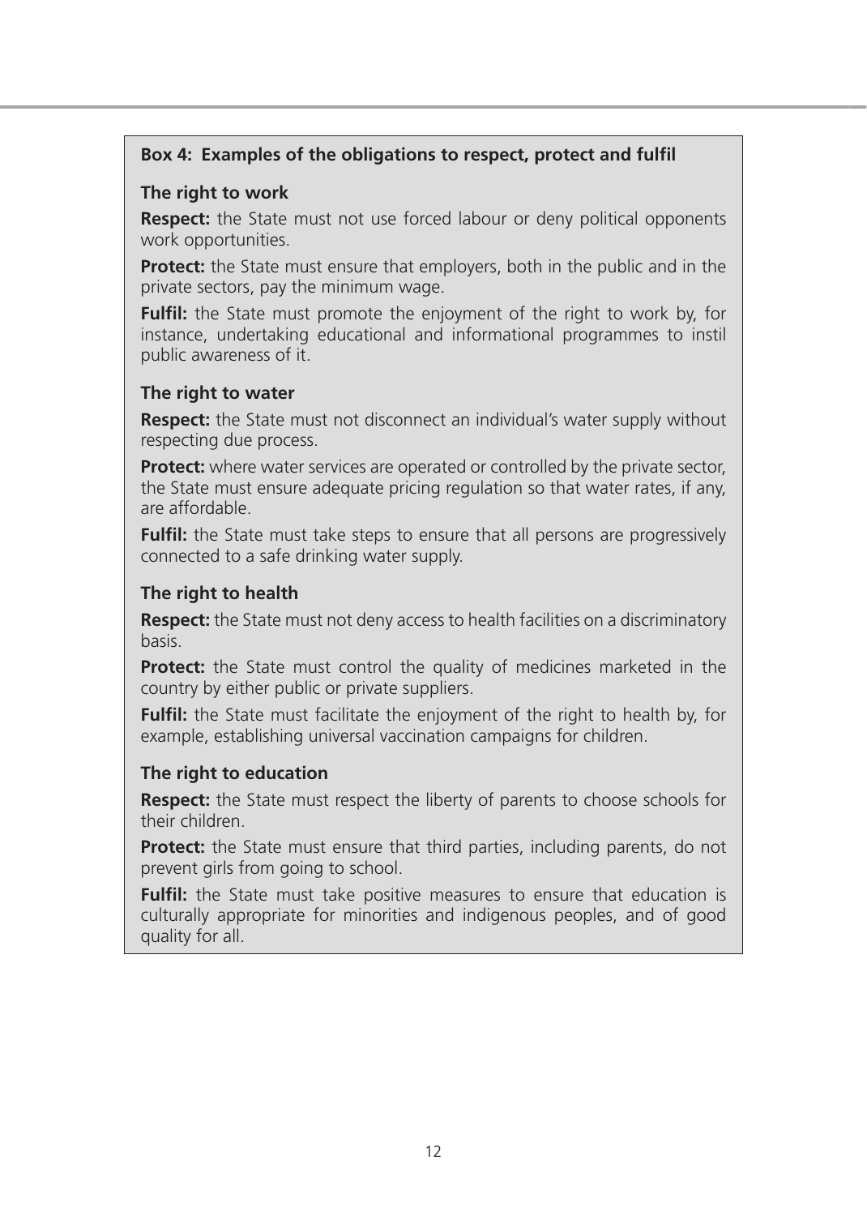**Box 4: Examples of the obligations to respect, protect and fulfil**

**The right to work**

**Respect:** the State must not use forced labour or deny political opponents work opportunities.

**Protect:** the State must ensure that employers, both in the public and in the private sectors, pay the minimum wage.

**Fulfil:** the State must promote the enjoyment of the right to work by, for instance, undertaking educational and informational programmes to instil public awareness of it.

**The right to water**

**Respect:** the State must not disconnect an individual's water supply without respecting due process.

**Protect:** where water services are operated or controlled by the private sector, the State must ensure adequate pricing regulation so that water rates, if any, are affordable.

**Fulfil:** the State must take steps to ensure that all persons are progressively connected to a safe drinking water supply.

**The right to health**

**Respect:** the State must not deny access to health facilities on a discriminatory basis.

**Protect:** the State must control the quality of medicines marketed in the country by either public or private suppliers.

**Fulfil:** the State must facilitate the enjoyment of the right to health by, for example, establishing universal vaccination campaigns for children.

**The right to education**

**Respect:** the State must respect the liberty of parents to choose schools for their children.

**Protect:** the State must ensure that third parties, including parents, do not prevent girls from going to school.

**Fulfil:** the State must take positive measures to ensure that education is culturally appropriate for minorities and indigenous peoples, and of good quality for all.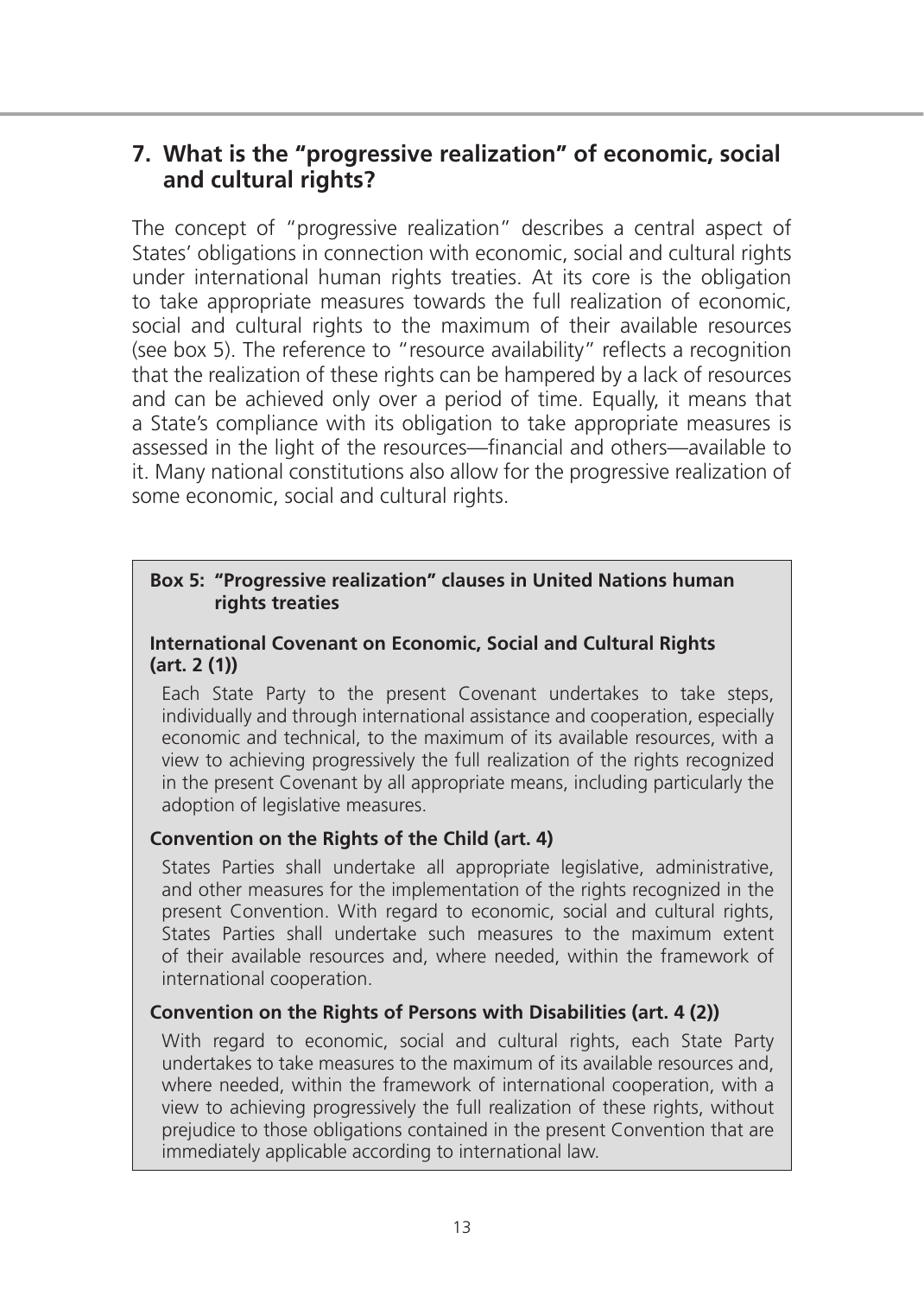## 7. What is the "progressive realization" of economic, social and cultural rights?

The concept of "progressive realization" describes a central aspect of States' obligations in connection with economic, social and cultural rights under international human rights treaties. At its core is the obligation to take appropriate measures towards the full realization of economic, social and cultural rights to the maximum of their available resources (see box 5). The reference to "resource availability" reflects a recognition that the realization of these rights can be hampered by a lack of resources and can be achieved only over a period of time. Equally, it means that a State's compliance with its obligation to take appropriate measures is assessed in the light of the resources—financial and others—available to it. Many national constitutions also allow for the progressive realization of some economic, social and cultural rights.

> **Box 5: "Progressive realization" clauses in United Nations human rights treaties**
>
> **International Covenant on Economic, Social and Cultural Rights (art. 2 (1))**
>
> Each State Party to the present Covenant undertakes to take steps, individually and through international assistance and cooperation, especially economic and technical, to the maximum of its available resources, with a view to achieving progressively the full realization of the rights recognized in the present Covenant by all appropriate means, including particularly the adoption of legislative measures.
>
> **Convention on the Rights of the Child (art. 4)**
>
> States Parties shall undertake all appropriate legislative, administrative, and other measures for the implementation of the rights recognized in the present Convention. With regard to economic, social and cultural rights, States Parties shall undertake such measures to the maximum extent of their available resources and, where needed, within the framework of international cooperation.
>
> **Convention on the Rights of Persons with Disabilities (art. 4 (2))**
>
> With regard to economic, social and cultural rights, each State Party undertakes to take measures to the maximum of its available resources and, where needed, within the framework of international cooperation, with a view to achieving progressively the full realization of these rights, without prejudice to those obligations contained in the present Convention that are immediately applicable according to international law.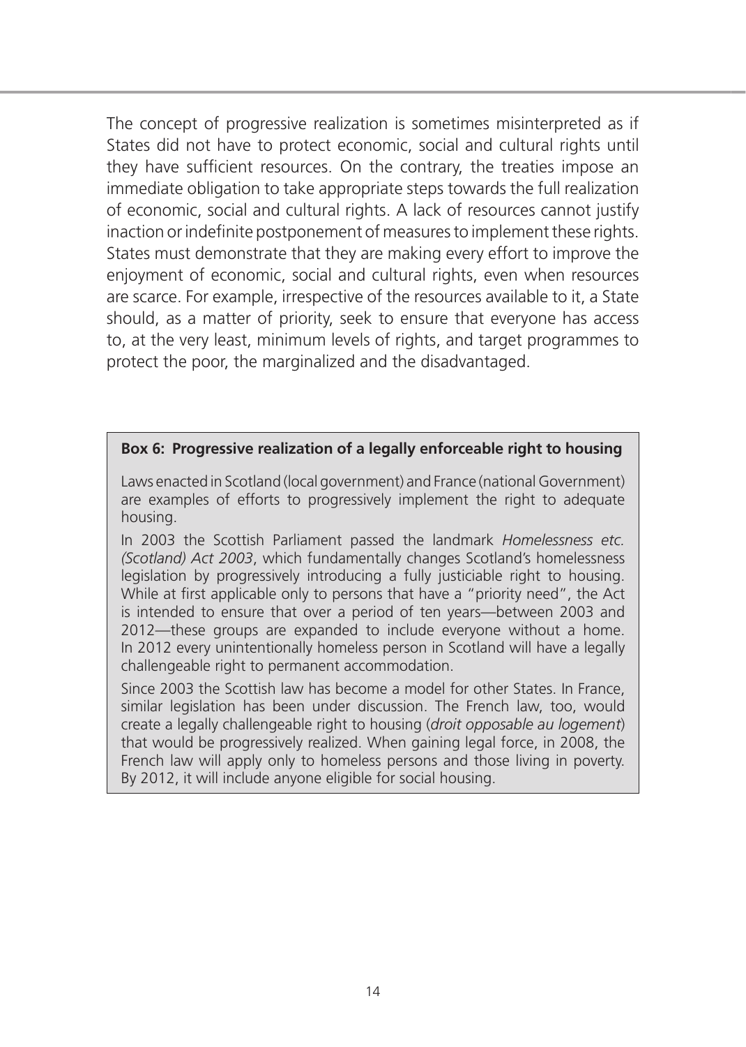The concept of progressive realization is sometimes misinterpreted as if States did not have to protect economic, social and cultural rights until they have sufficient resources. On the contrary, the treaties impose an immediate obligation to take appropriate steps towards the full realization of economic, social and cultural rights. A lack of resources cannot justify inaction or indefinite postponement of measures to implement these rights. States must demonstrate that they are making every effort to improve the enjoyment of economic, social and cultural rights, even when resources are scarce. For example, irrespective of the resources available to it, a State should, as a matter of priority, seek to ensure that everyone has access to, at the very least, minimum levels of rights, and target programmes to protect the poor, the marginalized and the disadvantaged.

**Box 6: Progressive realization of a legally enforceable right to housing**

Laws enacted in Scotland (local government) and France (national Government) are examples of efforts to progressively implement the right to adequate housing.

In 2003 the Scottish Parliament passed the landmark *Homelessness etc. (Scotland) Act 2003*, which fundamentally changes Scotland's homelessness legislation by progressively introducing a fully justiciable right to housing. While at first applicable only to persons that have a "priority need", the Act is intended to ensure that over a period of ten years—between 2003 and 2012—these groups are expanded to include everyone without a home. In 2012 every unintentionally homeless person in Scotland will have a legally challengeable right to permanent accommodation.

Since 2003 the Scottish law has become a model for other States. In France, similar legislation has been under discussion. The French law, too, would create a legally challengeable right to housing (*droit opposable au logement*) that would be progressively realized. When gaining legal force, in 2008, the French law will apply only to homeless persons and those living in poverty. By 2012, it will include anyone eligible for social housing.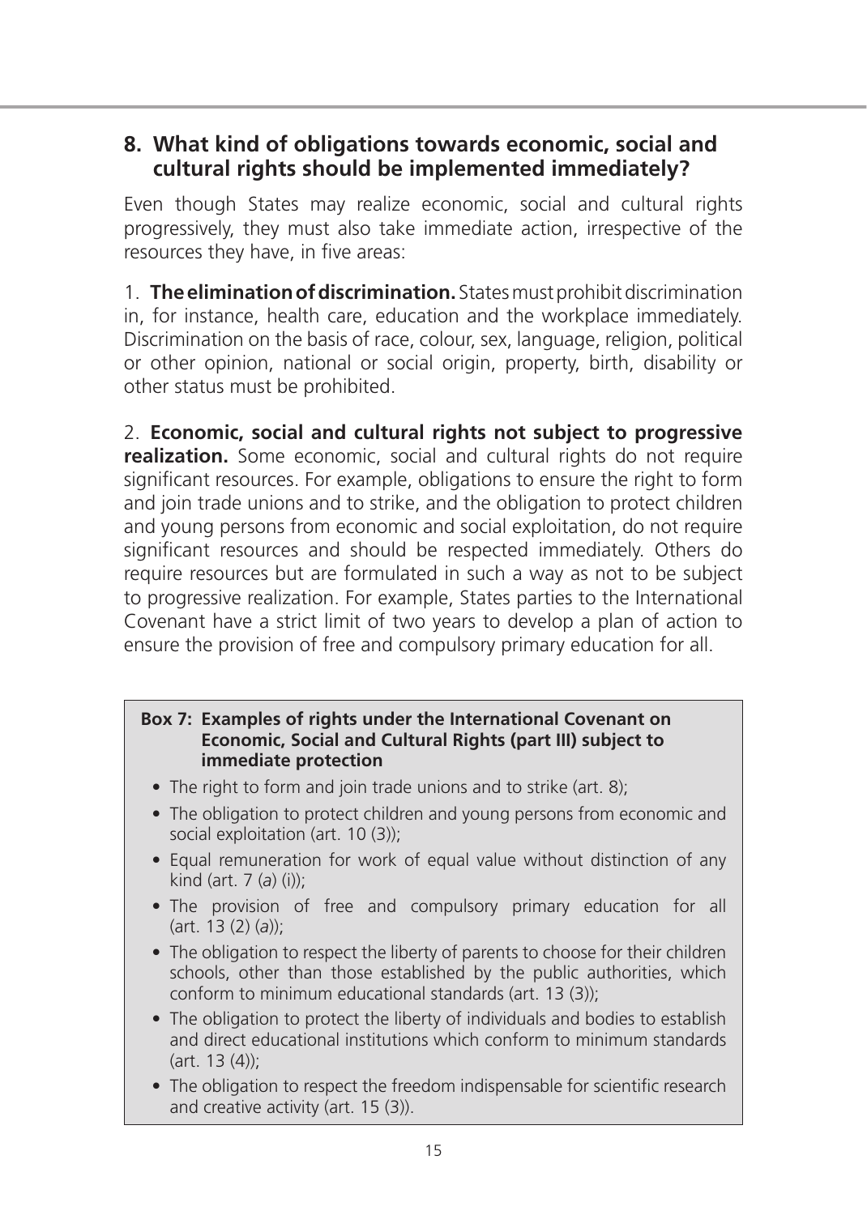## 8. What kind of obligations towards economic, social and cultural rights should be implemented immediately?

Even though States may realize economic, social and cultural rights progressively, they must also take immediate action, irrespective of the resources they have, in five areas:

1. **The elimination of discrimination.** States must prohibit discrimination in, for instance, health care, education and the workplace immediately. Discrimination on the basis of race, colour, sex, language, religion, political or other opinion, national or social origin, property, birth, disability or other status must be prohibited.

2. **Economic, social and cultural rights not subject to progressive realization.** Some economic, social and cultural rights do not require significant resources. For example, obligations to ensure the right to form and join trade unions and to strike, and the obligation to protect children and young persons from economic and social exploitation, do not require significant resources and should be respected immediately. Others do require resources but are formulated in such a way as not to be subject to progressive realization. For example, States parties to the International Covenant have a strict limit of two years to develop a plan of action to ensure the provision of free and compulsory primary education for all.

> **Box 7: Examples of rights under the International Covenant on Economic, Social and Cultural Rights (part III) subject to immediate protection**
>
> - The right to form and join trade unions and to strike (art. 8);
> - The obligation to protect children and young persons from economic and social exploitation (art. 10 (3));
> - Equal remuneration for work of equal value without distinction of any kind (art. 7 (*a*) (i));
> - The provision of free and compulsory primary education for all (art. 13 (2) (*a*));
> - The obligation to respect the liberty of parents to choose for their children schools, other than those established by the public authorities, which conform to minimum educational standards (art. 13 (3));
> - The obligation to protect the liberty of individuals and bodies to establish and direct educational institutions which conform to minimum standards (art. 13 (4));
> - The obligation to respect the freedom indispensable for scientific research and creative activity (art. 15 (3)).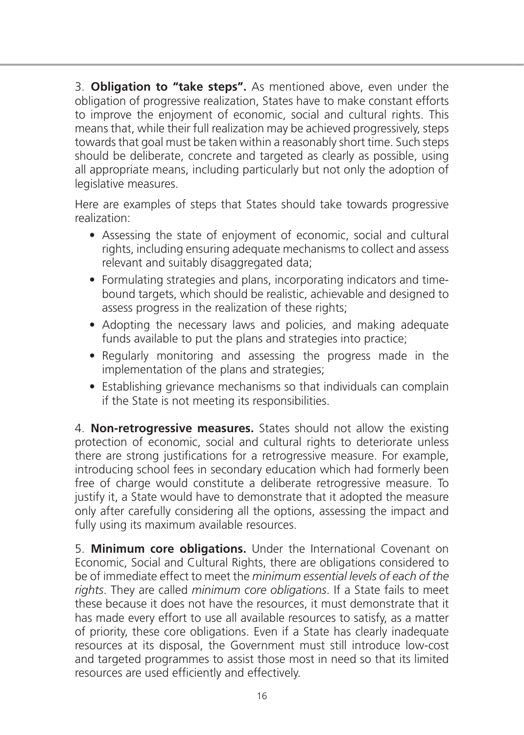3. **Obligation to "take steps".** As mentioned above, even under the obligation of progressive realization, States have to make constant efforts to improve the enjoyment of economic, social and cultural rights. This means that, while their full realization may be achieved progressively, steps towards that goal must be taken within a reasonably short time. Such steps should be deliberate, concrete and targeted as clearly as possible, using all appropriate means, including particularly but not only the adoption of legislative measures.

Here are examples of steps that States should take towards progressive realization:

- Assessing the state of enjoyment of economic, social and cultural rights, including ensuring adequate mechanisms to collect and assess relevant and suitably disaggregated data;
- Formulating strategies and plans, incorporating indicators and time-bound targets, which should be realistic, achievable and designed to assess progress in the realization of these rights;
- Adopting the necessary laws and policies, and making adequate funds available to put the plans and strategies into practice;
- Regularly monitoring and assessing the progress made in the implementation of the plans and strategies;
- Establishing grievance mechanisms so that individuals can complain if the State is not meeting its responsibilities.

4. **Non-retrogressive measures.** States should not allow the existing protection of economic, social and cultural rights to deteriorate unless there are strong justifications for a retrogressive measure. For example, introducing school fees in secondary education which had formerly been free of charge would constitute a deliberate retrogressive measure. To justify it, a State would have to demonstrate that it adopted the measure only after carefully considering all the options, assessing the impact and fully using its maximum available resources.

5. **Minimum core obligations.** Under the International Covenant on Economic, Social and Cultural Rights, there are obligations considered to be of immediate effect to meet the *minimum essential levels of each of the rights*. They are called *minimum core obligations*. If a State fails to meet these because it does not have the resources, it must demonstrate that it has made every effort to use all available resources to satisfy, as a matter of priority, these core obligations. Even if a State has clearly inadequate resources at its disposal, the Government must still introduce low-cost and targeted programmes to assist those most in need so that its limited resources are used efficiently and effectively.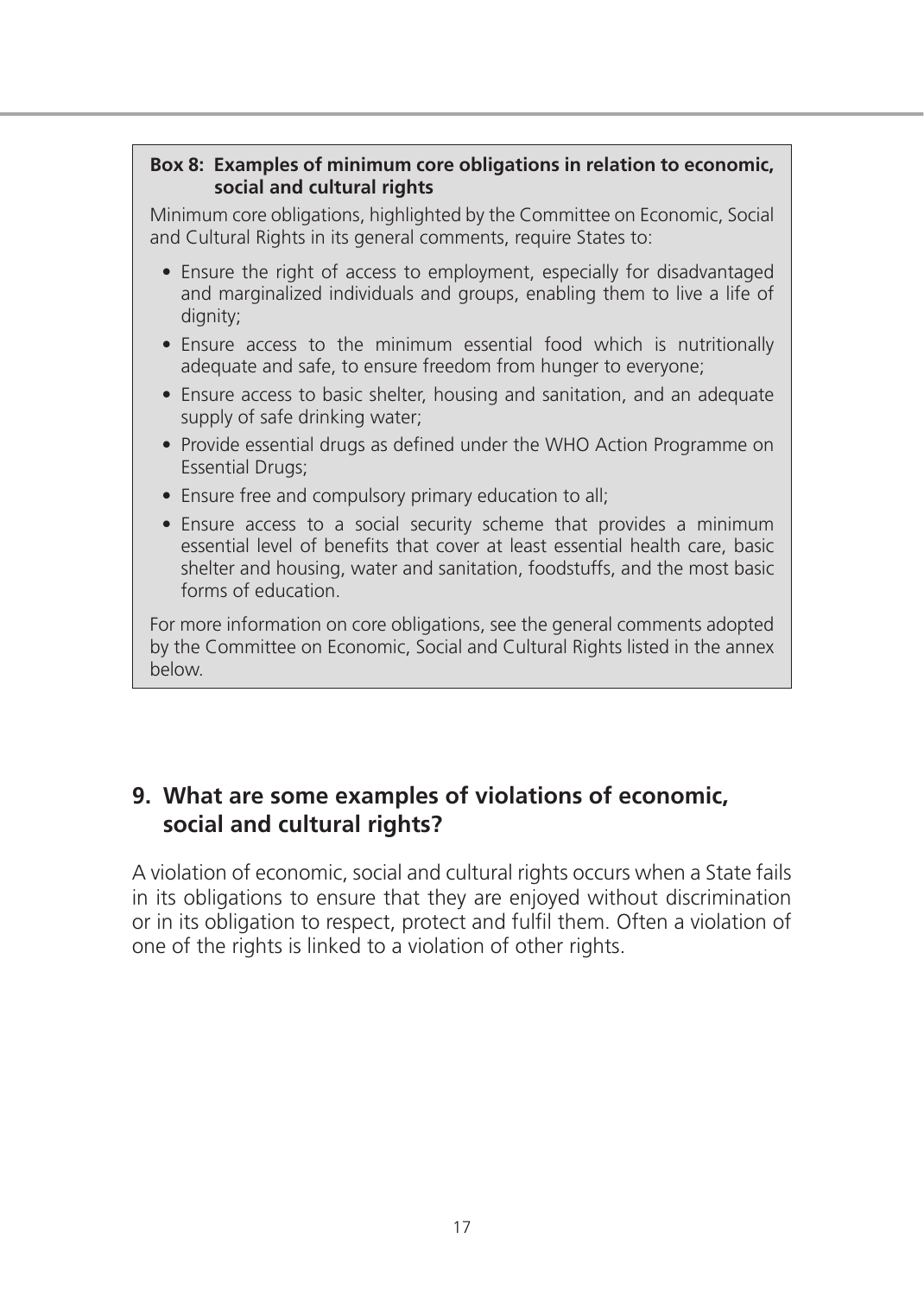**Box 8: Examples of minimum core obligations in relation to economic, social and cultural rights**

Minimum core obligations, highlighted by the Committee on Economic, Social and Cultural Rights in its general comments, require States to:

- Ensure the right of access to employment, especially for disadvantaged and marginalized individuals and groups, enabling them to live a life of dignity;
- Ensure access to the minimum essential food which is nutritionally adequate and safe, to ensure freedom from hunger to everyone;
- Ensure access to basic shelter, housing and sanitation, and an adequate supply of safe drinking water;
- Provide essential drugs as defined under the WHO Action Programme on Essential Drugs;
- Ensure free and compulsory primary education to all;
- Ensure access to a social security scheme that provides a minimum essential level of benefits that cover at least essential health care, basic shelter and housing, water and sanitation, foodstuffs, and the most basic forms of education.

For more information on core obligations, see the general comments adopted by the Committee on Economic, Social and Cultural Rights listed in the annex below.

## 9. What are some examples of violations of economic, social and cultural rights?

A violation of economic, social and cultural rights occurs when a State fails in its obligations to ensure that they are enjoyed without discrimination or in its obligation to respect, protect and fulfil them. Often a violation of one of the rights is linked to a violation of other rights.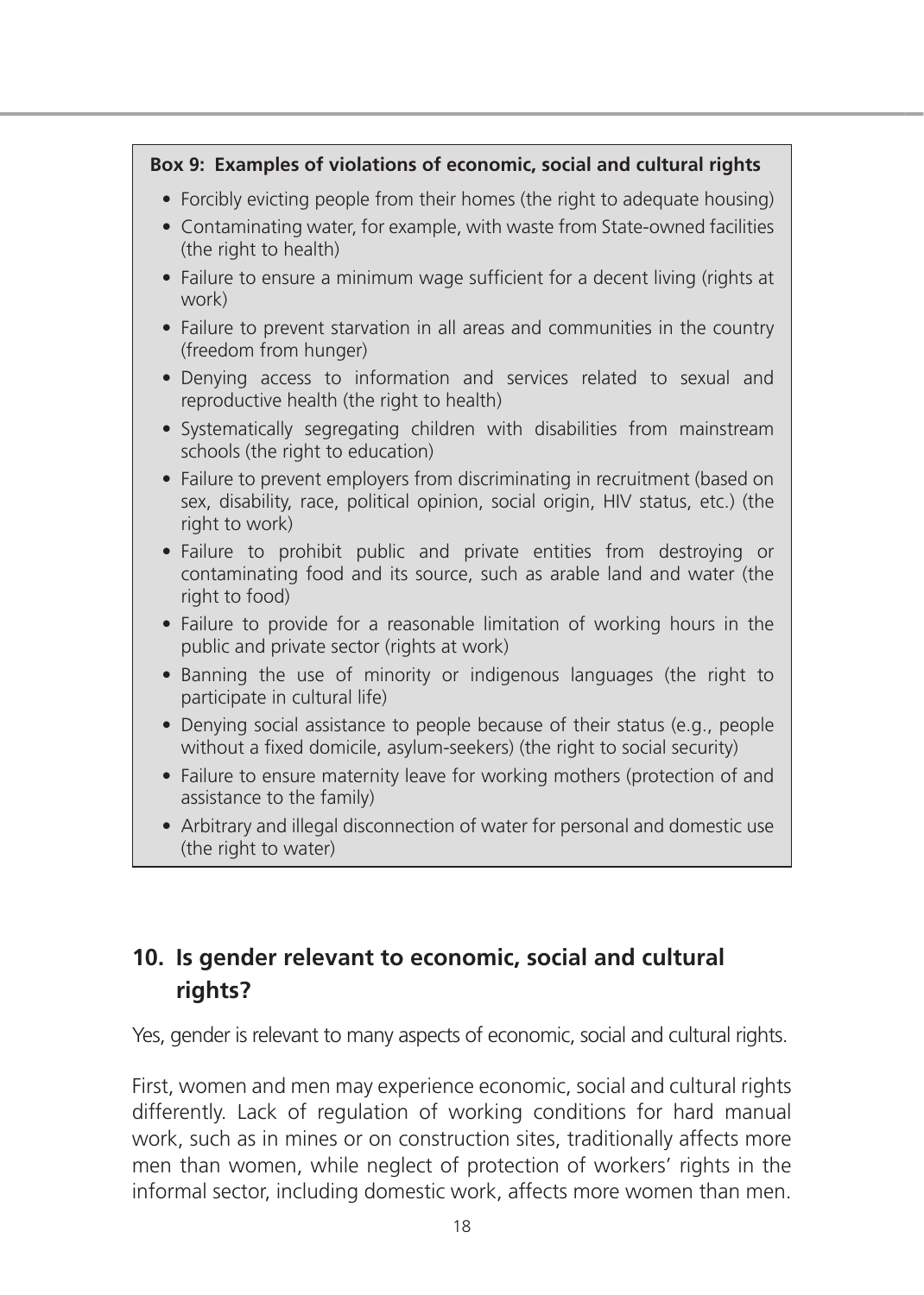**Box 9: Examples of violations of economic, social and cultural rights**

- Forcibly evicting people from their homes (the right to adequate housing)
- Contaminating water, for example, with waste from State-owned facilities (the right to health)
- Failure to ensure a minimum wage sufficient for a decent living (rights at work)
- Failure to prevent starvation in all areas and communities in the country (freedom from hunger)
- Denying access to information and services related to sexual and reproductive health (the right to health)
- Systematically segregating children with disabilities from mainstream schools (the right to education)
- Failure to prevent employers from discriminating in recruitment (based on sex, disability, race, political opinion, social origin, HIV status, etc.) (the right to work)
- Failure to prohibit public and private entities from destroying or contaminating food and its source, such as arable land and water (the right to food)
- Failure to provide for a reasonable limitation of working hours in the public and private sector (rights at work)
- Banning the use of minority or indigenous languages (the right to participate in cultural life)
- Denying social assistance to people because of their status (e.g., people without a fixed domicile, asylum-seekers) (the right to social security)
- Failure to ensure maternity leave for working mothers (protection of and assistance to the family)
- Arbitrary and illegal disconnection of water for personal and domestic use (the right to water)

## 10. Is gender relevant to economic, social and cultural rights?

Yes, gender is relevant to many aspects of economic, social and cultural rights.

First, women and men may experience economic, social and cultural rights differently. Lack of regulation of working conditions for hard manual work, such as in mines or on construction sites, traditionally affects more men than women, while neglect of protection of workers' rights in the informal sector, including domestic work, affects more women than men.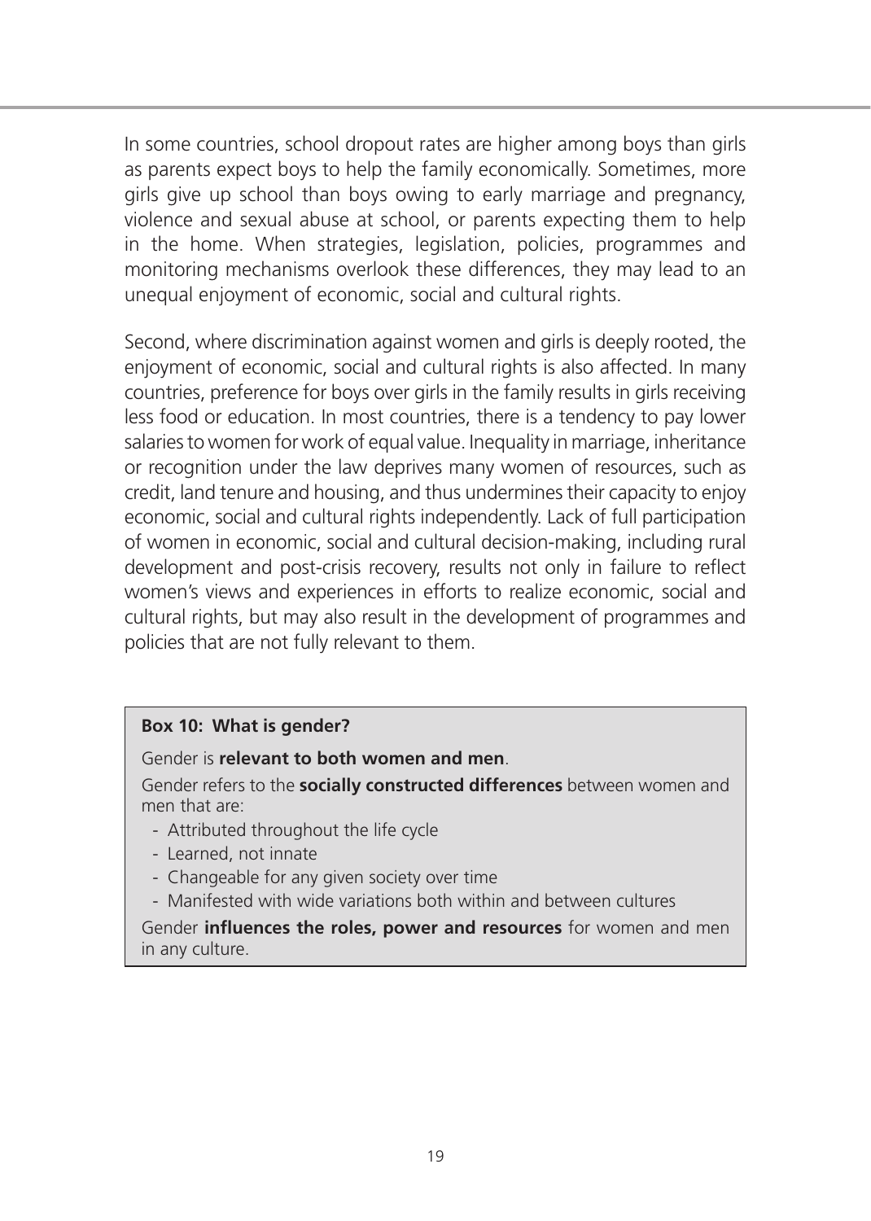In some countries, school dropout rates are higher among boys than girls as parents expect boys to help the family economically. Sometimes, more girls give up school than boys owing to early marriage and pregnancy, violence and sexual abuse at school, or parents expecting them to help in the home. When strategies, legislation, policies, programmes and monitoring mechanisms overlook these differences, they may lead to an unequal enjoyment of economic, social and cultural rights.

Second, where discrimination against women and girls is deeply rooted, the enjoyment of economic, social and cultural rights is also affected. In many countries, preference for boys over girls in the family results in girls receiving less food or education. In most countries, there is a tendency to pay lower salaries to women for work of equal value. Inequality in marriage, inheritance or recognition under the law deprives many women of resources, such as credit, land tenure and housing, and thus undermines their capacity to enjoy economic, social and cultural rights independently. Lack of full participation of women in economic, social and cultural decision-making, including rural development and post-crisis recovery, results not only in failure to reflect women's views and experiences in efforts to realize economic, social and cultural rights, but may also result in the development of programmes and policies that are not fully relevant to them.

**Box 10: What is gender?**

Gender is **relevant to both women and men**.

Gender refers to the **socially constructed differences** between women and men that are:

- Attributed throughout the life cycle
- Learned, not innate
- Changeable for any given society over time
- Manifested with wide variations both within and between cultures

Gender **influences the roles, power and resources** for women and men in any culture.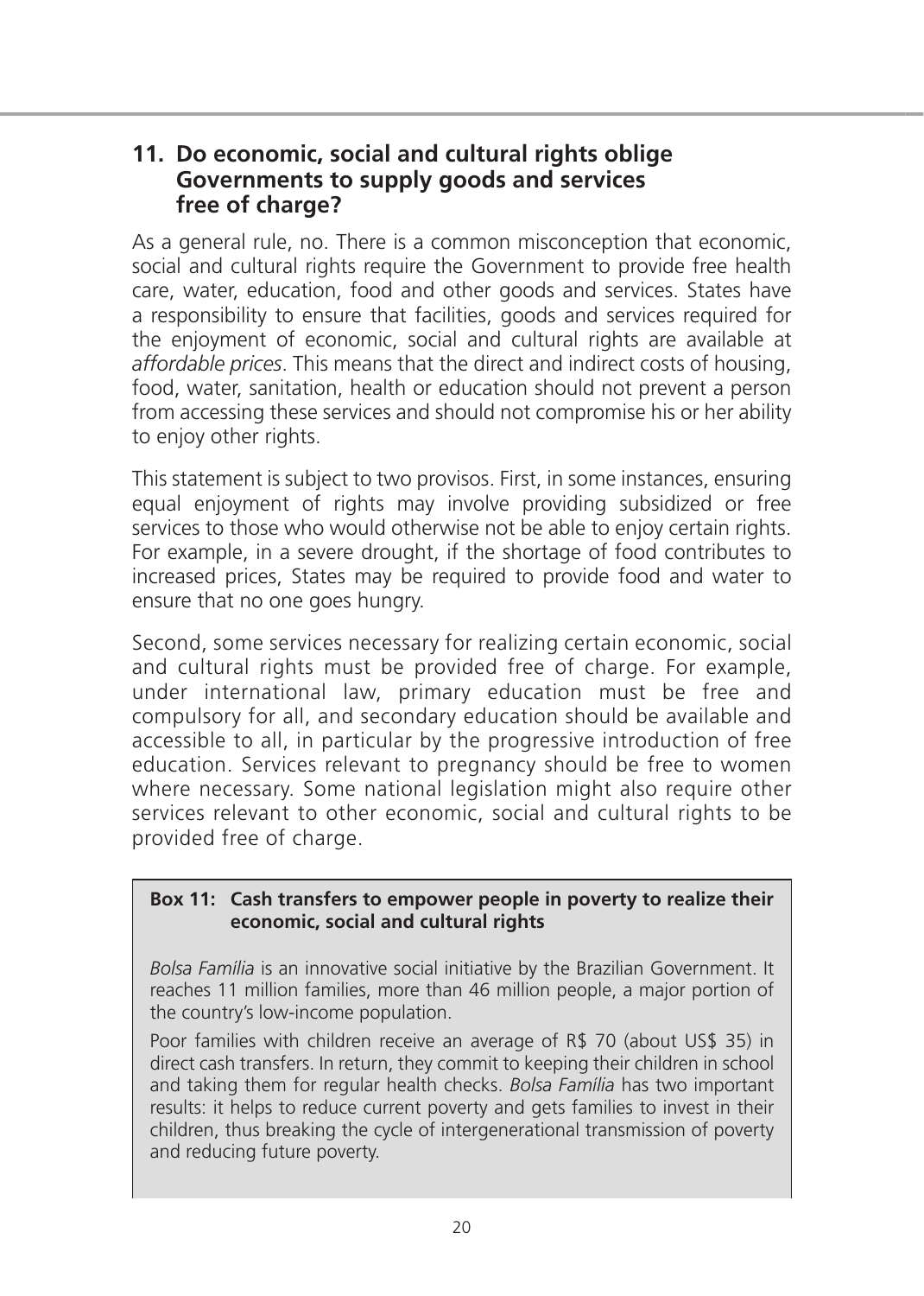## 11. Do economic, social and cultural rights oblige Governments to supply goods and services free of charge?

As a general rule, no. There is a common misconception that economic, social and cultural rights require the Government to provide free health care, water, education, food and other goods and services. States have a responsibility to ensure that facilities, goods and services required for the enjoyment of economic, social and cultural rights are available at *affordable prices*. This means that the direct and indirect costs of housing, food, water, sanitation, health or education should not prevent a person from accessing these services and should not compromise his or her ability to enjoy other rights.

This statement is subject to two provisos. First, in some instances, ensuring equal enjoyment of rights may involve providing subsidized or free services to those who would otherwise not be able to enjoy certain rights. For example, in a severe drought, if the shortage of food contributes to increased prices, States may be required to provide food and water to ensure that no one goes hungry.

Second, some services necessary for realizing certain economic, social and cultural rights must be provided free of charge. For example, under international law, primary education must be free and compulsory for all, and secondary education should be available and accessible to all, in particular by the progressive introduction of free education. Services relevant to pregnancy should be free to women where necessary. Some national legislation might also require other services relevant to other economic, social and cultural rights to be provided free of charge.

**Box 11: Cash transfers to empower people in poverty to realize their economic, social and cultural rights**

*Bolsa Família* is an innovative social initiative by the Brazilian Government. It reaches 11 million families, more than 46 million people, a major portion of the country's low-income population.

Poor families with children receive an average of R$ 70 (about US$ 35) in direct cash transfers. In return, they commit to keeping their children in school and taking them for regular health checks. *Bolsa Família* has two important results: it helps to reduce current poverty and gets families to invest in their children, thus breaking the cycle of intergenerational transmission of poverty and reducing future poverty.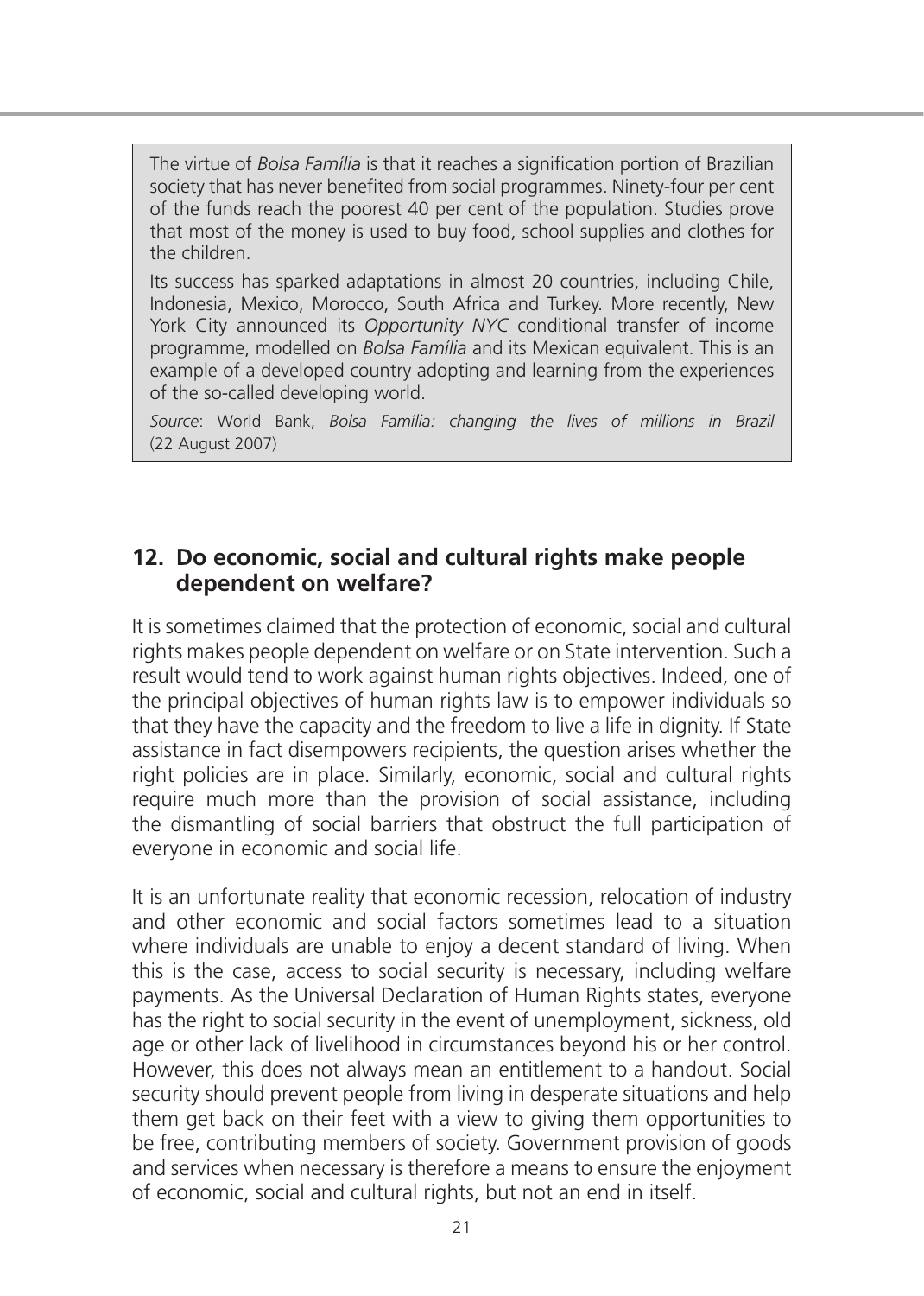The virtue of *Bolsa Família* is that it reaches a signification portion of Brazilian society that has never benefited from social programmes. Ninety-four per cent of the funds reach the poorest 40 per cent of the population. Studies prove that most of the money is used to buy food, school supplies and clothes for the children.

Its success has sparked adaptations in almost 20 countries, including Chile, Indonesia, Mexico, Morocco, South Africa and Turkey. More recently, New York City announced its *Opportunity NYC* conditional transfer of income programme, modelled on *Bolsa Família* and its Mexican equivalent. This is an example of a developed country adopting and learning from the experiences of the so-called developing world.

*Source*: World Bank, *Bolsa Família: changing the lives of millions in Brazil* (22 August 2007)

## 12. Do economic, social and cultural rights make people dependent on welfare?

It is sometimes claimed that the protection of economic, social and cultural rights makes people dependent on welfare or on State intervention. Such a result would tend to work against human rights objectives. Indeed, one of the principal objectives of human rights law is to empower individuals so that they have the capacity and the freedom to live a life in dignity. If State assistance in fact disempowers recipients, the question arises whether the right policies are in place. Similarly, economic, social and cultural rights require much more than the provision of social assistance, including the dismantling of social barriers that obstruct the full participation of everyone in economic and social life.

It is an unfortunate reality that economic recession, relocation of industry and other economic and social factors sometimes lead to a situation where individuals are unable to enjoy a decent standard of living. When this is the case, access to social security is necessary, including welfare payments. As the Universal Declaration of Human Rights states, everyone has the right to social security in the event of unemployment, sickness, old age or other lack of livelihood in circumstances beyond his or her control. However, this does not always mean an entitlement to a handout. Social security should prevent people from living in desperate situations and help them get back on their feet with a view to giving them opportunities to be free, contributing members of society. Government provision of goods and services when necessary is therefore a means to ensure the enjoyment of economic, social and cultural rights, but not an end in itself.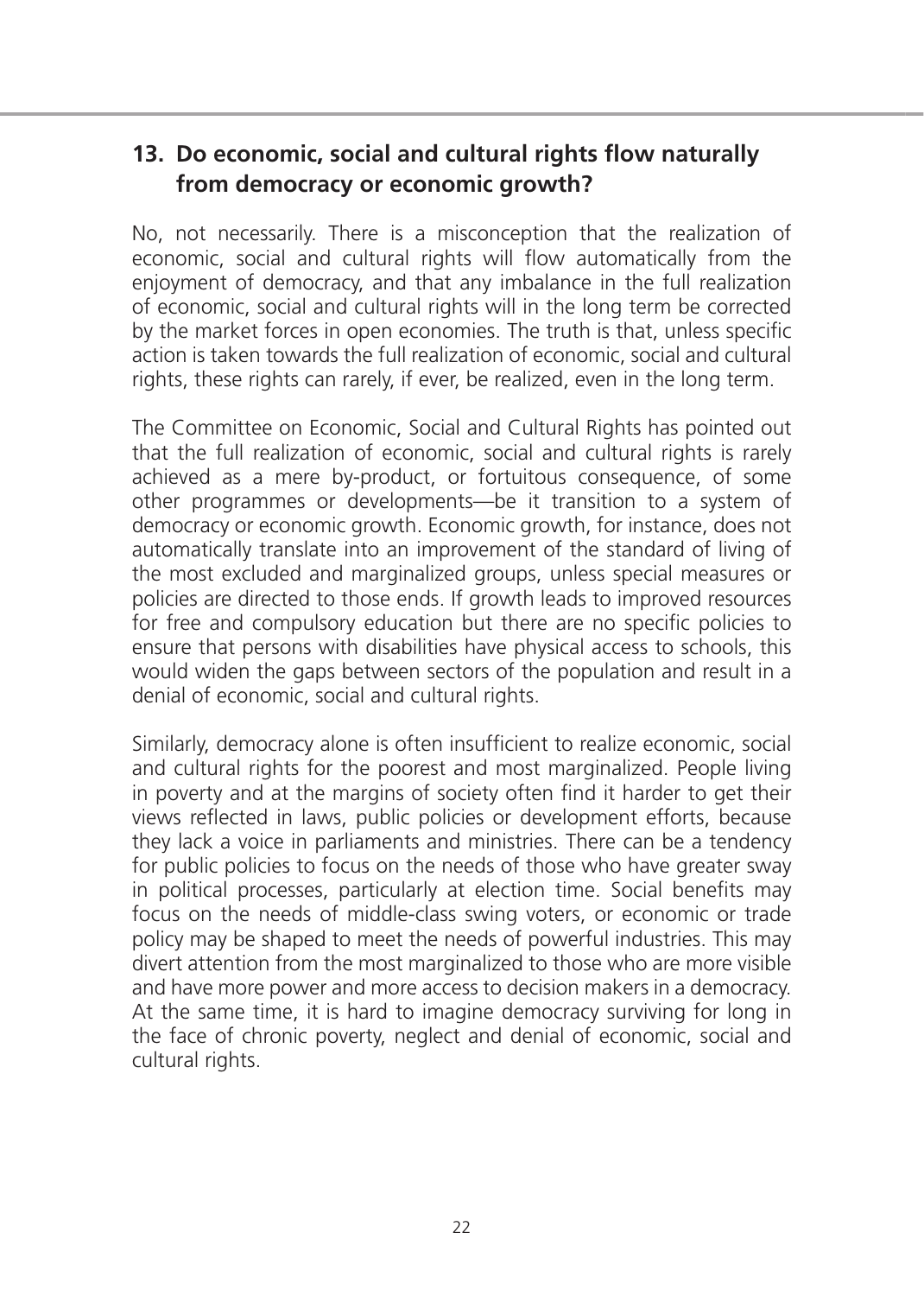## 13. Do economic, social and cultural rights flow naturally from democracy or economic growth?

No, not necessarily. There is a misconception that the realization of economic, social and cultural rights will flow automatically from the enjoyment of democracy, and that any imbalance in the full realization of economic, social and cultural rights will in the long term be corrected by the market forces in open economies. The truth is that, unless specific action is taken towards the full realization of economic, social and cultural rights, these rights can rarely, if ever, be realized, even in the long term.

The Committee on Economic, Social and Cultural Rights has pointed out that the full realization of economic, social and cultural rights is rarely achieved as a mere by-product, or fortuitous consequence, of some other programmes or developments—be it transition to a system of democracy or economic growth. Economic growth, for instance, does not automatically translate into an improvement of the standard of living of the most excluded and marginalized groups, unless special measures or policies are directed to those ends. If growth leads to improved resources for free and compulsory education but there are no specific policies to ensure that persons with disabilities have physical access to schools, this would widen the gaps between sectors of the population and result in a denial of economic, social and cultural rights.

Similarly, democracy alone is often insufficient to realize economic, social and cultural rights for the poorest and most marginalized. People living in poverty and at the margins of society often find it harder to get their views reflected in laws, public policies or development efforts, because they lack a voice in parliaments and ministries. There can be a tendency for public policies to focus on the needs of those who have greater sway in political processes, particularly at election time. Social benefits may focus on the needs of middle-class swing voters, or economic or trade policy may be shaped to meet the needs of powerful industries. This may divert attention from the most marginalized to those who are more visible and have more power and more access to decision makers in a democracy. At the same time, it is hard to imagine democracy surviving for long in the face of chronic poverty, neglect and denial of economic, social and cultural rights.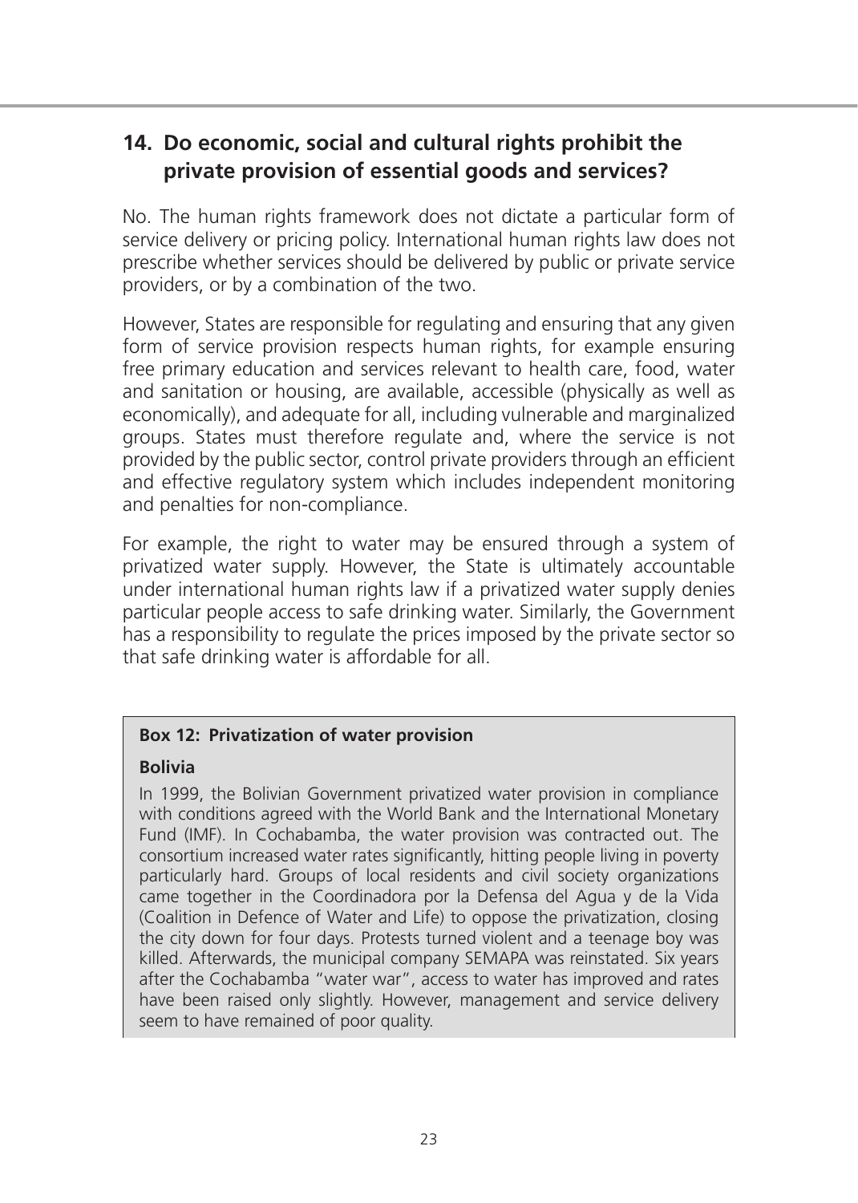## 14. Do economic, social and cultural rights prohibit the private provision of essential goods and services?

No. The human rights framework does not dictate a particular form of service delivery or pricing policy. International human rights law does not prescribe whether services should be delivered by public or private service providers, or by a combination of the two.

However, States are responsible for regulating and ensuring that any given form of service provision respects human rights, for example ensuring free primary education and services relevant to health care, food, water and sanitation or housing, are available, accessible (physically as well as economically), and adequate for all, including vulnerable and marginalized groups. States must therefore regulate and, where the service is not provided by the public sector, control private providers through an efficient and effective regulatory system which includes independent monitoring and penalties for non-compliance.

For example, the right to water may be ensured through a system of privatized water supply. However, the State is ultimately accountable under international human rights law if a privatized water supply denies particular people access to safe drinking water. Similarly, the Government has a responsibility to regulate the prices imposed by the private sector so that safe drinking water is affordable for all.

**Box 12: Privatization of water provision**

**Bolivia**

In 1999, the Bolivian Government privatized water provision in compliance with conditions agreed with the World Bank and the International Monetary Fund (IMF). In Cochabamba, the water provision was contracted out. The consortium increased water rates significantly, hitting people living in poverty particularly hard. Groups of local residents and civil society organizations came together in the Coordinadora por la Defensa del Agua y de la Vida (Coalition in Defence of Water and Life) to oppose the privatization, closing the city down for four days. Protests turned violent and a teenage boy was killed. Afterwards, the municipal company SEMAPA was reinstated. Six years after the Cochabamba "water war", access to water has improved and rates have been raised only slightly. However, management and service delivery seem to have remained of poor quality.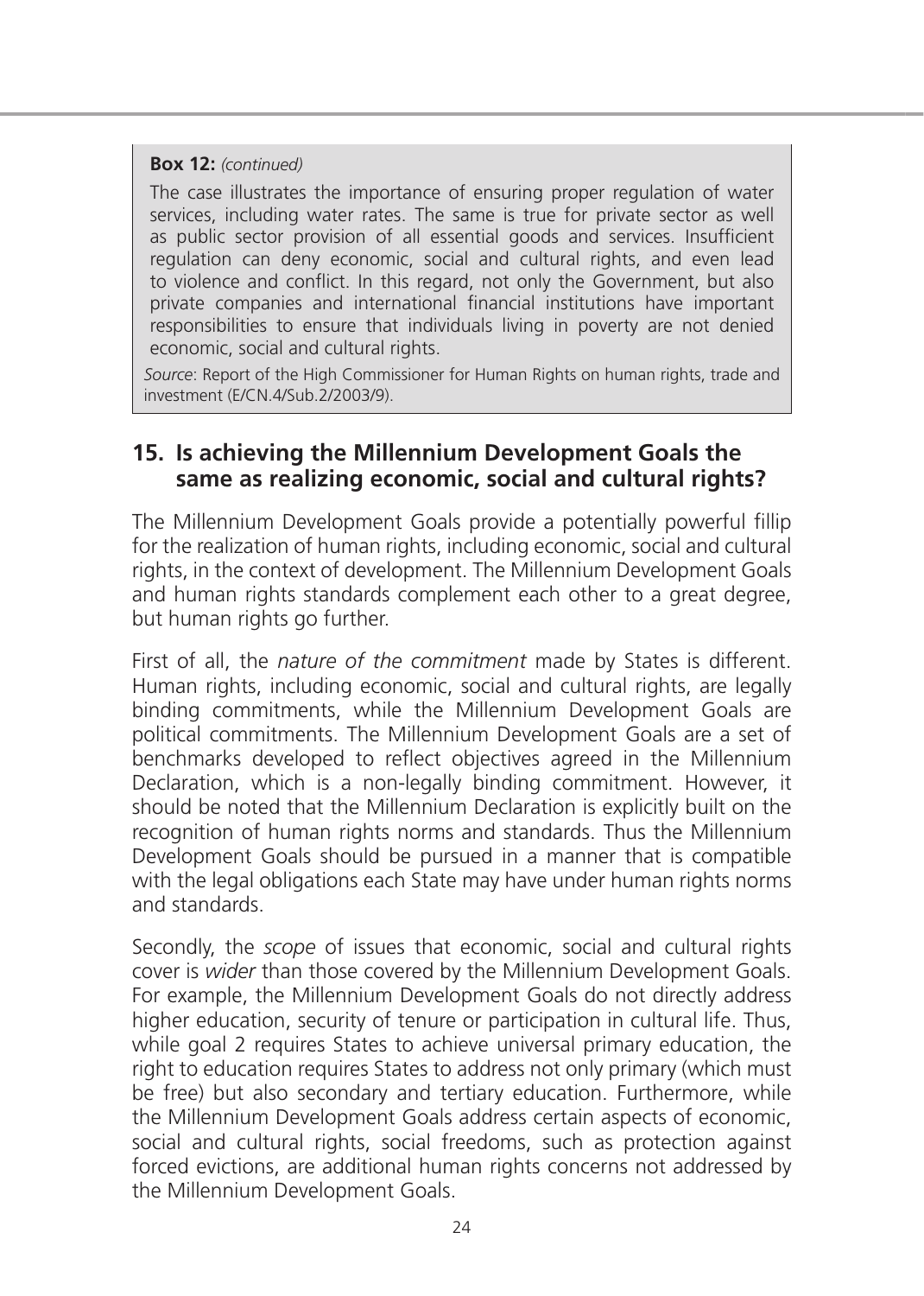**Box 12:** *(continued)*

The case illustrates the importance of ensuring proper regulation of water services, including water rates. The same is true for private sector as well as public sector provision of all essential goods and services. Insufficient regulation can deny economic, social and cultural rights, and even lead to violence and conflict. In this regard, not only the Government, but also private companies and international financial institutions have important responsibilities to ensure that individuals living in poverty are not denied economic, social and cultural rights.

*Source*: Report of the High Commissioner for Human Rights on human rights, trade and investment (E/CN.4/Sub.2/2003/9).

## 15. Is achieving the Millennium Development Goals the same as realizing economic, social and cultural rights?

The Millennium Development Goals provide a potentially powerful fillip for the realization of human rights, including economic, social and cultural rights, in the context of development. The Millennium Development Goals and human rights standards complement each other to a great degree, but human rights go further.

First of all, the *nature of the commitment* made by States is different. Human rights, including economic, social and cultural rights, are legally binding commitments, while the Millennium Development Goals are political commitments. The Millennium Development Goals are a set of benchmarks developed to reflect objectives agreed in the Millennium Declaration, which is a non-legally binding commitment. However, it should be noted that the Millennium Declaration is explicitly built on the recognition of human rights norms and standards. Thus the Millennium Development Goals should be pursued in a manner that is compatible with the legal obligations each State may have under human rights norms and standards.

Secondly, the *scope* of issues that economic, social and cultural rights cover is *wider* than those covered by the Millennium Development Goals. For example, the Millennium Development Goals do not directly address higher education, security of tenure or participation in cultural life. Thus, while goal 2 requires States to achieve universal primary education, the right to education requires States to address not only primary (which must be free) but also secondary and tertiary education. Furthermore, while the Millennium Development Goals address certain aspects of economic, social and cultural rights, social freedoms, such as protection against forced evictions, are additional human rights concerns not addressed by the Millennium Development Goals.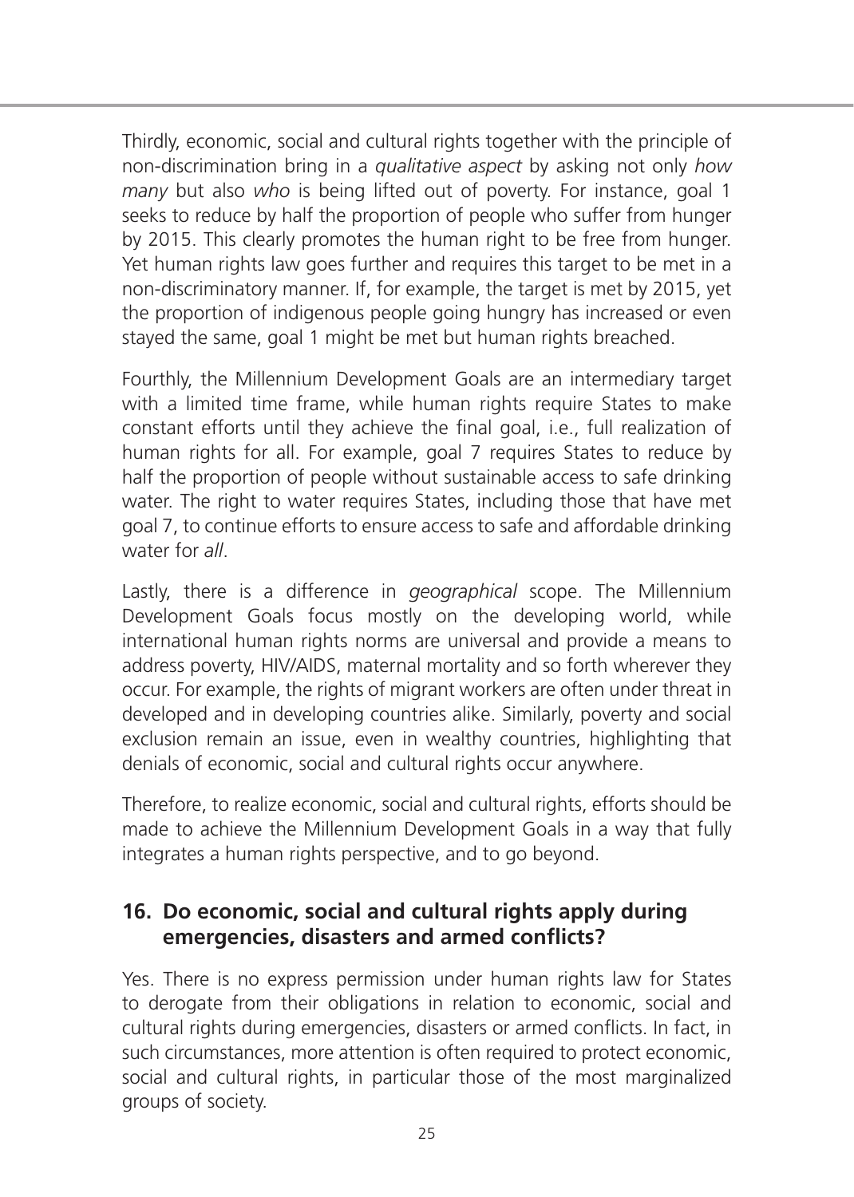Thirdly, economic, social and cultural rights together with the principle of non-discrimination bring in a *qualitative aspect* by asking not only *how many* but also *who* is being lifted out of poverty. For instance, goal 1 seeks to reduce by half the proportion of people who suffer from hunger by 2015. This clearly promotes the human right to be free from hunger. Yet human rights law goes further and requires this target to be met in a non-discriminatory manner. If, for example, the target is met by 2015, yet the proportion of indigenous people going hungry has increased or even stayed the same, goal 1 might be met but human rights breached.

Fourthly, the Millennium Development Goals are an intermediary target with a limited time frame, while human rights require States to make constant efforts until they achieve the final goal, i.e., full realization of human rights for all. For example, goal 7 requires States to reduce by half the proportion of people without sustainable access to safe drinking water. The right to water requires States, including those that have met goal 7, to continue efforts to ensure access to safe and affordable drinking water for *all*.

Lastly, there is a difference in *geographical* scope. The Millennium Development Goals focus mostly on the developing world, while international human rights norms are universal and provide a means to address poverty, HIV/AIDS, maternal mortality and so forth wherever they occur. For example, the rights of migrant workers are often under threat in developed and in developing countries alike. Similarly, poverty and social exclusion remain an issue, even in wealthy countries, highlighting that denials of economic, social and cultural rights occur anywhere.

Therefore, to realize economic, social and cultural rights, efforts should be made to achieve the Millennium Development Goals in a way that fully integrates a human rights perspective, and to go beyond.

## 16. Do economic, social and cultural rights apply during emergencies, disasters and armed conflicts?

Yes. There is no express permission under human rights law for States to derogate from their obligations in relation to economic, social and cultural rights during emergencies, disasters or armed conflicts. In fact, in such circumstances, more attention is often required to protect economic, social and cultural rights, in particular those of the most marginalized groups of society.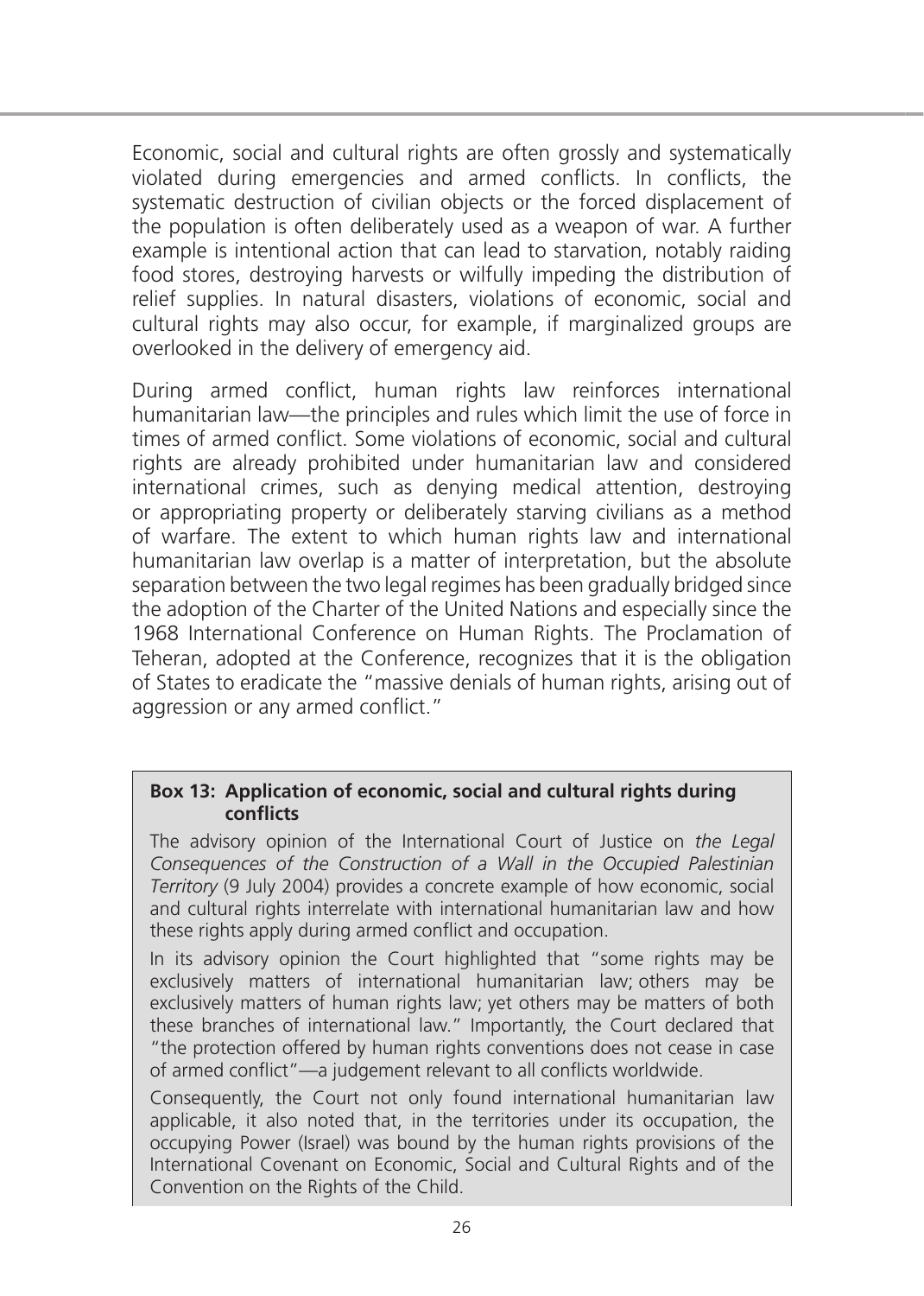Economic, social and cultural rights are often grossly and systematically violated during emergencies and armed conflicts. In conflicts, the systematic destruction of civilian objects or the forced displacement of the population is often deliberately used as a weapon of war. A further example is intentional action that can lead to starvation, notably raiding food stores, destroying harvests or wilfully impeding the distribution of relief supplies. In natural disasters, violations of economic, social and cultural rights may also occur, for example, if marginalized groups are overlooked in the delivery of emergency aid.

During armed conflict, human rights law reinforces international humanitarian law—the principles and rules which limit the use of force in times of armed conflict. Some violations of economic, social and cultural rights are already prohibited under humanitarian law and considered international crimes, such as denying medical attention, destroying or appropriating property or deliberately starving civilians as a method of warfare. The extent to which human rights law and international humanitarian law overlap is a matter of interpretation, but the absolute separation between the two legal regimes has been gradually bridged since the adoption of the Charter of the United Nations and especially since the 1968 International Conference on Human Rights. The Proclamation of Teheran, adopted at the Conference, recognizes that it is the obligation of States to eradicate the "massive denials of human rights, arising out of aggression or any armed conflict."

**Box 13: Application of economic, social and cultural rights during conflicts**

The advisory opinion of the International Court of Justice on *the Legal Consequences of the Construction of a Wall in the Occupied Palestinian Territory* (9 July 2004) provides a concrete example of how economic, social and cultural rights interrelate with international humanitarian law and how these rights apply during armed conflict and occupation.

In its advisory opinion the Court highlighted that "some rights may be exclusively matters of international humanitarian law; others may be exclusively matters of human rights law; yet others may be matters of both these branches of international law." Importantly, the Court declared that "the protection offered by human rights conventions does not cease in case of armed conflict"—a judgement relevant to all conflicts worldwide.

Consequently, the Court not only found international humanitarian law applicable, it also noted that, in the territories under its occupation, the occupying Power (Israel) was bound by the human rights provisions of the International Covenant on Economic, Social and Cultural Rights and of the Convention on the Rights of the Child.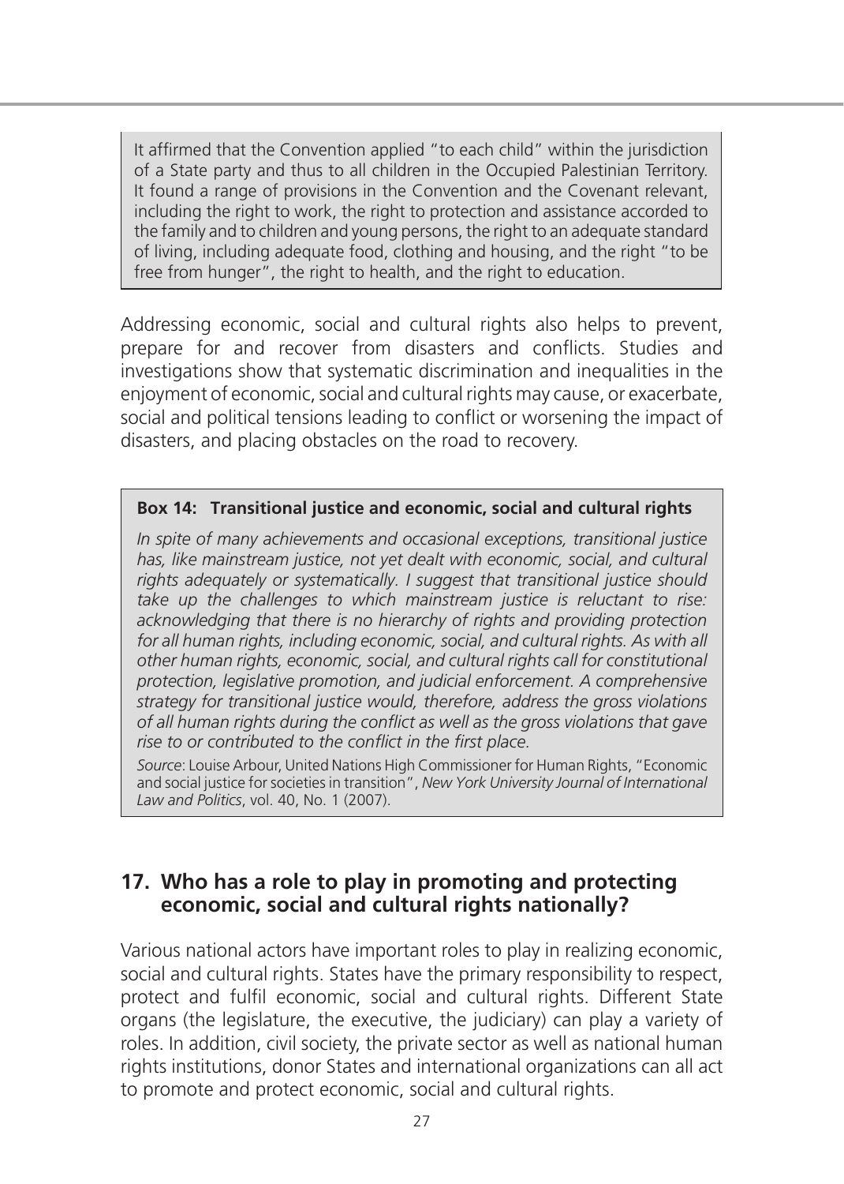It affirmed that the Convention applied "to each child" within the jurisdiction of a State party and thus to all children in the Occupied Palestinian Territory. It found a range of provisions in the Convention and the Covenant relevant, including the right to work, the right to protection and assistance accorded to the family and to children and young persons, the right to an adequate standard of living, including adequate food, clothing and housing, and the right "to be free from hunger", the right to health, and the right to education.

Addressing economic, social and cultural rights also helps to prevent, prepare for and recover from disasters and conflicts. Studies and investigations show that systematic discrimination and inequalities in the enjoyment of economic, social and cultural rights may cause, or exacerbate, social and political tensions leading to conflict or worsening the impact of disasters, and placing obstacles on the road to recovery.

**Box 14: Transitional justice and economic, social and cultural rights**

*In spite of many achievements and occasional exceptions, transitional justice has, like mainstream justice, not yet dealt with economic, social, and cultural rights adequately or systematically. I suggest that transitional justice should take up the challenges to which mainstream justice is reluctant to rise: acknowledging that there is no hierarchy of rights and providing protection for all human rights, including economic, social, and cultural rights. As with all other human rights, economic, social, and cultural rights call for constitutional protection, legislative promotion, and judicial enforcement. A comprehensive strategy for transitional justice would, therefore, address the gross violations of all human rights during the conflict as well as the gross violations that gave rise to or contributed to the conflict in the first place.*

*Source*: Louise Arbour, United Nations High Commissioner for Human Rights, "Economic and social justice for societies in transition", *New York University Journal of International Law and Politics*, vol. 40, No. 1 (2007).

## 17. Who has a role to play in promoting and protecting economic, social and cultural rights nationally?

Various national actors have important roles to play in realizing economic, social and cultural rights. States have the primary responsibility to respect, protect and fulfil economic, social and cultural rights. Different State organs (the legislature, the executive, the judiciary) can play a variety of roles. In addition, civil society, the private sector as well as national human rights institutions, donor States and international organizations can all act to promote and protect economic, social and cultural rights.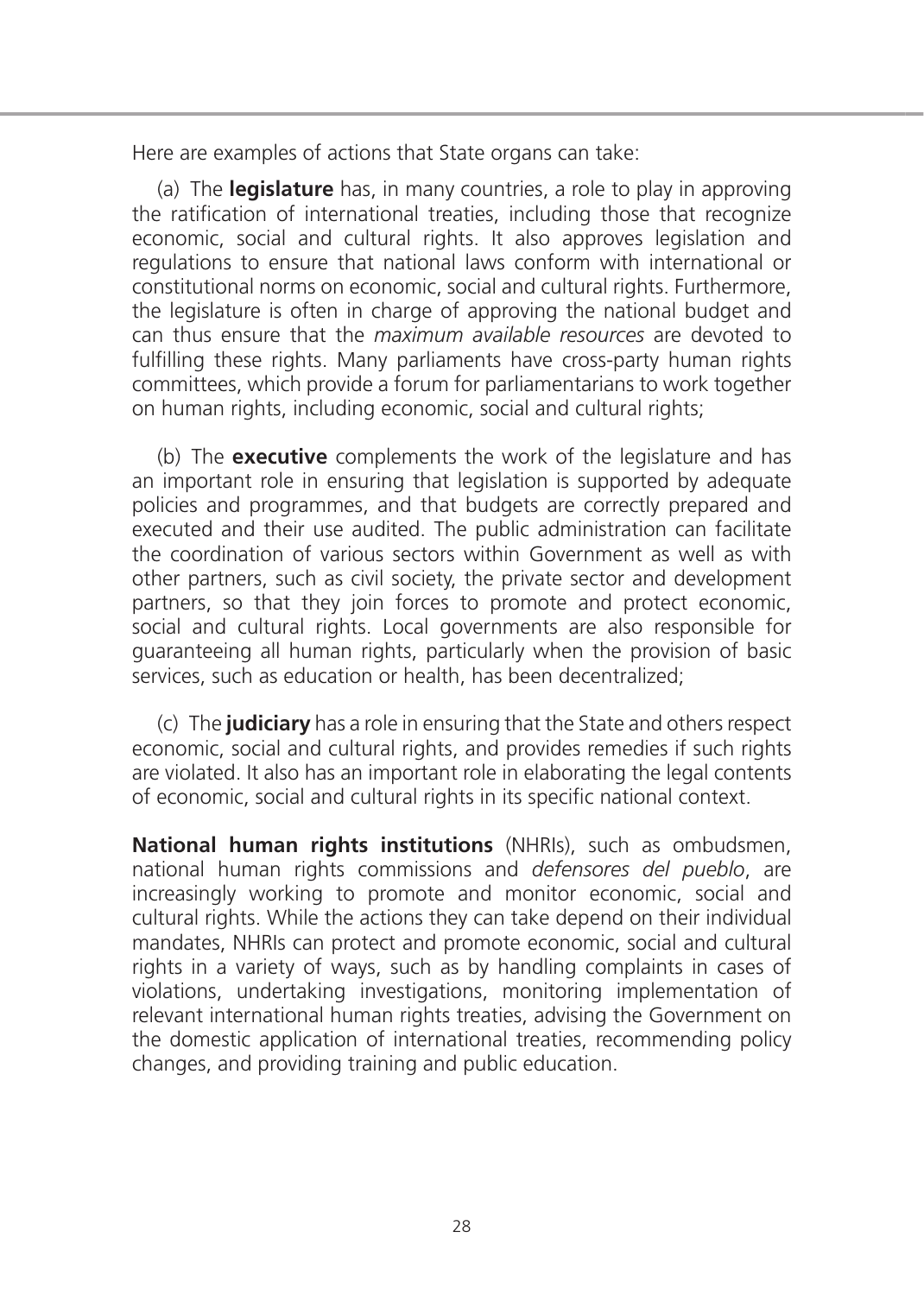Here are examples of actions that State organs can take:

(a) The **legislature** has, in many countries, a role to play in approving the ratification of international treaties, including those that recognize economic, social and cultural rights. It also approves legislation and regulations to ensure that national laws conform with international or constitutional norms on economic, social and cultural rights. Furthermore, the legislature is often in charge of approving the national budget and can thus ensure that the *maximum available resources* are devoted to fulfilling these rights. Many parliaments have cross-party human rights committees, which provide a forum for parliamentarians to work together on human rights, including economic, social and cultural rights;

(b) The **executive** complements the work of the legislature and has an important role in ensuring that legislation is supported by adequate policies and programmes, and that budgets are correctly prepared and executed and their use audited. The public administration can facilitate the coordination of various sectors within Government as well as with other partners, such as civil society, the private sector and development partners, so that they join forces to promote and protect economic, social and cultural rights. Local governments are also responsible for guaranteeing all human rights, particularly when the provision of basic services, such as education or health, has been decentralized;

(c) The **judiciary** has a role in ensuring that the State and others respect economic, social and cultural rights, and provides remedies if such rights are violated. It also has an important role in elaborating the legal contents of economic, social and cultural rights in its specific national context.

**National human rights institutions** (NHRIs), such as ombudsmen, national human rights commissions and *defensores del pueblo*, are increasingly working to promote and monitor economic, social and cultural rights. While the actions they can take depend on their individual mandates, NHRIs can protect and promote economic, social and cultural rights in a variety of ways, such as by handling complaints in cases of violations, undertaking investigations, monitoring implementation of relevant international human rights treaties, advising the Government on the domestic application of international treaties, recommending policy changes, and providing training and public education.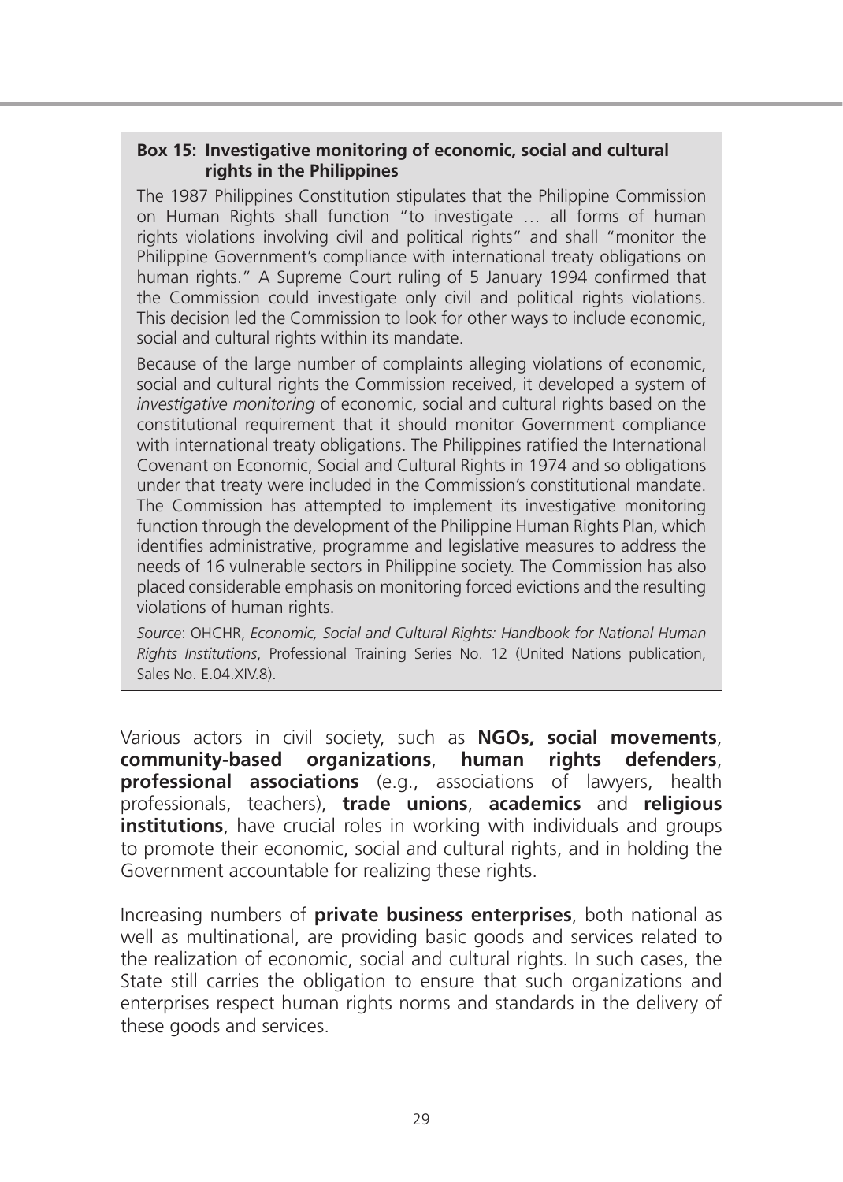**Box 15: Investigative monitoring of economic, social and cultural rights in the Philippines**

The 1987 Philippines Constitution stipulates that the Philippine Commission on Human Rights shall function "to investigate … all forms of human rights violations involving civil and political rights" and shall "monitor the Philippine Government's compliance with international treaty obligations on human rights." A Supreme Court ruling of 5 January 1994 confirmed that the Commission could investigate only civil and political rights violations. This decision led the Commission to look for other ways to include economic, social and cultural rights within its mandate.

Because of the large number of complaints alleging violations of economic, social and cultural rights the Commission received, it developed a system of *investigative monitoring* of economic, social and cultural rights based on the constitutional requirement that it should monitor Government compliance with international treaty obligations. The Philippines ratified the International Covenant on Economic, Social and Cultural Rights in 1974 and so obligations under that treaty were included in the Commission's constitutional mandate. The Commission has attempted to implement its investigative monitoring function through the development of the Philippine Human Rights Plan, which identifies administrative, programme and legislative measures to address the needs of 16 vulnerable sectors in Philippine society. The Commission has also placed considerable emphasis on monitoring forced evictions and the resulting violations of human rights.

*Source*: OHCHR, *Economic, Social and Cultural Rights: Handbook for National Human Rights Institutions*, Professional Training Series No. 12 (United Nations publication, Sales No. E.04.XIV.8).

Various actors in civil society, such as **NGOs, social movements**, **community-based organizations**, **human rights defenders**, **professional associations** (e.g., associations of lawyers, health professionals, teachers), **trade unions**, **academics** and **religious institutions**, have crucial roles in working with individuals and groups to promote their economic, social and cultural rights, and in holding the Government accountable for realizing these rights.

Increasing numbers of **private business enterprises**, both national as well as multinational, are providing basic goods and services related to the realization of economic, social and cultural rights. In such cases, the State still carries the obligation to ensure that such organizations and enterprises respect human rights norms and standards in the delivery of these goods and services.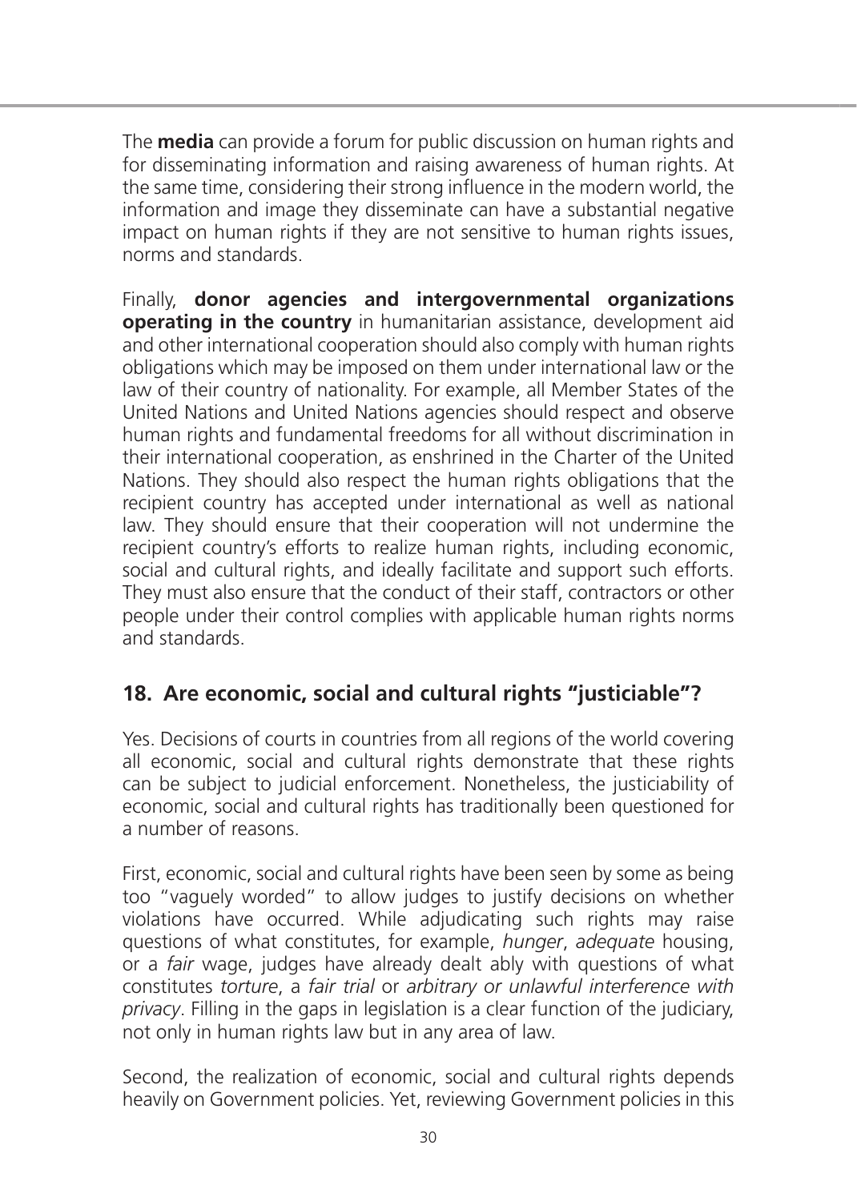The **media** can provide a forum for public discussion on human rights and for disseminating information and raising awareness of human rights. At the same time, considering their strong influence in the modern world, the information and image they disseminate can have a substantial negative impact on human rights if they are not sensitive to human rights issues, norms and standards.

Finally, **donor agencies and intergovernmental organizations operating in the country** in humanitarian assistance, development aid and other international cooperation should also comply with human rights obligations which may be imposed on them under international law or the law of their country of nationality. For example, all Member States of the United Nations and United Nations agencies should respect and observe human rights and fundamental freedoms for all without discrimination in their international cooperation, as enshrined in the Charter of the United Nations. They should also respect the human rights obligations that the recipient country has accepted under international as well as national law. They should ensure that their cooperation will not undermine the recipient country's efforts to realize human rights, including economic, social and cultural rights, and ideally facilitate and support such efforts. They must also ensure that the conduct of their staff, contractors or other people under their control complies with applicable human rights norms and standards.

## 18. Are economic, social and cultural rights "justiciable"?

Yes. Decisions of courts in countries from all regions of the world covering all economic, social and cultural rights demonstrate that these rights can be subject to judicial enforcement. Nonetheless, the justiciability of economic, social and cultural rights has traditionally been questioned for a number of reasons.

First, economic, social and cultural rights have been seen by some as being too "vaguely worded" to allow judges to justify decisions on whether violations have occurred. While adjudicating such rights may raise questions of what constitutes, for example, *hunger*, *adequate* housing, or a *fair* wage, judges have already dealt ably with questions of what constitutes *torture*, a *fair trial* or *arbitrary or unlawful interference with privacy*. Filling in the gaps in legislation is a clear function of the judiciary, not only in human rights law but in any area of law.

Second, the realization of economic, social and cultural rights depends heavily on Government policies. Yet, reviewing Government policies in this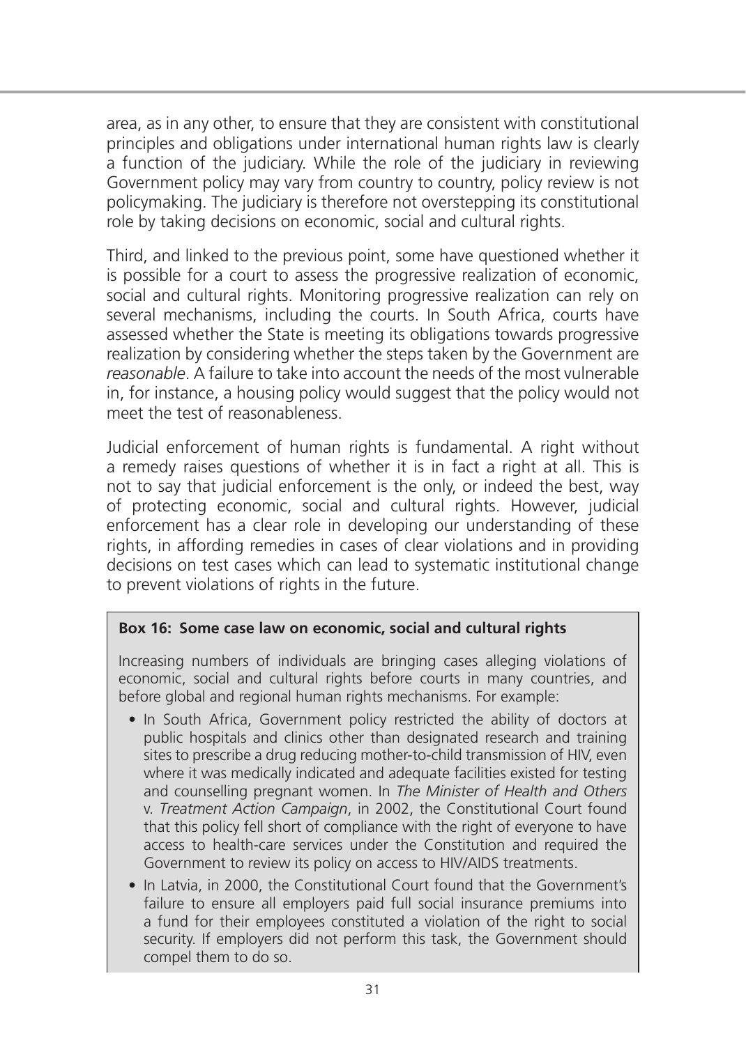area, as in any other, to ensure that they are consistent with constitutional principles and obligations under international human rights law is clearly a function of the judiciary. While the role of the judiciary in reviewing Government policy may vary from country to country, policy review is not policymaking. The judiciary is therefore not overstepping its constitutional role by taking decisions on economic, social and cultural rights.

Third, and linked to the previous point, some have questioned whether it is possible for a court to assess the progressive realization of economic, social and cultural rights. Monitoring progressive realization can rely on several mechanisms, including the courts. In South Africa, courts have assessed whether the State is meeting its obligations towards progressive realization by considering whether the steps taken by the Government are *reasonable*. A failure to take into account the needs of the most vulnerable in, for instance, a housing policy would suggest that the policy would not meet the test of reasonableness.

Judicial enforcement of human rights is fundamental. A right without a remedy raises questions of whether it is in fact a right at all. This is not to say that judicial enforcement is the only, or indeed the best, way of protecting economic, social and cultural rights. However, judicial enforcement has a clear role in developing our understanding of these rights, in affording remedies in cases of clear violations and in providing decisions on test cases which can lead to systematic institutional change to prevent violations of rights in the future.

**Box 16: Some case law on economic, social and cultural rights**

Increasing numbers of individuals are bringing cases alleging violations of economic, social and cultural rights before courts in many countries, and before global and regional human rights mechanisms. For example:

- In South Africa, Government policy restricted the ability of doctors at public hospitals and clinics other than designated research and training sites to prescribe a drug reducing mother-to-child transmission of HIV, even where it was medically indicated and adequate facilities existed for testing and counselling pregnant women. In *The Minister of Health and Others* v. *Treatment Action Campaign*, in 2002, the Constitutional Court found that this policy fell short of compliance with the right of everyone to have access to health-care services under the Constitution and required the Government to review its policy on access to HIV/AIDS treatments.
- In Latvia, in 2000, the Constitutional Court found that the Government's failure to ensure all employers paid full social insurance premiums into a fund for their employees constituted a violation of the right to social security. If employers did not perform this task, the Government should compel them to do so.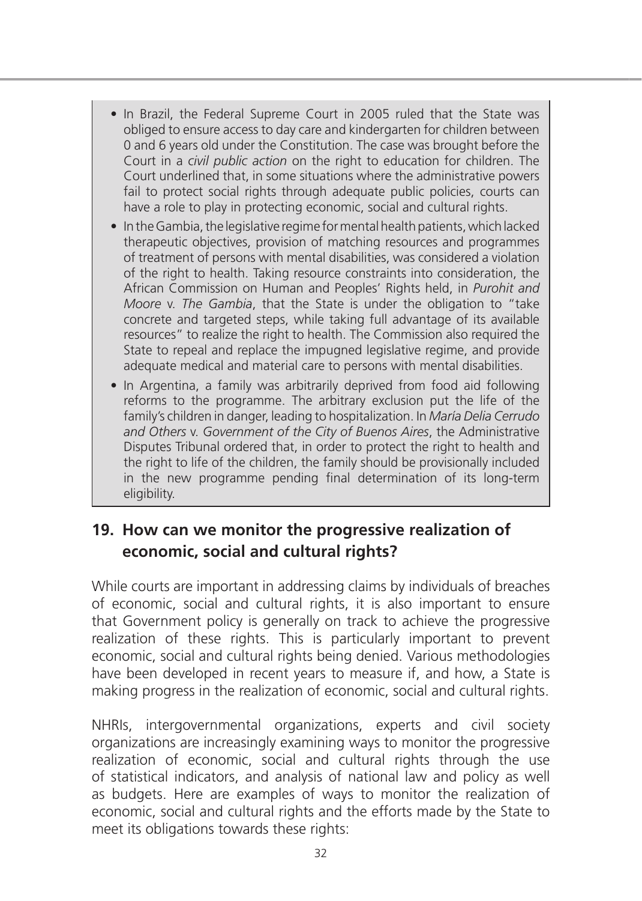- In Brazil, the Federal Supreme Court in 2005 ruled that the State was obliged to ensure access to day care and kindergarten for children between 0 and 6 years old under the Constitution. The case was brought before the Court in a *civil public action* on the right to education for children. The Court underlined that, in some situations where the administrative powers fail to protect social rights through adequate public policies, courts can have a role to play in protecting economic, social and cultural rights.
- In the Gambia, the legislative regime for mental health patients, which lacked therapeutic objectives, provision of matching resources and programmes of treatment of persons with mental disabilities, was considered a violation of the right to health. Taking resource constraints into consideration, the African Commission on Human and Peoples' Rights held, in *Purohit and Moore* v. *The Gambia*, that the State is under the obligation to "take concrete and targeted steps, while taking full advantage of its available resources" to realize the right to health. The Commission also required the State to repeal and replace the impugned legislative regime, and provide adequate medical and material care to persons with mental disabilities.
- In Argentina, a family was arbitrarily deprived from food aid following reforms to the programme. The arbitrary exclusion put the life of the family's children in danger, leading to hospitalization. In *María Delia Cerrudo and Others* v. *Government of the City of Buenos Aires*, the Administrative Disputes Tribunal ordered that, in order to protect the right to health and the right to life of the children, the family should be provisionally included in the new programme pending final determination of its long-term eligibility.

## 19. How can we monitor the progressive realization of economic, social and cultural rights?

While courts are important in addressing claims by individuals of breaches of economic, social and cultural rights, it is also important to ensure that Government policy is generally on track to achieve the progressive realization of these rights. This is particularly important to prevent economic, social and cultural rights being denied. Various methodologies have been developed in recent years to measure if, and how, a State is making progress in the realization of economic, social and cultural rights.

NHRIs, intergovernmental organizations, experts and civil society organizations are increasingly examining ways to monitor the progressive realization of economic, social and cultural rights through the use of statistical indicators, and analysis of national law and policy as well as budgets. Here are examples of ways to monitor the realization of economic, social and cultural rights and the efforts made by the State to meet its obligations towards these rights: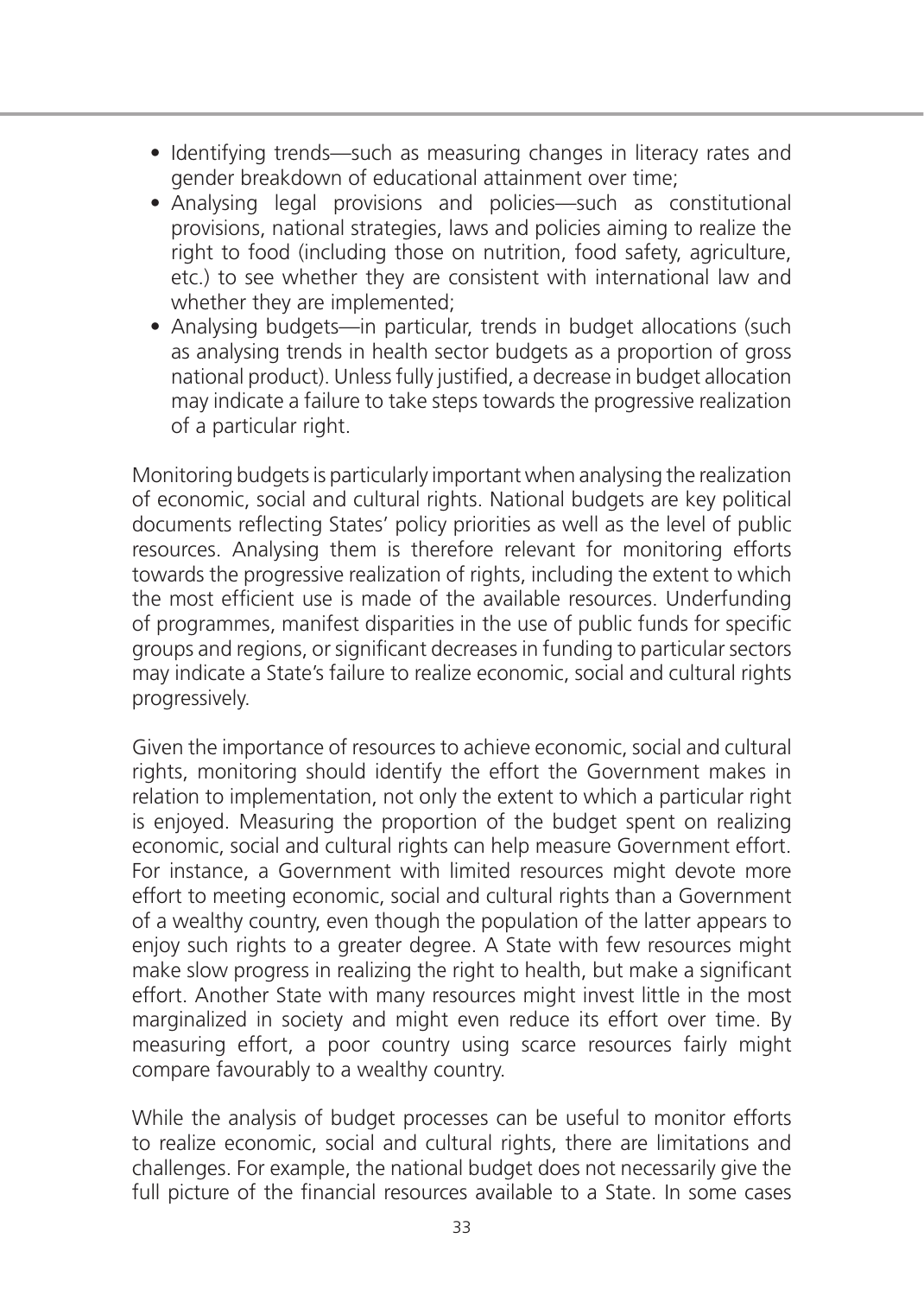- Identifying trends—such as measuring changes in literacy rates and gender breakdown of educational attainment over time;
- Analysing legal provisions and policies—such as constitutional provisions, national strategies, laws and policies aiming to realize the right to food (including those on nutrition, food safety, agriculture, etc.) to see whether they are consistent with international law and whether they are implemented;
- Analysing budgets—in particular, trends in budget allocations (such as analysing trends in health sector budgets as a proportion of gross national product). Unless fully justified, a decrease in budget allocation may indicate a failure to take steps towards the progressive realization of a particular right.

Monitoring budgets is particularly important when analysing the realization of economic, social and cultural rights. National budgets are key political documents reflecting States' policy priorities as well as the level of public resources. Analysing them is therefore relevant for monitoring efforts towards the progressive realization of rights, including the extent to which the most efficient use is made of the available resources. Underfunding of programmes, manifest disparities in the use of public funds for specific groups and regions, or significant decreases in funding to particular sectors may indicate a State's failure to realize economic, social and cultural rights progressively.

Given the importance of resources to achieve economic, social and cultural rights, monitoring should identify the effort the Government makes in relation to implementation, not only the extent to which a particular right is enjoyed. Measuring the proportion of the budget spent on realizing economic, social and cultural rights can help measure Government effort. For instance, a Government with limited resources might devote more effort to meeting economic, social and cultural rights than a Government of a wealthy country, even though the population of the latter appears to enjoy such rights to a greater degree. A State with few resources might make slow progress in realizing the right to health, but make a significant effort. Another State with many resources might invest little in the most marginalized in society and might even reduce its effort over time. By measuring effort, a poor country using scarce resources fairly might compare favourably to a wealthy country.

While the analysis of budget processes can be useful to monitor efforts to realize economic, social and cultural rights, there are limitations and challenges. For example, the national budget does not necessarily give the full picture of the financial resources available to a State. In some cases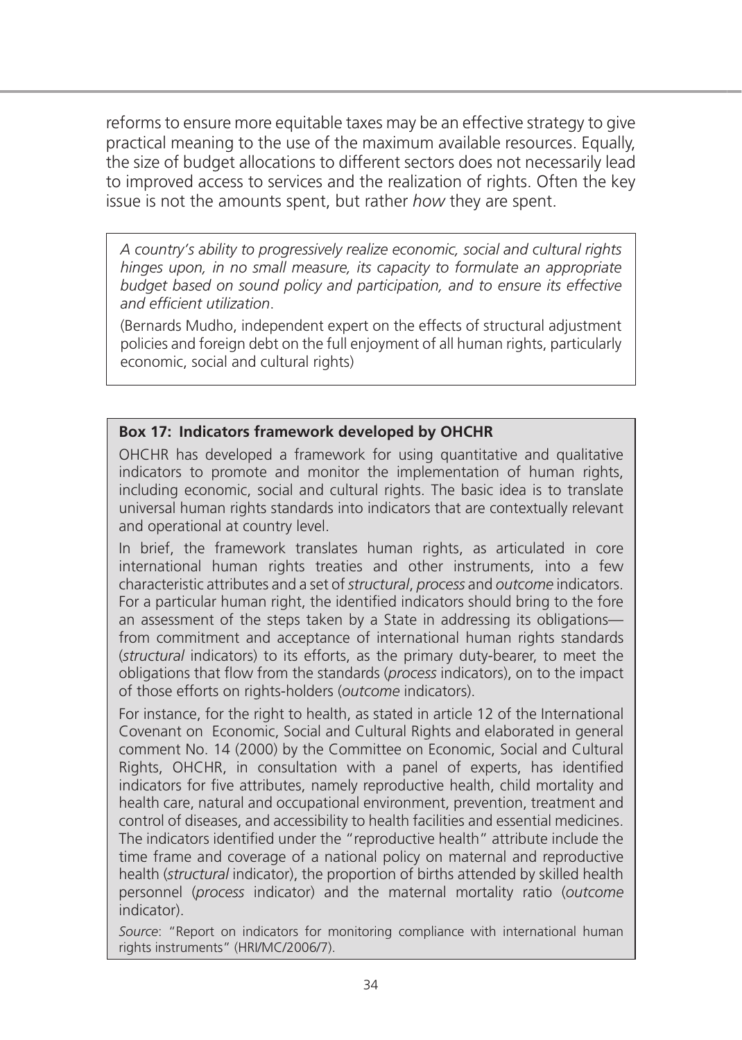reforms to ensure more equitable taxes may be an effective strategy to give practical meaning to the use of the maximum available resources. Equally, the size of budget allocations to different sectors does not necessarily lead to improved access to services and the realization of rights. Often the key issue is not the amounts spent, but rather *how* they are spent.

> *A country's ability to progressively realize economic, social and cultural rights hinges upon, in no small measure, its capacity to formulate an appropriate budget based on sound policy and participation, and to ensure its effective and efficient utilization*.
>
> (Bernards Mudho, independent expert on the effects of structural adjustment policies and foreign debt on the full enjoyment of all human rights, particularly economic, social and cultural rights)

**Box 17: Indicators framework developed by OHCHR**

OHCHR has developed a framework for using quantitative and qualitative indicators to promote and monitor the implementation of human rights, including economic, social and cultural rights. The basic idea is to translate universal human rights standards into indicators that are contextually relevant and operational at country level.

In brief, the framework translates human rights, as articulated in core international human rights treaties and other instruments, into a few characteristic attributes and a set of *structural*, *process* and *outcome* indicators. For a particular human right, the identified indicators should bring to the fore an assessment of the steps taken by a State in addressing its obligations—from commitment and acceptance of international human rights standards (*structural* indicators) to its efforts, as the primary duty-bearer, to meet the obligations that flow from the standards (*process* indicators), on to the impact of those efforts on rights-holders (*outcome* indicators).

For instance, for the right to health, as stated in article 12 of the International Covenant on Economic, Social and Cultural Rights and elaborated in general comment No. 14 (2000) by the Committee on Economic, Social and Cultural Rights, OHCHR, in consultation with a panel of experts, has identified indicators for five attributes, namely reproductive health, child mortality and health care, natural and occupational environment, prevention, treatment and control of diseases, and accessibility to health facilities and essential medicines. The indicators identified under the "reproductive health" attribute include the time frame and coverage of a national policy on maternal and reproductive health (*structural* indicator), the proportion of births attended by skilled health personnel (*process* indicator) and the maternal mortality ratio (*outcome* indicator).

*Source*: "Report on indicators for monitoring compliance with international human rights instruments" (HRI/MC/2006/7).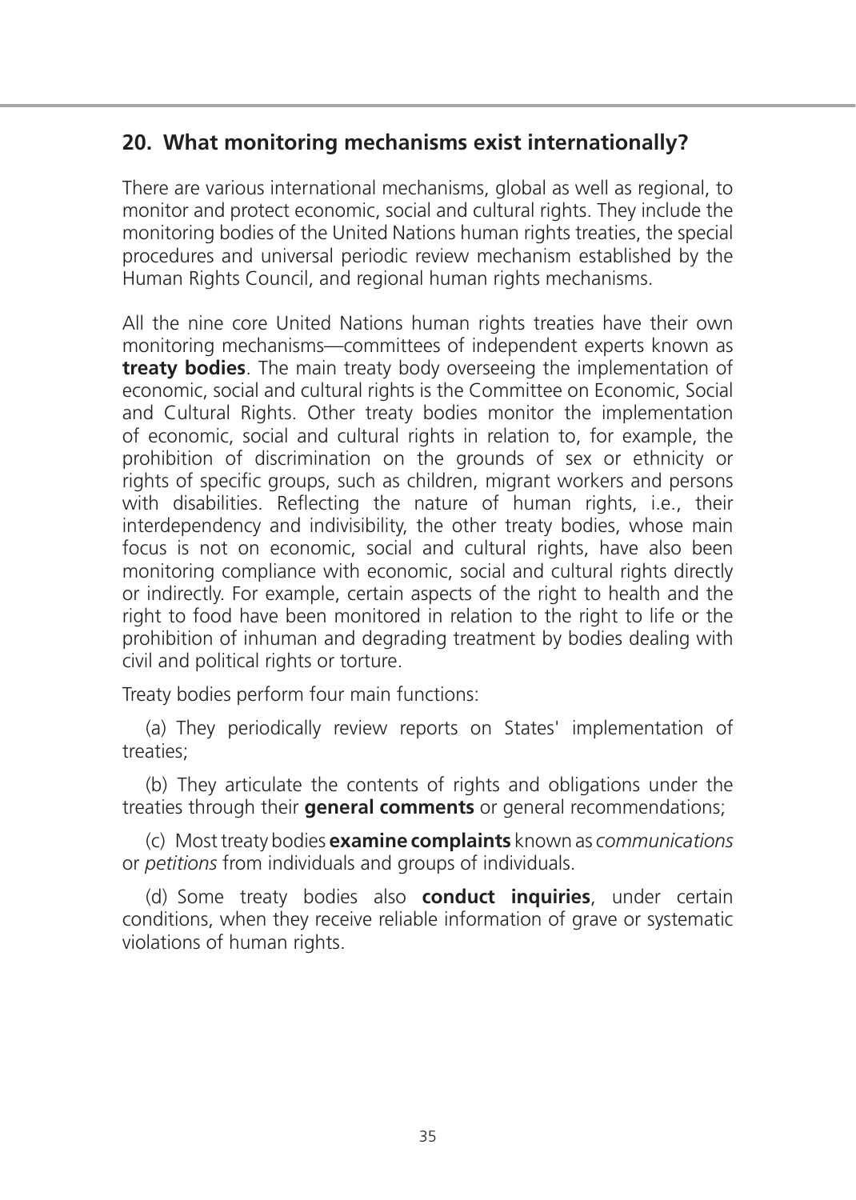## 20. What monitoring mechanisms exist internationally?

There are various international mechanisms, global as well as regional, to monitor and protect economic, social and cultural rights. They include the monitoring bodies of the United Nations human rights treaties, the special procedures and universal periodic review mechanism established by the Human Rights Council, and regional human rights mechanisms.

All the nine core United Nations human rights treaties have their own monitoring mechanisms—committees of independent experts known as **treaty bodies**. The main treaty body overseeing the implementation of economic, social and cultural rights is the Committee on Economic, Social and Cultural Rights. Other treaty bodies monitor the implementation of economic, social and cultural rights in relation to, for example, the prohibition of discrimination on the grounds of sex or ethnicity or rights of specific groups, such as children, migrant workers and persons with disabilities. Reflecting the nature of human rights, i.e., their interdependency and indivisibility, the other treaty bodies, whose main focus is not on economic, social and cultural rights, have also been monitoring compliance with economic, social and cultural rights directly or indirectly. For example, certain aspects of the right to health and the right to food have been monitored in relation to the right to life or the prohibition of inhuman and degrading treatment by bodies dealing with civil and political rights or torture.

Treaty bodies perform four main functions:

(a) They periodically review reports on States' implementation of treaties;

(b) They articulate the contents of rights and obligations under the treaties through their **general comments** or general recommendations;

(c) Most treaty bodies **examine complaints** known as *communications* or *petitions* from individuals and groups of individuals.

(d) Some treaty bodies also **conduct inquiries**, under certain conditions, when they receive reliable information of grave or systematic violations of human rights.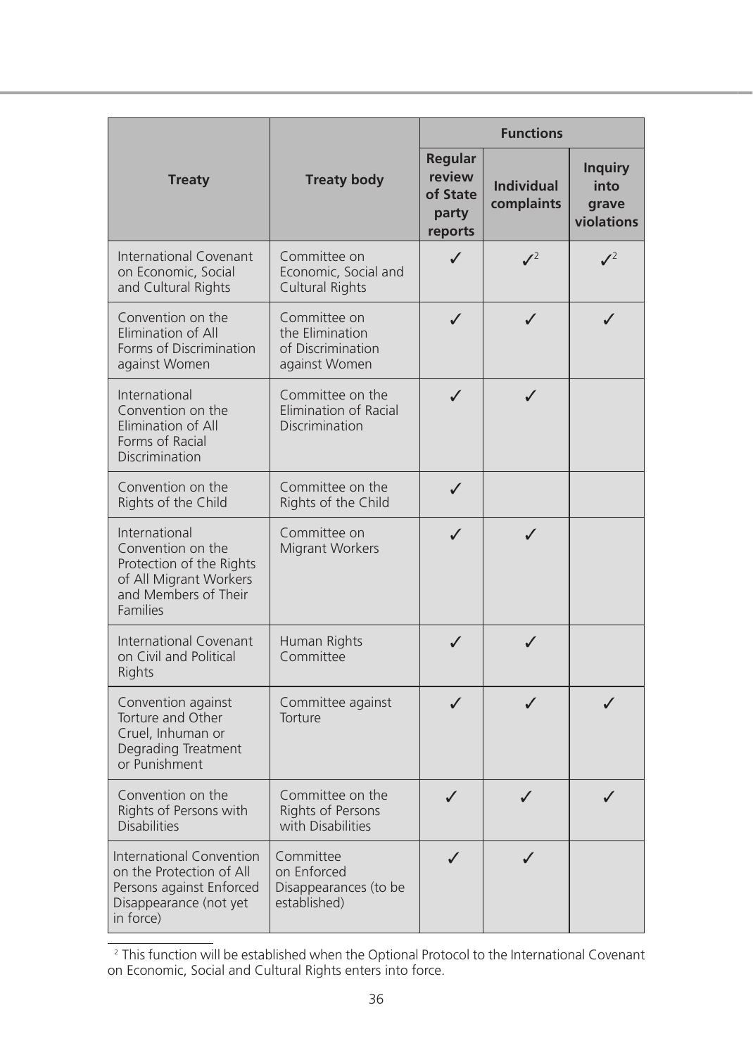| Treaty | Treaty body | Functions | | |
|---|---|---|---|---|
| | | Regular review of State party reports | Individual complaints | Inquiry into grave violations |
| International Covenant on Economic, Social and Cultural Rights | Committee on Economic, Social and Cultural Rights | ✓ | ✓[2] | ✓[2] |
| Convention on the Elimination of All Forms of Discrimination against Women | Committee on the Elimination of Discrimination against Women | ✓ | ✓ | ✓ |
| International Convention on the Elimination of All Forms of Racial Discrimination | Committee on the Elimination of Racial Discrimination | ✓ | ✓ | |
| Convention on the Rights of the Child | Committee on the Rights of the Child | ✓ | | |
| International Convention on the Protection of the Rights of All Migrant Workers and Members of Their Families | Committee on Migrant Workers | ✓ | ✓ | |
| International Covenant on Civil and Political Rights | Human Rights Committee | ✓ | ✓ | |
| Convention against Torture and Other Cruel, Inhuman or Degrading Treatment or Punishment | Committee against Torture | ✓ | ✓ | ✓ |
| Convention on the Rights of Persons with Disabilities | Committee on the Rights of Persons with Disabilities | ✓ | ✓ | ✓ |
| International Convention on the Protection of All Persons against Enforced Disappearance (not yet in force) | Committee on Enforced Disappearances (to be established) | ✓ | ✓ | |

[2] This function will be established when the Optional Protocol to the International Covenant on Economic, Social and Cultural Rights enters into force.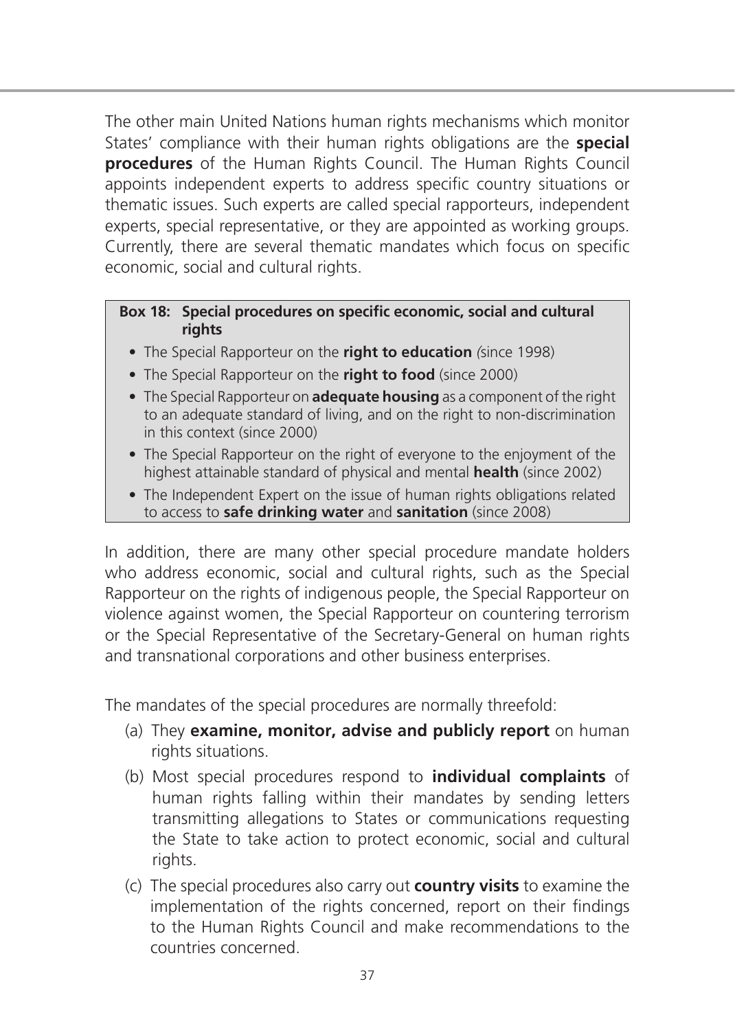The other main United Nations human rights mechanisms which monitor States' compliance with their human rights obligations are the **special procedures** of the Human Rights Council. The Human Rights Council appoints independent experts to address specific country situations or thematic issues. Such experts are called special rapporteurs, independent experts, special representative, or they are appointed as working groups. Currently, there are several thematic mandates which focus on specific economic, social and cultural rights.

**Box 18: Special procedures on specific economic, social and cultural rights**

- The Special Rapporteur on the **right to education** *(*since 1998)
- The Special Rapporteur on the **right to food** (since 2000)
- The Special Rapporteur on **adequate housing** as a component of the right to an adequate standard of living, and on the right to non-discrimination in this context (since 2000)
- The Special Rapporteur on the right of everyone to the enjoyment of the highest attainable standard of physical and mental **health** (since 2002)
- The Independent Expert on the issue of human rights obligations related to access to **safe drinking water** and **sanitation** (since 2008)

In addition, there are many other special procedure mandate holders who address economic, social and cultural rights, such as the Special Rapporteur on the rights of indigenous people, the Special Rapporteur on violence against women, the Special Rapporteur on countering terrorism or the Special Representative of the Secretary-General on human rights and transnational corporations and other business enterprises.

The mandates of the special procedures are normally threefold:

(a) They **examine, monitor, advise and publicly report** on human rights situations.

(b) Most special procedures respond to **individual complaints** of human rights falling within their mandates by sending letters transmitting allegations to States or communications requesting the State to take action to protect economic, social and cultural rights.

(c) The special procedures also carry out **country visits** to examine the implementation of the rights concerned, report on their findings to the Human Rights Council and make recommendations to the countries concerned.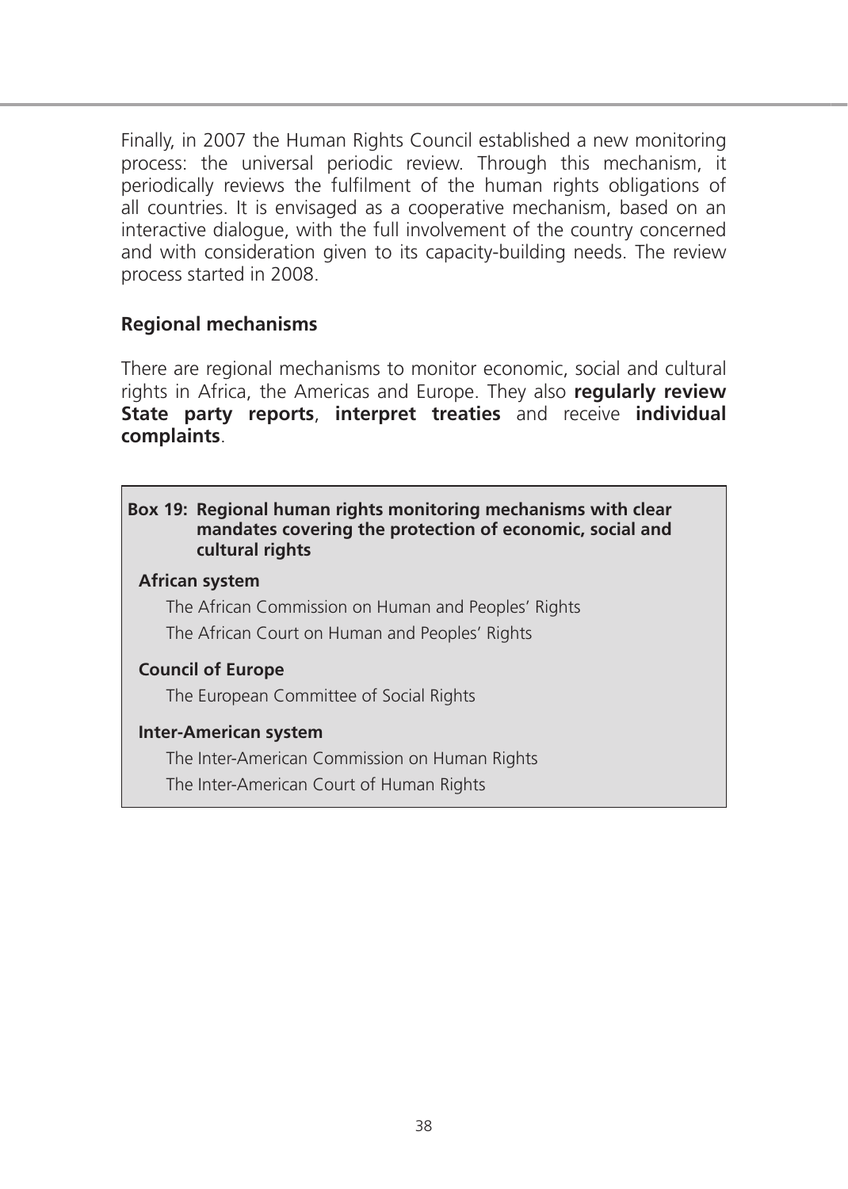Finally, in 2007 the Human Rights Council established a new monitoring process: the universal periodic review. Through this mechanism, it periodically reviews the fulfilment of the human rights obligations of all countries. It is envisaged as a cooperative mechanism, based on an interactive dialogue, with the full involvement of the country concerned and with consideration given to its capacity-building needs. The review process started in 2008.

### Regional mechanisms

There are regional mechanisms to monitor economic, social and cultural rights in Africa, the Americas and Europe. They also **regularly review State party reports**, **interpret treaties** and receive **individual complaints**.

**Box 19: Regional human rights monitoring mechanisms with clear mandates covering the protection of economic, social and cultural rights**

**African system**

The African Commission on Human and Peoples' Rights

The African Court on Human and Peoples' Rights

**Council of Europe**

The European Committee of Social Rights

**Inter-American system**

The Inter-American Commission on Human Rights

The Inter-American Court of Human Rights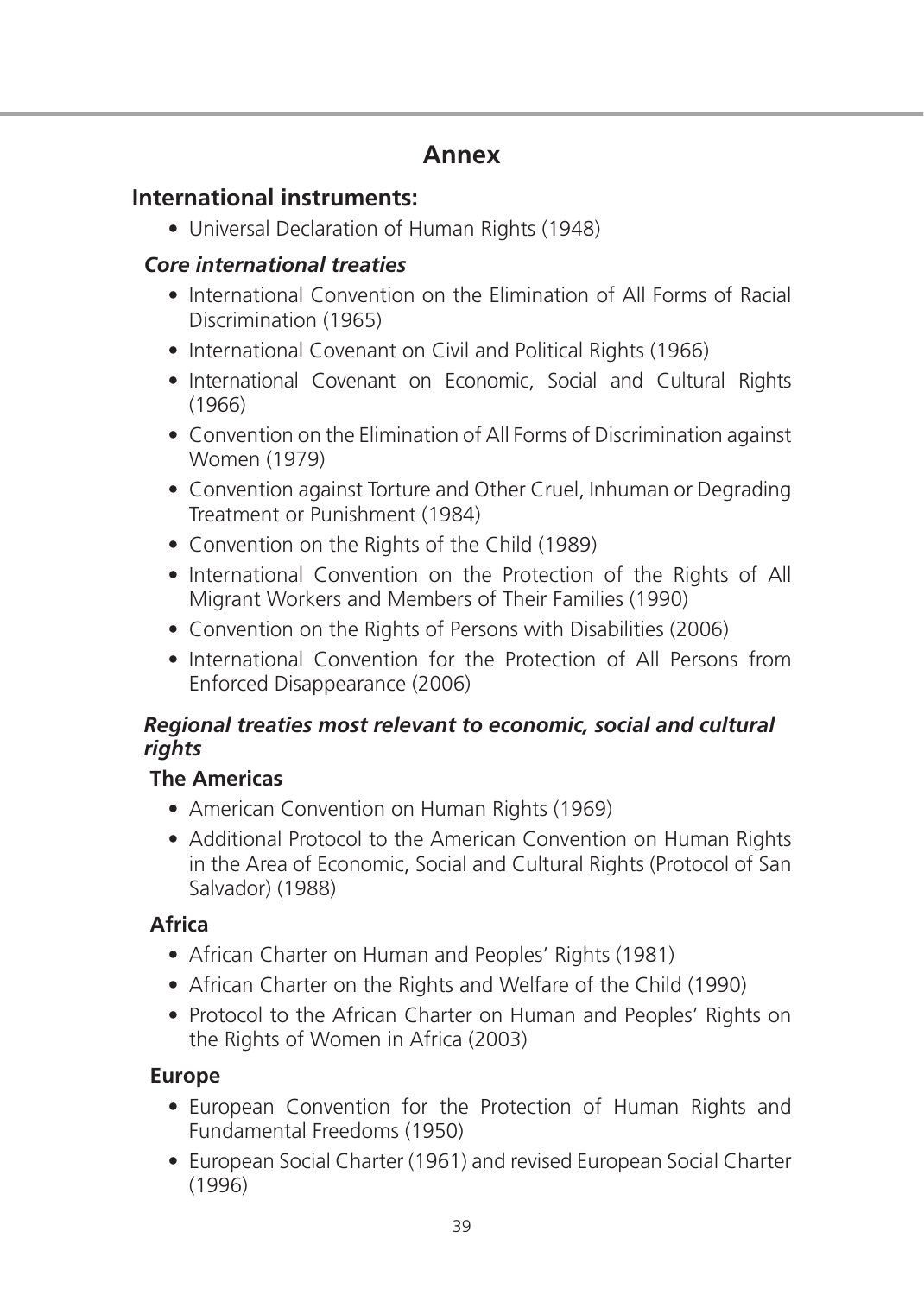# Annex

## International instruments:

- Universal Declaration of Human Rights (1948)

### *Core international treaties*

- International Convention on the Elimination of All Forms of Racial Discrimination (1965)
- International Covenant on Civil and Political Rights (1966)
- International Covenant on Economic, Social and Cultural Rights (1966)
- Convention on the Elimination of All Forms of Discrimination against Women (1979)
- Convention against Torture and Other Cruel, Inhuman or Degrading Treatment or Punishment (1984)
- Convention on the Rights of the Child (1989)
- International Convention on the Protection of the Rights of All Migrant Workers and Members of Their Families (1990)
- Convention on the Rights of Persons with Disabilities (2006)
- International Convention for the Protection of All Persons from Enforced Disappearance (2006)

### *Regional treaties most relevant to economic, social and cultural rights*

#### The Americas

- American Convention on Human Rights (1969)
- Additional Protocol to the American Convention on Human Rights in the Area of Economic, Social and Cultural Rights (Protocol of San Salvador) (1988)

#### Africa

- African Charter on Human and Peoples' Rights (1981)
- African Charter on the Rights and Welfare of the Child (1990)
- Protocol to the African Charter on Human and Peoples' Rights on the Rights of Women in Africa (2003)

#### Europe

- European Convention for the Protection of Human Rights and Fundamental Freedoms (1950)
- European Social Charter (1961) and revised European Social Charter (1996)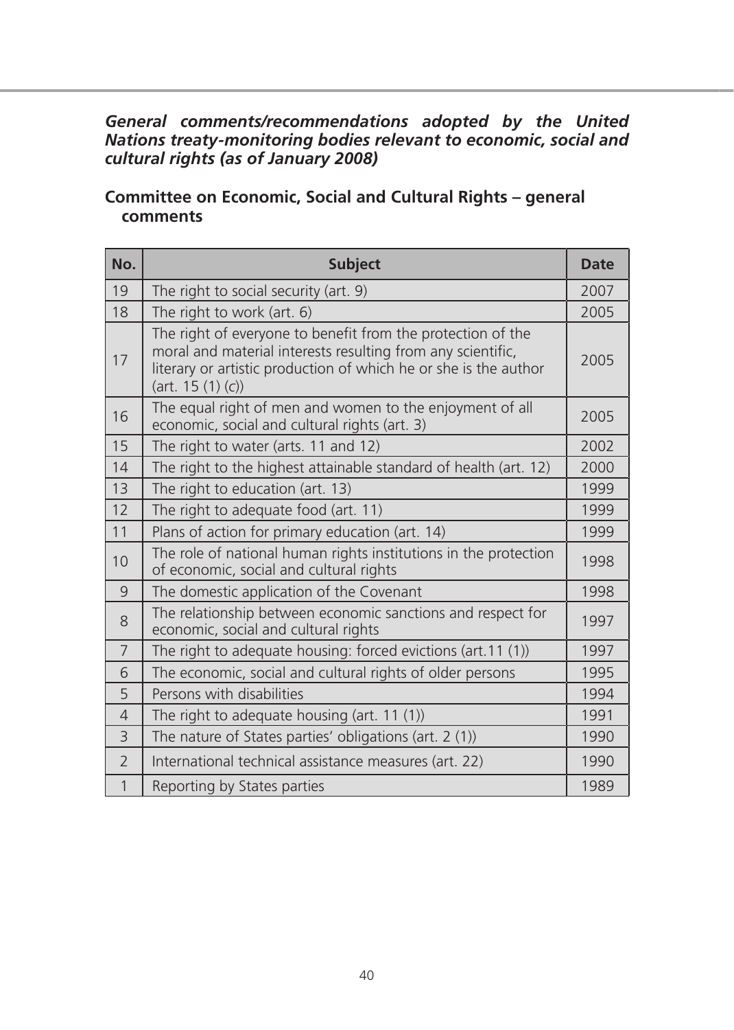***General comments/recommendations adopted by the United Nations treaty-monitoring bodies relevant to economic, social and cultural rights (as of January 2008)***

**Committee on Economic, Social and Cultural Rights – general comments**

| No. | Subject | Date |
|---|---|---|
| 19 | The right to social security (art. 9) | 2007 |
| 18 | The right to work (art. 6) | 2005 |
| 17 | The right of everyone to benefit from the protection of the moral and material interests resulting from any scientific, literary or artistic production of which he or she is the author (art. 15 (1) (c)) | 2005 |
| 16 | The equal right of men and women to the enjoyment of all economic, social and cultural rights (art. 3) | 2005 |
| 15 | The right to water (arts. 11 and 12) | 2002 |
| 14 | The right to the highest attainable standard of health (art. 12) | 2000 |
| 13 | The right to education (art. 13) | 1999 |
| 12 | The right to adequate food (art. 11) | 1999 |
| 11 | Plans of action for primary education (art. 14) | 1999 |
| 10 | The role of national human rights institutions in the protection of economic, social and cultural rights | 1998 |
| 9 | The domestic application of the Covenant | 1998 |
| 8 | The relationship between economic sanctions and respect for economic, social and cultural rights | 1997 |
| 7 | The right to adequate housing: forced evictions (art.11 (1)) | 1997 |
| 6 | The economic, social and cultural rights of older persons | 1995 |
| 5 | Persons with disabilities | 1994 |
| 4 | The right to adequate housing (art. 11 (1)) | 1991 |
| 3 | The nature of States parties' obligations (art. 2 (1)) | 1990 |
| 2 | International technical assistance measures (art. 22) | 1990 |
| 1 | Reporting by States parties | 1989 |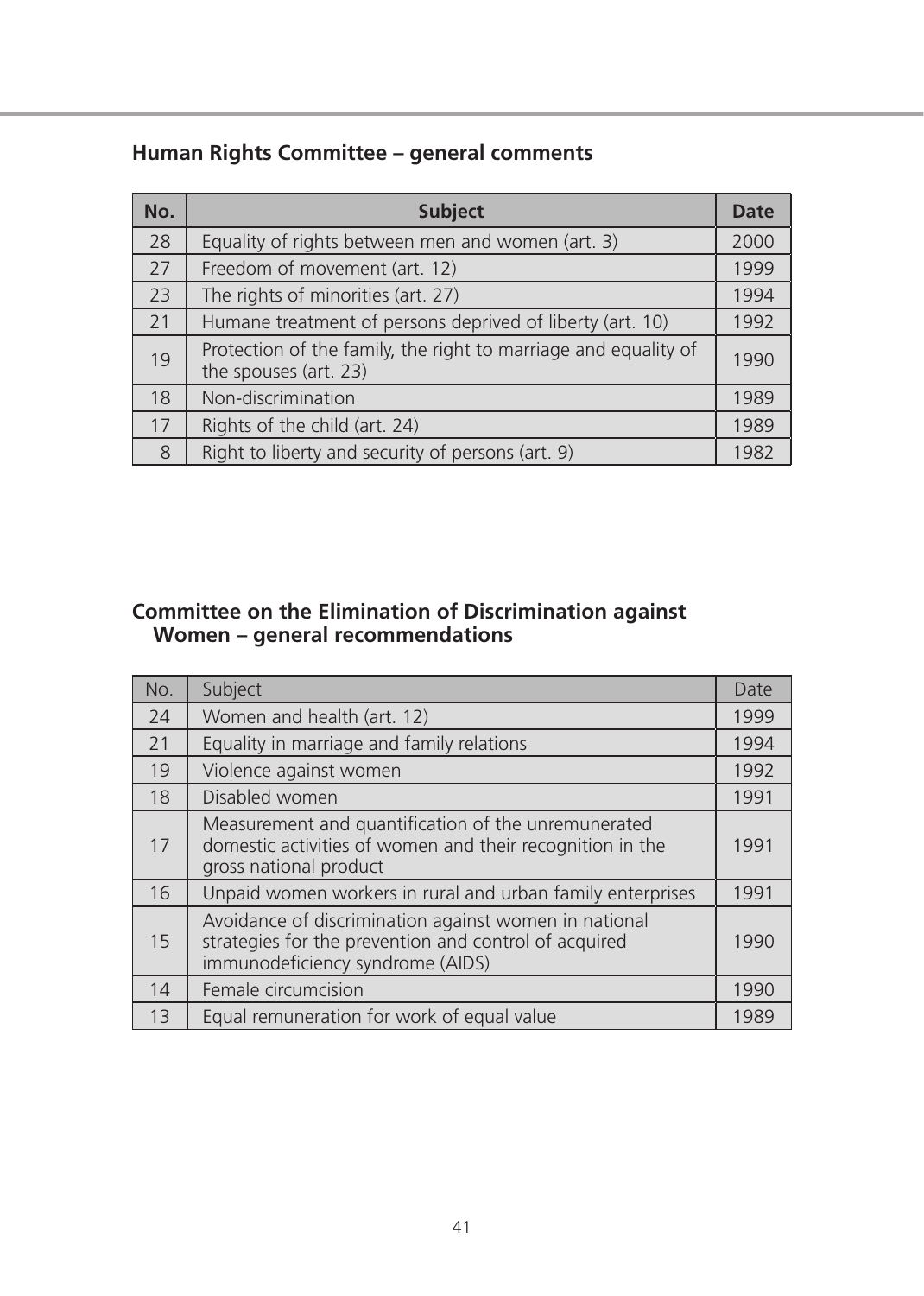## Human Rights Committee – general comments

| No. | Subject | Date |
|---|---|---|
| 28 | Equality of rights between men and women (art. 3) | 2000 |
| 27 | Freedom of movement (art. 12) | 1999 |
| 23 | The rights of minorities (art. 27) | 1994 |
| 21 | Humane treatment of persons deprived of liberty (art. 10) | 1992 |
| 19 | Protection of the family, the right to marriage and equality of the spouses (art. 23) | 1990 |
| 18 | Non-discrimination | 1989 |
| 17 | Rights of the child (art. 24) | 1989 |
| 8 | Right to liberty and security of persons (art. 9) | 1982 |

## Committee on the Elimination of Discrimination against Women – general recommendations

| No. | Subject | Date |
|---|---|---|
| 24 | Women and health (art. 12) | 1999 |
| 21 | Equality in marriage and family relations | 1994 |
| 19 | Violence against women | 1992 |
| 18 | Disabled women | 1991 |
| 17 | Measurement and quantification of the unremunerated domestic activities of women and their recognition in the gross national product | 1991 |
| 16 | Unpaid women workers in rural and urban family enterprises | 1991 |
| 15 | Avoidance of discrimination against women in national strategies for the prevention and control of acquired immunodeficiency syndrome (AIDS) | 1990 |
| 14 | Female circumcision | 1990 |
| 13 | Equal remuneration for work of equal value | 1989 |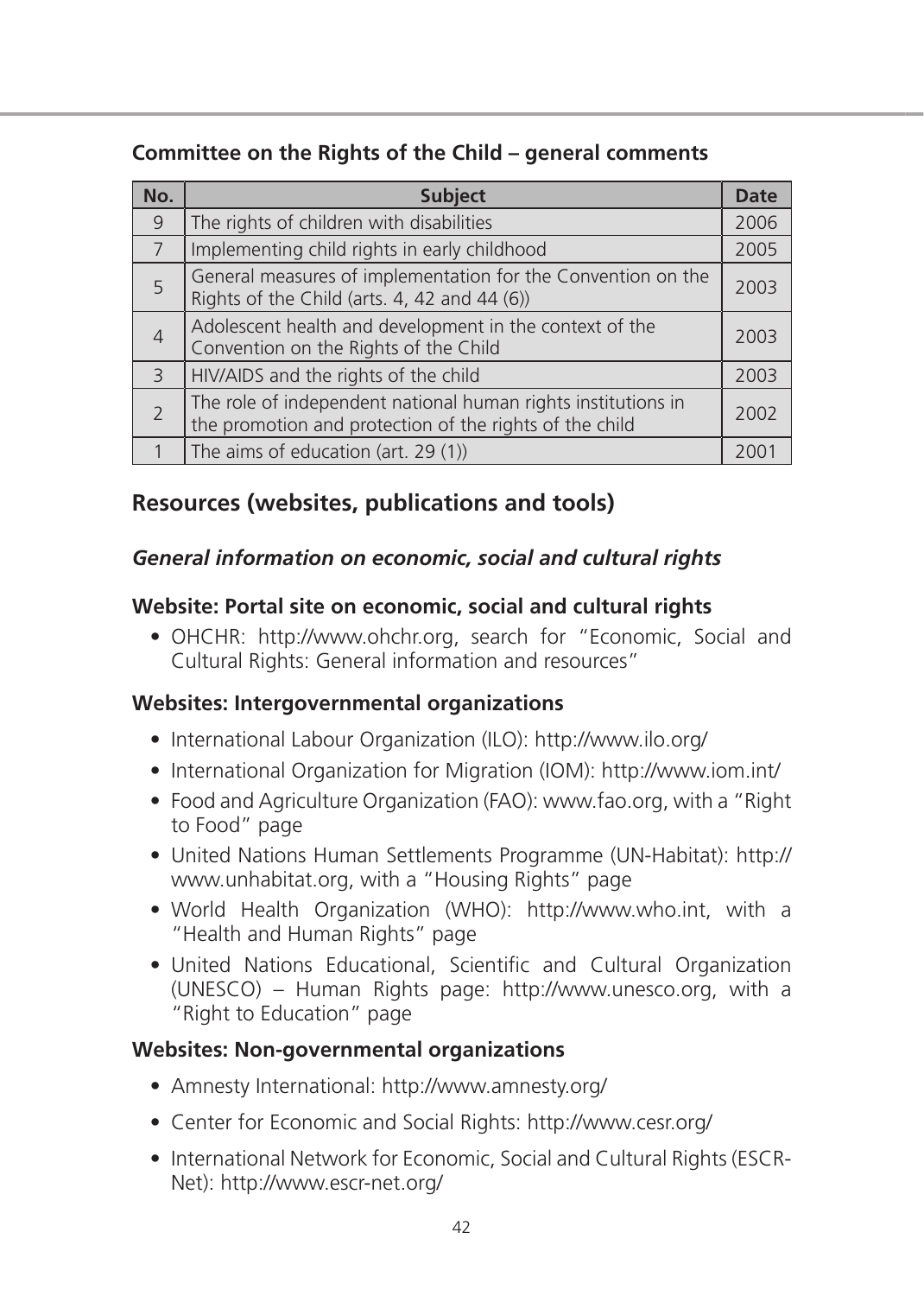**Committee on the Rights of the Child – general comments**

| No. | Subject | Date |
|---|---|---|
| 9 | The rights of children with disabilities | 2006 |
| 7 | Implementing child rights in early childhood | 2005 |
| 5 | General measures of implementation for the Convention on the Rights of the Child (arts. 4, 42 and 44 (6)) | 2003 |
| 4 | Adolescent health and development in the context of the Convention on the Rights of the Child | 2003 |
| 3 | HIV/AIDS and the rights of the child | 2003 |
| 2 | The role of independent national human rights institutions in the promotion and protection of the rights of the child | 2002 |
| 1 | The aims of education (art. 29 (1)) | 2001 |

## Resources (websites, publications and tools)

### *General information on economic, social and cultural rights*

**Website: Portal site on economic, social and cultural rights**

- OHCHR: http://www.ohchr.org, search for "Economic, Social and Cultural Rights: General information and resources"

**Websites: Intergovernmental organizations**

- International Labour Organization (ILO): http://www.ilo.org/
- International Organization for Migration (IOM): http://www.iom.int/
- Food and Agriculture Organization (FAO): www.fao.org, with a "Right to Food" page
- United Nations Human Settlements Programme (UN-Habitat): http://www.unhabitat.org, with a "Housing Rights" page
- World Health Organization (WHO): http://www.who.int, with a "Health and Human Rights" page
- United Nations Educational, Scientific and Cultural Organization (UNESCO) – Human Rights page: http://www.unesco.org, with a "Right to Education" page

**Websites: Non-governmental organizations**

- Amnesty International: http://www.amnesty.org/
- Center for Economic and Social Rights: http://www.cesr.org/
- International Network for Economic, Social and Cultural Rights (ESCR-Net): http://www.escr-net.org/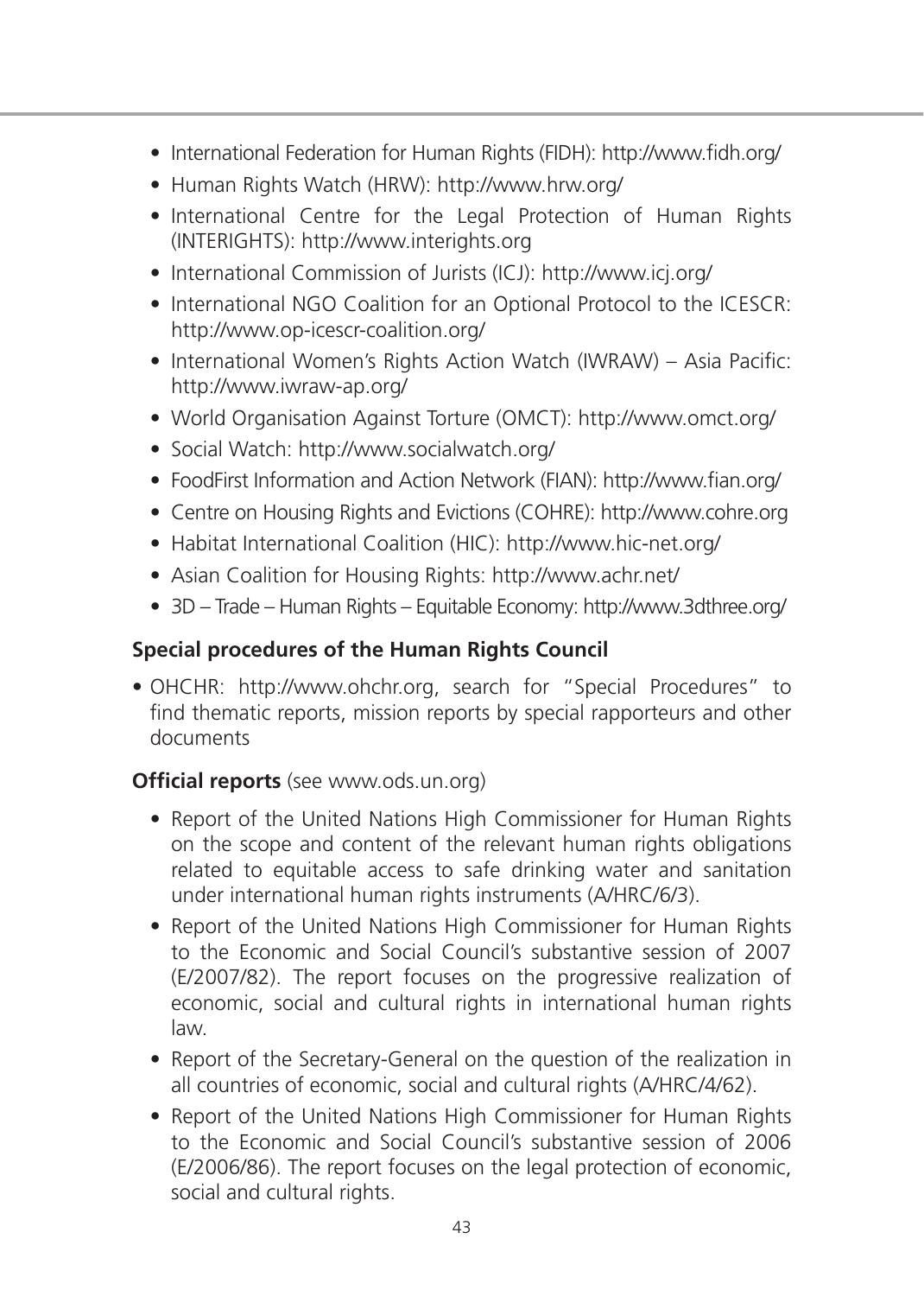- International Federation for Human Rights (FIDH): http://www.fidh.org/
- Human Rights Watch (HRW): http://www.hrw.org/
- International Centre for the Legal Protection of Human Rights (INTERIGHTS): http://www.interights.org
- International Commission of Jurists (ICJ): http://www.icj.org/
- International NGO Coalition for an Optional Protocol to the ICESCR: http://www.op-icescr-coalition.org/
- International Women's Rights Action Watch (IWRAW) – Asia Pacific: http://www.iwraw-ap.org/
- World Organisation Against Torture (OMCT): http://www.omct.org/
- Social Watch: http://www.socialwatch.org/
- FoodFirst Information and Action Network (FIAN): http://www.fian.org/
- Centre on Housing Rights and Evictions (COHRE): http://www.cohre.org
- Habitat International Coalition (HIC): http://www.hic-net.org/
- Asian Coalition for Housing Rights: http://www.achr.net/
- 3D – Trade – Human Rights – Equitable Economy: http://www.3dthree.org/

**Special procedures of the Human Rights Council**

- OHCHR: http://www.ohchr.org, search for "Special Procedures" to find thematic reports, mission reports by special rapporteurs and other documents

**Official reports** (see www.ods.un.org)

- Report of the United Nations High Commissioner for Human Rights on the scope and content of the relevant human rights obligations related to equitable access to safe drinking water and sanitation under international human rights instruments (A/HRC/6/3).
- Report of the United Nations High Commissioner for Human Rights to the Economic and Social Council's substantive session of 2007 (E/2007/82). The report focuses on the progressive realization of economic, social and cultural rights in international human rights law.
- Report of the Secretary-General on the question of the realization in all countries of economic, social and cultural rights (A/HRC/4/62).
- Report of the United Nations High Commissioner for Human Rights to the Economic and Social Council's substantive session of 2006 (E/2006/86). The report focuses on the legal protection of economic, social and cultural rights.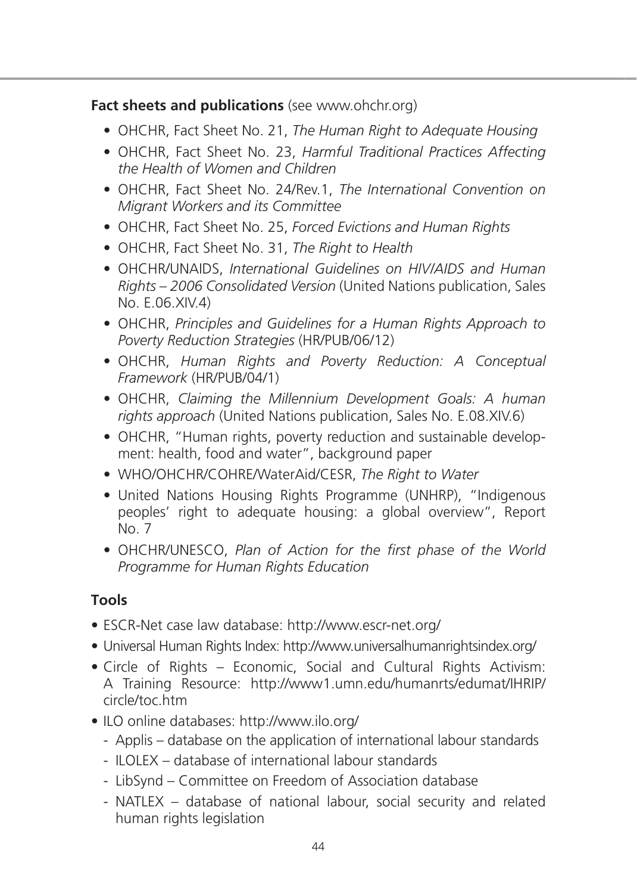**Fact sheets and publications** (see www.ohchr.org)

- OHCHR, Fact Sheet No. 21, *The Human Right to Adequate Housing*
- OHCHR, Fact Sheet No. 23, *Harmful Traditional Practices Affecting the Health of Women and Children*
- OHCHR, Fact Sheet No. 24/Rev.1, *The International Convention on Migrant Workers and its Committee*
- OHCHR, Fact Sheet No. 25, *Forced Evictions and Human Rights*
- OHCHR, Fact Sheet No. 31, *The Right to Health*
- OHCHR/UNAIDS, *International Guidelines on HIV/AIDS and Human Rights – 2006 Consolidated Version* (United Nations publication, Sales No. E.06.XIV.4)
- OHCHR, *Principles and Guidelines for a Human Rights Approach to Poverty Reduction Strategies* (HR/PUB/06/12)
- OHCHR, *Human Rights and Poverty Reduction: A Conceptual Framework* (HR/PUB/04/1)
- OHCHR, *Claiming the Millennium Development Goals: A human rights approach* (United Nations publication, Sales No. E.08.XIV.6)
- OHCHR, "Human rights, poverty reduction and sustainable development: health, food and water", background paper
- WHO/OHCHR/COHRE/WaterAid/CESR, *The Right to Water*
- United Nations Housing Rights Programme (UNHRP), "Indigenous peoples' right to adequate housing: a global overview", Report No. 7
- OHCHR/UNESCO, *Plan of Action for the first phase of the World Programme for Human Rights Education*

## Tools

- ESCR-Net case law database: http://www.escr-net.org/
- Universal Human Rights Index: http://www.universalhumanrightsindex.org/
- Circle of Rights – Economic, Social and Cultural Rights Activism: A Training Resource: http://www1.umn.edu/humanrts/edumat/IHRIP/circle/toc.htm
- ILO online databases: http://www.ilo.org/
  - Applis – database on the application of international labour standards
  - ILOLEX – database of international labour standards
  - LibSynd – Committee on Freedom of Association database
  - NATLEX – database of national labour, social security and related human rights legislation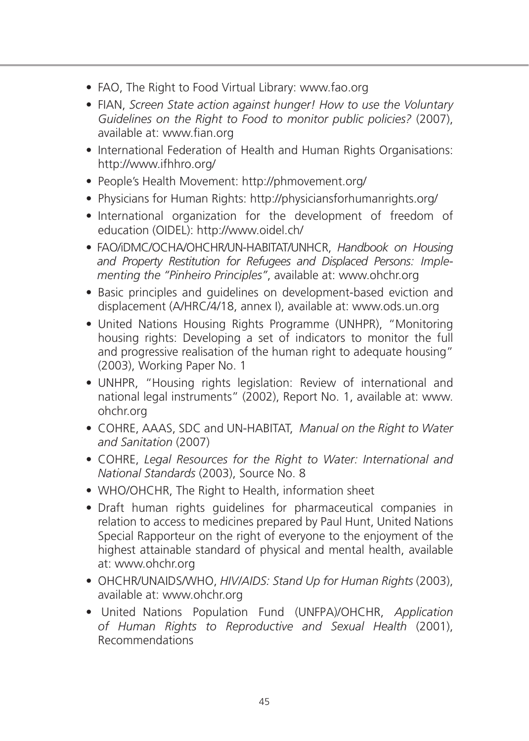- FAO, The Right to Food Virtual Library: www.fao.org
- FIAN, *Screen State action against hunger! How to use the Voluntary Guidelines on the Right to Food to monitor public policies?* (2007), available at: www.fian.org
- International Federation of Health and Human Rights Organisations: http://www.ifhhro.org/
- People's Health Movement: http://phmovement.org/
- Physicians for Human Rights: http://physiciansforhumanrights.org/
- International organization for the development of freedom of education (OIDEL): http://www.oidel.ch/
- FAO/iDMC/OCHA/OHCHR/UN-HABITAT/UNHCR, *Handbook on Housing and Property Restitution for Refugees and Displaced Persons: Implementing the "Pinheiro Principles"*, available at: www.ohchr.org
- Basic principles and guidelines on development-based eviction and displacement (A/HRC/4/18, annex I), available at: www.ods.un.org
- United Nations Housing Rights Programme (UNHPR), "Monitoring housing rights: Developing a set of indicators to monitor the full and progressive realisation of the human right to adequate housing" (2003), Working Paper No. 1
- UNHPR, "Housing rights legislation: Review of international and national legal instruments" (2002), Report No. 1, available at: www.ohchr.org
- COHRE, AAAS, SDC and UN-HABITAT, *Manual on the Right to Water and Sanitation* (2007)
- COHRE, *Legal Resources for the Right to Water: International and National Standards* (2003), Source No. 8
- WHO/OHCHR, The Right to Health, information sheet
- Draft human rights guidelines for pharmaceutical companies in relation to access to medicines prepared by Paul Hunt, United Nations Special Rapporteur on the right of everyone to the enjoyment of the highest attainable standard of physical and mental health, available at: www.ohchr.org
- OHCHR/UNAIDS/WHO, *HIV/AIDS: Stand Up for Human Rights* (2003), available at: www.ohchr.org
- United Nations Population Fund (UNFPA)/OHCHR, *Application of Human Rights to Reproductive and Sexual Health* (2001), Recommendations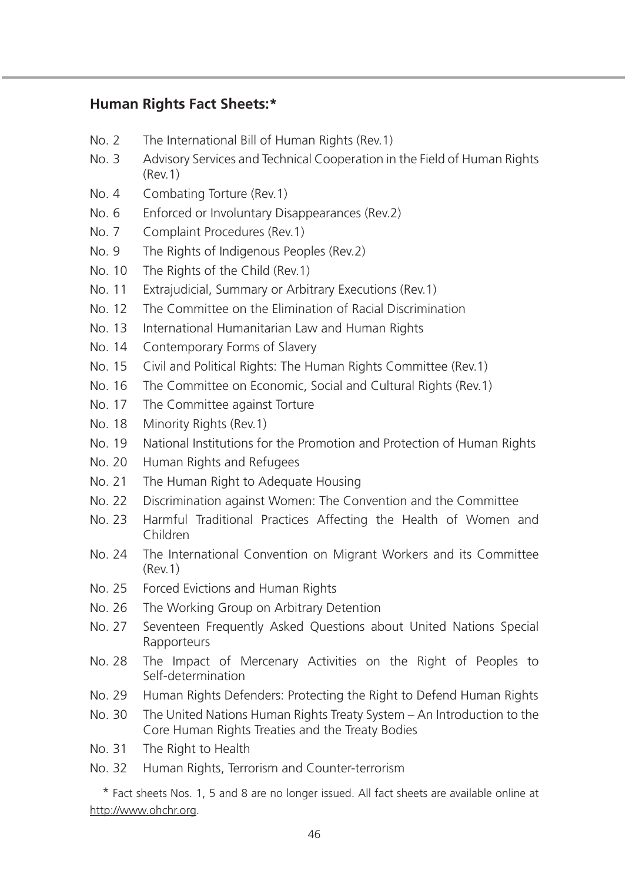**Human Rights Fact Sheets:***

- No. 2 The International Bill of Human Rights (Rev.1)
- No. 3 Advisory Services and Technical Cooperation in the Field of Human Rights (Rev.1)
- No. 4 Combating Torture (Rev.1)
- No. 6 Enforced or Involuntary Disappearances (Rev.2)
- No. 7 Complaint Procedures (Rev.1)
- No. 9 The Rights of Indigenous Peoples (Rev.2)
- No. 10 The Rights of the Child (Rev.1)
- No. 11 Extrajudicial, Summary or Arbitrary Executions (Rev.1)
- No. 12 The Committee on the Elimination of Racial Discrimination
- No. 13 International Humanitarian Law and Human Rights
- No. 14 Contemporary Forms of Slavery
- No. 15 Civil and Political Rights: The Human Rights Committee (Rev.1)
- No. 16 The Committee on Economic, Social and Cultural Rights (Rev.1)
- No. 17 The Committee against Torture
- No. 18 Minority Rights (Rev.1)
- No. 19 National Institutions for the Promotion and Protection of Human Rights
- No. 20 Human Rights and Refugees
- No. 21 The Human Right to Adequate Housing
- No. 22 Discrimination against Women: The Convention and the Committee
- No. 23 Harmful Traditional Practices Affecting the Health of Women and Children
- No. 24 The International Convention on Migrant Workers and its Committee (Rev.1)
- No. 25 Forced Evictions and Human Rights
- No. 26 The Working Group on Arbitrary Detention
- No. 27 Seventeen Frequently Asked Questions about United Nations Special Rapporteurs
- No. 28 The Impact of Mercenary Activities on the Right of Peoples to Self-determination
- No. 29 Human Rights Defenders: Protecting the Right to Defend Human Rights
- No. 30 The United Nations Human Rights Treaty System – An Introduction to the Core Human Rights Treaties and the Treaty Bodies
- No. 31 The Right to Health
- No. 32 Human Rights, Terrorism and Counter-terrorism

* Fact sheets Nos. 1, 5 and 8 are no longer issued. All fact sheets are available online at http://www.ohchr.org.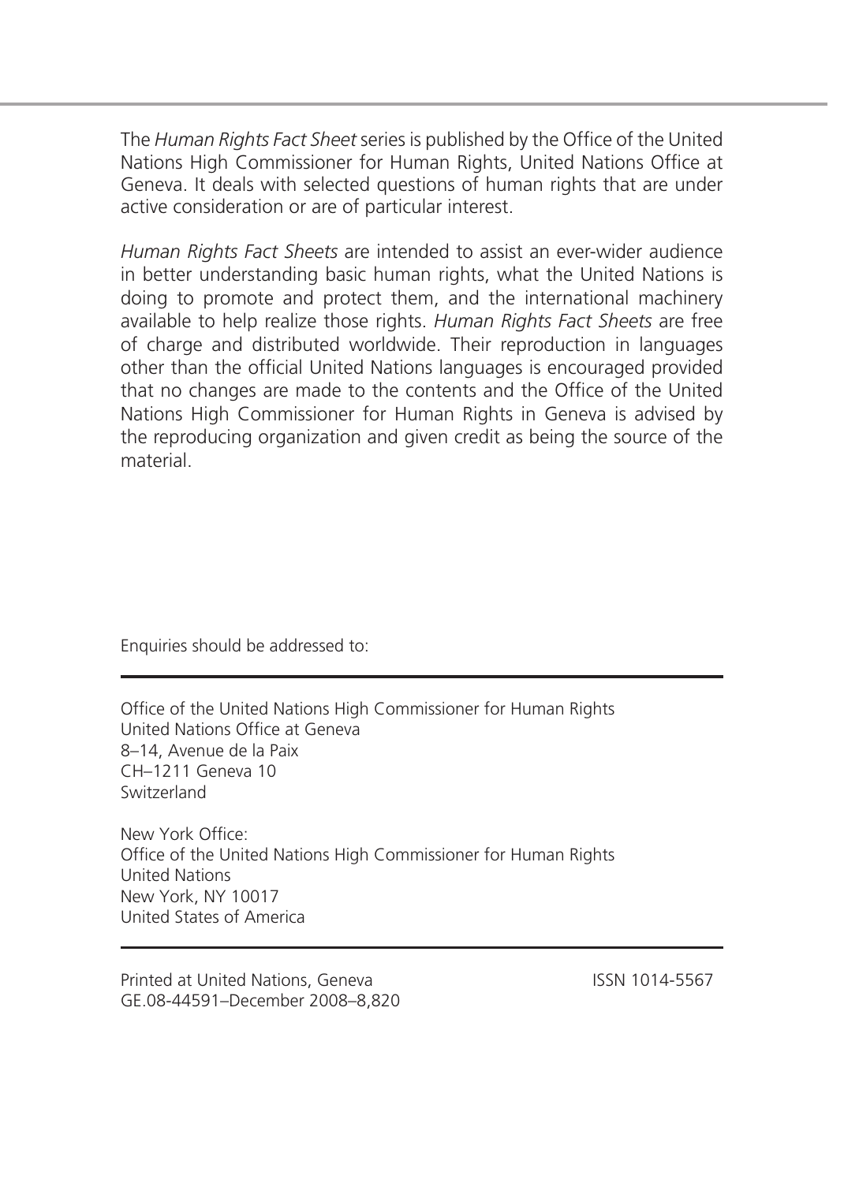The *Human Rights Fact Sheet* series is published by the Office of the United Nations High Commissioner for Human Rights, United Nations Office at Geneva. It deals with selected questions of human rights that are under active consideration or are of particular interest.

*Human Rights Fact Sheets* are intended to assist an ever-wider audience in better understanding basic human rights, what the United Nations is doing to promote and protect them, and the international machinery available to help realize those rights. *Human Rights Fact Sheets* are free of charge and distributed worldwide. Their reproduction in languages other than the official United Nations languages is encouraged provided that no changes are made to the contents and the Office of the United Nations High Commissioner for Human Rights in Geneva is advised by the reproducing organization and given credit as being the source of the material.

Enquiries should be addressed to:

---

Office of the United Nations High Commissioner for Human Rights
United Nations Office at Geneva
8–14, Avenue de la Paix
CH–1211 Geneva 10
Switzerland

New York Office:
Office of the United Nations High Commissioner for Human Rights
United Nations
New York, NY 10017
United States of America

---

Printed at United Nations, Geneva
GE.08-44591–December 2008–8,820

ISSN 1014-5567